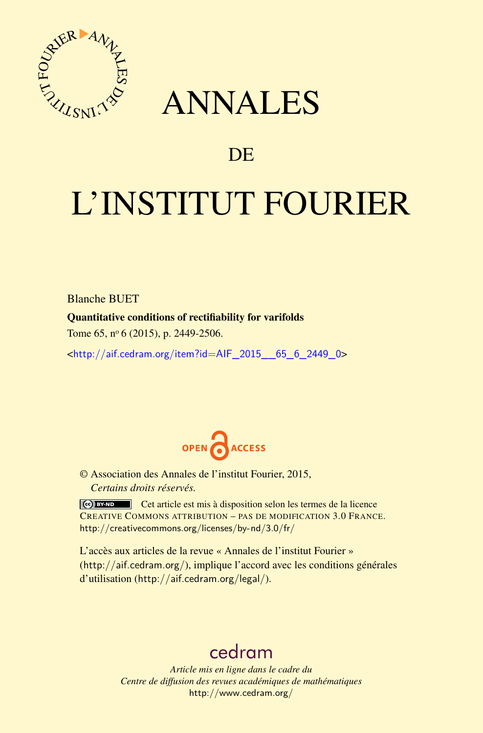# ANNALES

## DE

# L'INSTITUT FOURIER

Blanche BUET

**Quantitative conditions of rectifiability for varifolds**

Tome 65, nº 6 (2015), p. 2449-2506.

<http://aif.cedram.org/item?id=AIF_2015__65_6_2449_0>

OPEN ACCESS

© Association des Annales de l'institut Fourier, 2015,
*Certains droits réservés.*

Cet article est mis à disposition selon les termes de la licence
CREATIVE COMMONS ATTRIBUTION – PAS DE MODIFICATION 3.0 FRANCE.
http://creativecommons.org/licenses/by-nd/3.0/fr/

L'accès aux articles de la revue « Annales de l'institut Fourier » (http://aif.cedram.org/), implique l'accord avec les conditions générales d'utilisation (http://aif.cedram.org/legal/).

cedram

*Article mis en ligne dans le cadre du*
*Centre de diffusion des revues académiques de mathématiques*
http://www.cedram.org/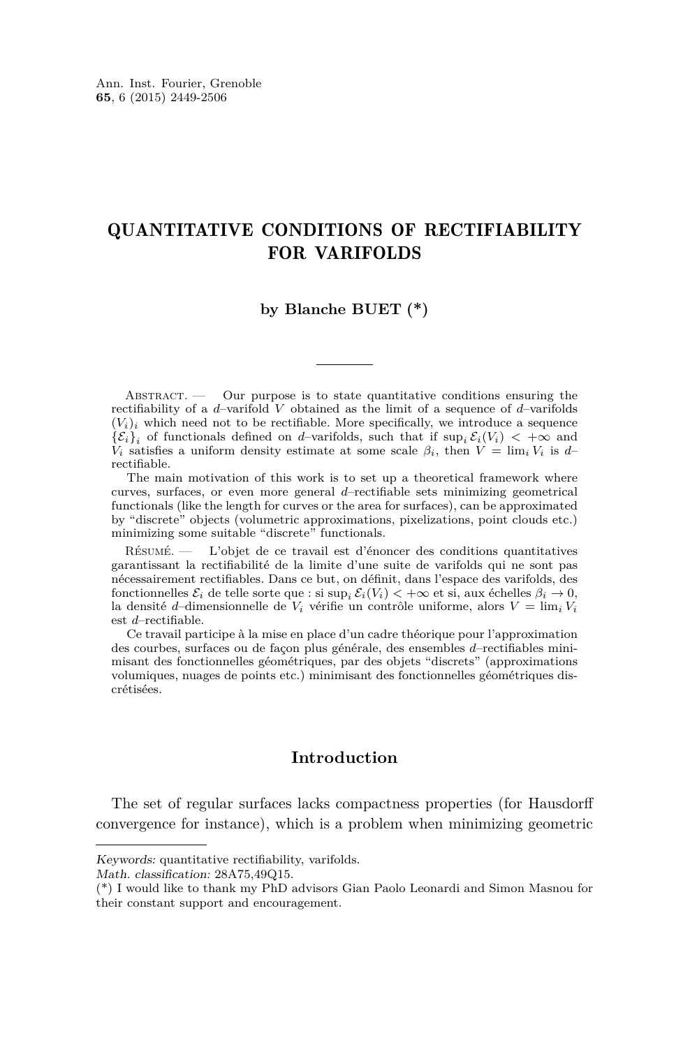# QUANTITATIVE CONDITIONS OF RECTIFIABILITY FOR VARIFOLDS

### by Blanche BUET (*)

Abstract. — Our purpose is to state quantitative conditions ensuring the rectifiability of a $d$–varifold $V$ obtained as the limit of a sequence of $d$–varifolds $(V_i)_i$ which need not to be rectifiable. More specifically, we introduce a sequence $\{\mathcal{E}_i\}_i$ of functionals defined on $d$–varifolds, such that if $\sup_i \mathcal{E}_i(V_i) < +\infty$ and $V_i$ satisfies a uniform density estimate at some scale $\beta_i$, then $V = \lim_i V_i$ is $d$–rectifiable.

The main motivation of this work is to set up a theoretical framework where curves, surfaces, or even more general $d$–rectifiable sets minimizing geometrical functionals (like the length for curves or the area for surfaces), can be approximated by "discrete" objects (volumetric approximations, pixelizations, point clouds etc.) minimizing some suitable "discrete" functionals.

Résumé. — L'objet de ce travail est d'énoncer des conditions quantitatives garantissant la rectifiabilité de la limite d'une suite de varifolds qui ne sont pas nécessairement rectifiables. Dans ce but, on définit, dans l'espace des varifolds, des fonctionnelles $\mathcal{E}_i$ de telle sorte que : si $\sup_i \mathcal{E}_i(V_i) < +\infty$ et si, aux échelles $\beta_i \to 0$, la densité $d$–dimensionnelle de $V_i$ vérifie un contrôle uniforme, alors $V = \lim_i V_i$ est $d$–rectifiable.

Ce travail participe à la mise en place d'un cadre théorique pour l'approximation des courbes, surfaces ou de façon plus générale, des ensembles $d$–rectifiables minimisant des fonctionnelles géométriques, par des objets "discrets" (approximations volumiques, nuages de points etc.) minimisant des fonctionnelles géométriques discrétisées.

## Introduction

The set of regular surfaces lacks compactness properties (for Hausdorff convergence for instance), which is a problem when minimizing geometric

---

*Keywords:* quantitative rectifiability, varifolds.
*Math. classification:* 28A75,49Q15.
(*) I would like to thank my PhD advisors Gian Paolo Leonardi and Simon Masnou for their constant support and encouragement.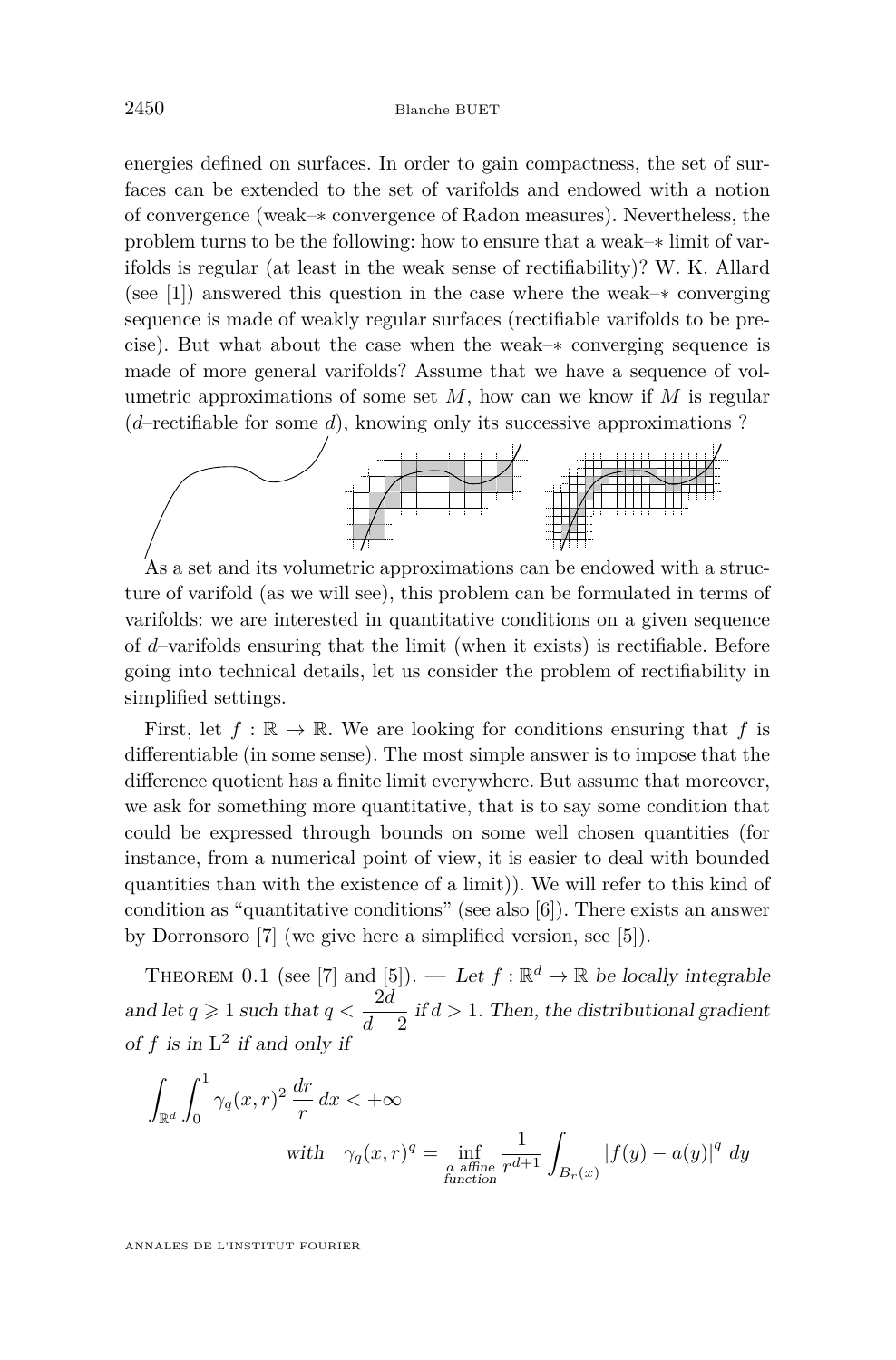energies defined on surfaces. In order to gain compactness, the set of surfaces can be extended to the set of varifolds and endowed with a notion of convergence (weak–$*$ convergence of Radon measures). Nevertheless, the problem turns to be the following: how to ensure that a weak–$*$ limit of varifolds is regular (at least in the weak sense of rectifiability)? W. K. Allard (see [1]) answered this question in the case where the weak–$*$ converging sequence is made of weakly regular surfaces (rectifiable varifolds to be precise). But what about the case when the weak–$*$ converging sequence is made of more general varifolds? Assume that we have a sequence of volumetric approximations of some set $M$, how can we know if $M$ is regular ($d$–rectifiable for some $d$), knowing only its successive approximations ?

As a set and its volumetric approximations can be endowed with a structure of varifold (as we will see), this problem can be formulated in terms of varifolds: we are interested in quantitative conditions on a given sequence of $d$–varifolds ensuring that the limit (when it exists) is rectifiable. Before going into technical details, let us consider the problem of rectifiability in simplified settings.

First, let $f : \mathbb{R} \to \mathbb{R}$. We are looking for conditions ensuring that $f$ is differentiable (in some sense). The most simple answer is to impose that the difference quotient has a finite limit everywhere. But assume that moreover, we ask for something more quantitative, that is to say some condition that could be expressed through bounds on some well chosen quantities (for instance, from a numerical point of view, it is easier to deal with bounded quantities than with the existence of a limit)). We will refer to this kind of condition as "quantitative conditions" (see also [6]). There exists an answer by Dorronsoro [7] (we give here a simplified version, see [5]).

Theorem 0.1 (see [7] and [5]). — *Let $f : \mathbb{R}^d \to \mathbb{R}$ be locally integrable and let $q \geqslant 1$ such that $q < \dfrac{2d}{d-2}$ if $d > 1$. Then, the distributional gradient of $f$ is in $\mathrm{L}^2$ if and only if*

$$\int_{\mathbb{R}^d} \int_0^1 \gamma_q(x,r)^2 \, \frac{dr}{r} \, dx < +\infty$$

$$\text{with} \quad \gamma_q(x,r)^q = \inf_{\substack{a \text{ affine} \\ \text{function}}} \frac{1}{r^{d+1}} \int_{B_r(x)} |f(y) - a(y)|^q \, dy$$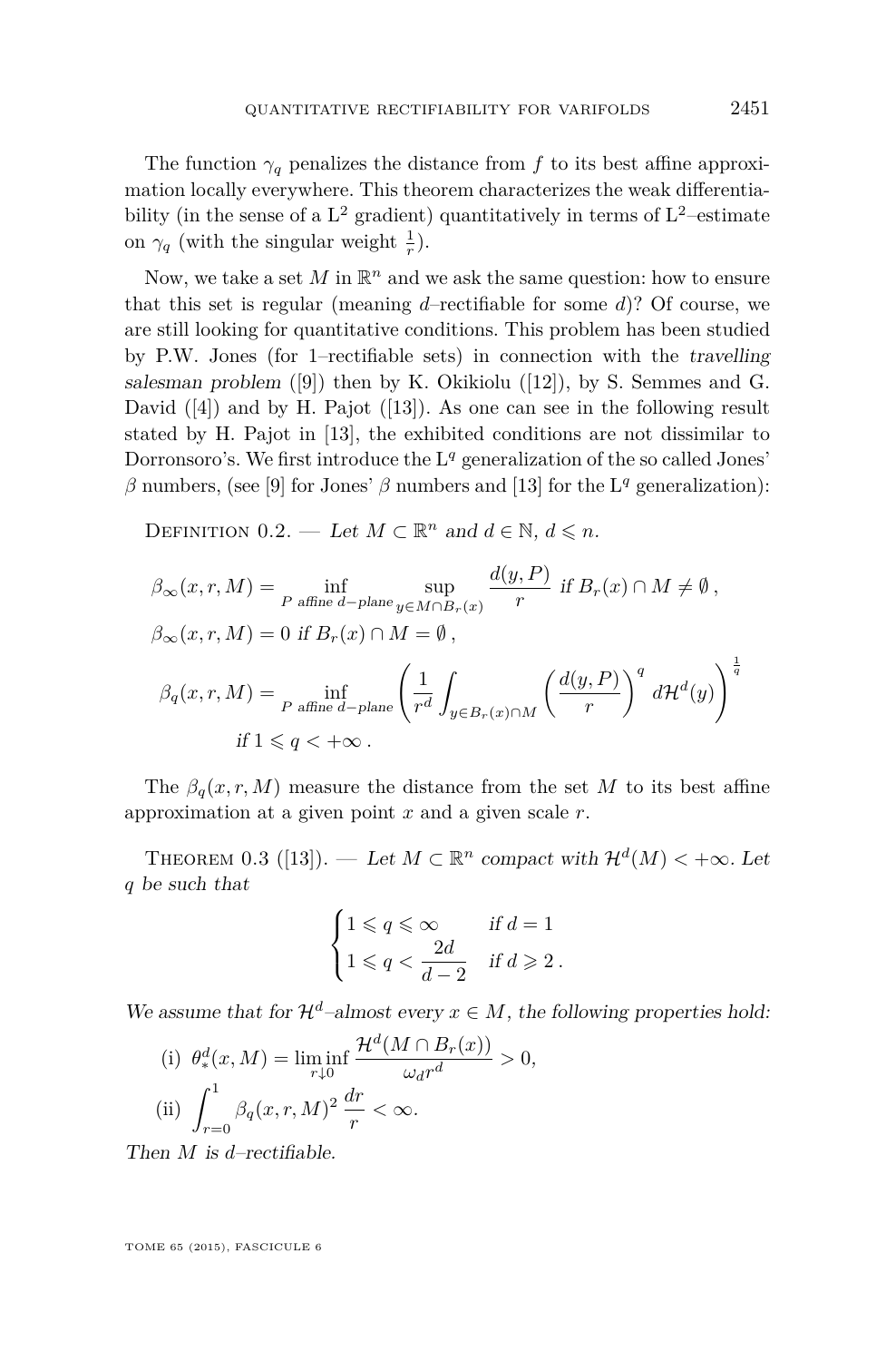The function $\gamma_q$ penalizes the distance from $f$ to its best affine approximation locally everywhere. This theorem characterizes the weak differentiability (in the sense of a $\mathrm{L}^2$ gradient) quantitatively in terms of $\mathrm{L}^2$–estimate on $\gamma_q$ (with the singular weight $\frac{1}{r}$).

Now, we take a set $M$ in $\mathbb{R}^n$ and we ask the same question: how to ensure that this set is regular (meaning $d$–rectifiable for some $d$)? Of course, we are still looking for quantitative conditions. This problem has been studied by P.W. Jones (for 1–rectifiable sets) in connection with the *travelling salesman problem* ([9]) then by K. Okikiolu ([12]), by S. Semmes and G. David ([4]) and by H. Pajot ([13]). As one can see in the following result stated by H. Pajot in [13], the exhibited conditions are not dissimilar to Dorronsoro's. We first introduce the $\mathrm{L}^q$ generalization of the so called Jones' $\beta$ numbers, (see [9] for Jones' $\beta$ numbers and [13] for the $\mathrm{L}^q$ generalization):

Definition 0.2. — *Let $M \subset \mathbb{R}^n$ and $d \in \mathbb{N}$, $d \leqslant n$.*

$$\beta_\infty(x,r,M) = \inf_{P \text{ affine } d\text{-plane}} \sup_{y \in M \cap B_r(x)} \frac{d(y,P)}{r} \text{ if } B_r(x) \cap M \neq \emptyset\,,$$

$$\beta_\infty(x,r,M) = 0 \text{ if } B_r(x) \cap M = \emptyset\,,$$

$$\beta_q(x,r,M) = \inf_{P \text{ affine } d\text{-plane}} \left( \frac{1}{r^d} \int_{y \in B_r(x) \cap M} \left( \frac{d(y,P)}{r} \right)^q d\mathcal{H}^d(y) \right)^{\frac{1}{q}}$$
$$\text{if } 1 \leqslant q < +\infty\,.$$

The $\beta_q(x,r,M)$ measure the distance from the set $M$ to its best affine approximation at a given point $x$ and a given scale $r$.

Theorem 0.3 ([13]). — *Let $M \subset \mathbb{R}^n$ compact with $\mathcal{H}^d(M) < +\infty$. Let $q$ be such that*

$$\begin{cases} 1 \leqslant q \leqslant \infty & \text{if } d = 1 \\ 1 \leqslant q < \dfrac{2d}{d-2} & \text{if } d \geqslant 2\,. \end{cases}$$

*We assume that for $\mathcal{H}^d$–almost every $x \in M$, the following properties hold:*

(i) $\theta^d_*(x,M) = \liminf_{r \downarrow 0} \dfrac{\mathcal{H}^d(M \cap B_r(x))}{\omega_d r^d} > 0$,

(ii) $\displaystyle\int_{r=0}^1 \beta_q(x,r,M)^2 \, \frac{dr}{r} < \infty$.

*Then $M$ is $d$–rectifiable.*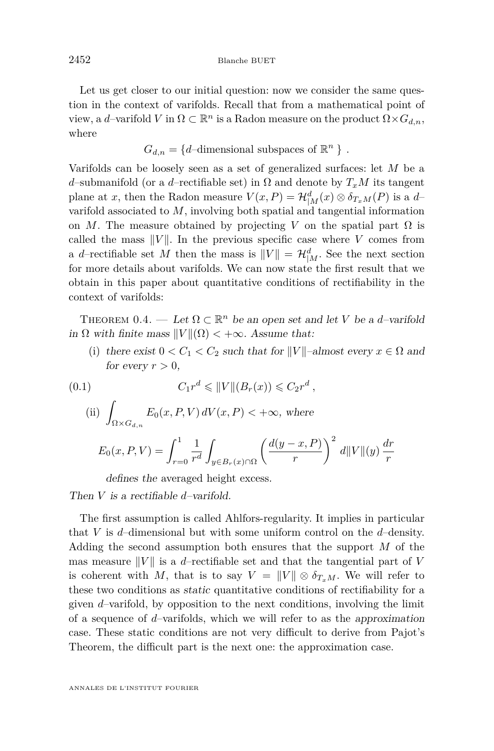Let us get closer to our initial question: now we consider the same question in the context of varifolds. Recall that from a mathematical point of view, a $d$–varifold $V$ in $\Omega \subset \mathbb{R}^n$ is a Radon measure on the product $\Omega \times G_{d,n}$, where

$$G_{d,n} = \{d\text{–dimensional subspaces of } \mathbb{R}^n \} \ .$$

Varifolds can be loosely seen as a set of generalized surfaces: let $M$ be a $d$–submanifold (or a $d$–rectifiable set) in $\Omega$ and denote by $T_x M$ its tangent plane at $x$, then the Radon measure $V(x,P) = \mathcal{H}^d_{|M}(x) \otimes \delta_{T_x M}(P)$ is a $d$–varifold associated to $M$, involving both spatial and tangential information on $M$. The measure obtained by projecting $V$ on the spatial part $\Omega$ is called the mass $\|V\|$. In the previous specific case where $V$ comes from a $d$–rectifiable set $M$ then the mass is $\|V\| = \mathcal{H}^d_{|M}$. See the next section for more details about varifolds. We can now state the first result that we obtain in this paper about quantitative conditions of rectifiability in the context of varifolds:

Theorem 0.4. — *Let $\Omega \subset \mathbb{R}^n$ be an open set and let $V$ be a $d$–varifold in $\Omega$ with finite mass $\|V\|(\Omega) < +\infty$. Assume that:*

(i) *there exist $0 < C_1 < C_2$ such that for $\|V\|$–almost every $x \in \Omega$ and for every $r > 0$,*

$$C_1 r^d \leqslant \|V\|(B_r(x)) \leqslant C_2 r^d \,, \tag{0.1}$$

(ii) $\displaystyle\int_{\Omega \times G_{d,n}} E_0(x,P,V)\, dV(x,P) < +\infty$, *where*

$$E_0(x,P,V) = \int_{r=0}^{1} \frac{1}{r^d} \int_{y \in B_r(x) \cap \Omega} \left( \frac{d(y-x,P)}{r} \right)^2 d\|V\|(y) \, \frac{dr}{r}$$

*defines the* averaged height excess.

*Then $V$ is a rectifiable $d$–varifold.*

The first assumption is called Ahlfors-regularity. It implies in particular that $V$ is $d$–dimensional but with some uniform control on the $d$–density. Adding the second assumption both ensures that the support $M$ of the mas measure $\|V\|$ is a $d$–rectifiable set and that the tangential part of $V$ is coherent with $M$, that is to say $V = \|V\| \otimes \delta_{T_x M}$. We will refer to these two conditions as *static* quantitative conditions of rectifiability for a given $d$–varifold, by opposition to the next conditions, involving the limit of a sequence of $d$–varifolds, which we will refer to as the *approximation* case. These static conditions are not very difficult to derive from Pajot's Theorem, the difficult part is the next one: the approximation case.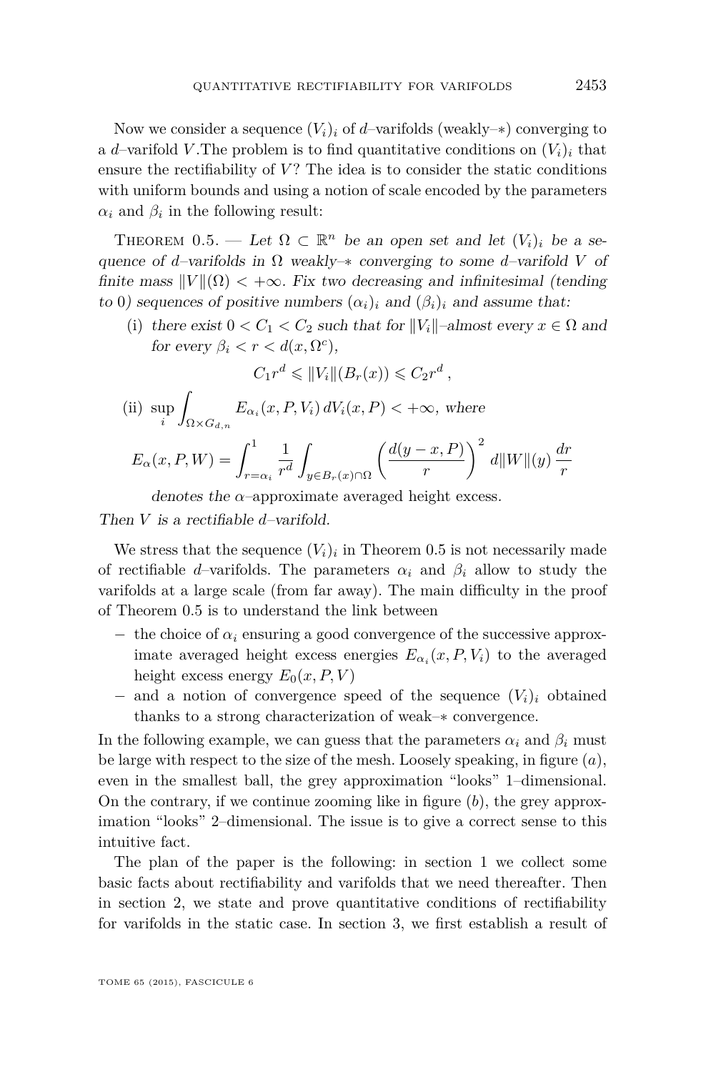Now we consider a sequence $(V_i)_i$ of $d$–varifolds (weakly–$*$) converging to a $d$–varifold $V$.The problem is to find quantitative conditions on $(V_i)_i$ that ensure the rectifiability of $V$? The idea is to consider the static conditions with uniform bounds and using a notion of scale encoded by the parameters $\alpha_i$ and $\beta_i$ in the following result:

Theorem 0.5. — *Let $\Omega \subset \mathbb{R}^n$ be an open set and let $(V_i)_i$ be a sequence of $d$–varifolds in $\Omega$ weakly–$*$ converging to some $d$–varifold $V$ of finite mass $\|V\|(\Omega) < +\infty$. Fix two decreasing and infinitesimal (tending to 0) sequences of positive numbers $(\alpha_i)_i$ and $(\beta_i)_i$ and assume that:*

(i) *there exist $0 < C_1 < C_2$ such that for $\|V_i\|$–almost every $x \in \Omega$ and for every $\beta_i < r < d(x, \Omega^c)$,*

$$C_1 r^d \leqslant \|V_i\|(B_r(x)) \leqslant C_2 r^d \,,$$

(ii) $\displaystyle\sup_i \int_{\Omega \times G_{d,n}} E_{\alpha_i}(x, P, V_i)\, dV_i(x, P) < +\infty$, *where*

$$E_\alpha(x, P, W) = \int_{r=\alpha_i}^{1} \frac{1}{r^d} \int_{y \in B_r(x) \cap \Omega} \left( \frac{d(y - x, P)}{r} \right)^2 d\|W\|(y)\, \frac{dr}{r}$$

*denotes the $\alpha$–approximate averaged height excess.*

*Then $V$ is a rectifiable $d$–varifold.*

We stress that the sequence $(V_i)_i$ in Theorem 0.5 is not necessarily made of rectifiable $d$–varifolds. The parameters $\alpha_i$ and $\beta_i$ allow to study the varifolds at a large scale (from far away). The main difficulty in the proof of Theorem 0.5 is to understand the link between

- the choice of $\alpha_i$ ensuring a good convergence of the successive approximate averaged height excess energies $E_{\alpha_i}(x, P, V_i)$ to the averaged height excess energy $E_0(x, P, V)$
- and a notion of convergence speed of the sequence $(V_i)_i$ obtained thanks to a strong characterization of weak–$*$ convergence.

In the following example, we can guess that the parameters $\alpha_i$ and $\beta_i$ must be large with respect to the size of the mesh. Loosely speaking, in figure $(a)$, even in the smallest ball, the grey approximation "looks" 1–dimensional. On the contrary, if we continue zooming like in figure $(b)$, the grey approximation "looks" 2–dimensional. The issue is to give a correct sense to this intuitive fact.

The plan of the paper is the following: in section 1 we collect some basic facts about rectifiability and varifolds that we need thereafter. Then in section 2, we state and prove quantitative conditions of rectifiability for varifolds in the static case. In section 3, we first establish a result of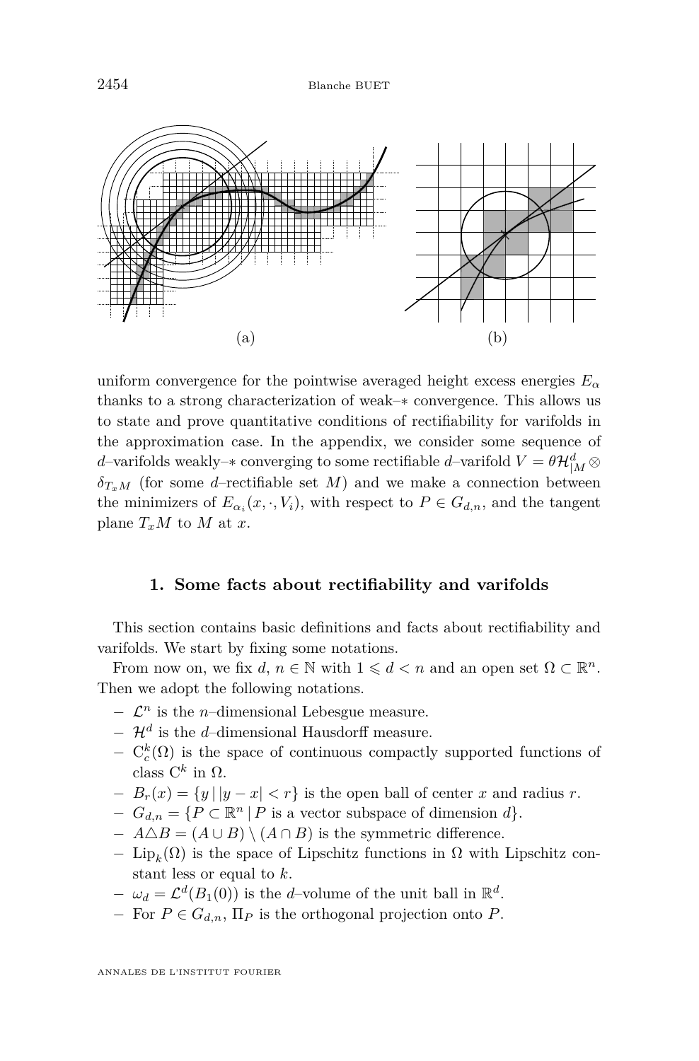(a)

(b)

uniform convergence for the pointwise averaged height excess energies $E_\alpha$ thanks to a strong characterization of weak–$*$ convergence. This allows us to state and prove quantitative conditions of rectifiability for varifolds in the approximation case. In the appendix, we consider some sequence of $d$–varifolds weakly–$*$ converging to some rectifiable $d$–varifold $V = \theta \mathcal{H}^d_{|M} \otimes \delta_{T_x M}$ (for some $d$–rectifiable set $M$) and we make a connection between the minimizers of $E_{\alpha_i}(x, \cdot, V_i)$, with respect to $P \in G_{d,n}$, and the tangent plane $T_x M$ to $M$ at $x$.

## 1. Some facts about rectifiability and varifolds

This section contains basic definitions and facts about rectifiability and varifolds. We start by fixing some notations.

From now on, we fix $d$, $n \in \mathbb{N}$ with $1 \leqslant d < n$ and an open set $\Omega \subset \mathbb{R}^n$. Then we adopt the following notations.

- $\mathcal{L}^n$ is the $n$–dimensional Lebesgue measure.
- $\mathcal{H}^d$ is the $d$–dimensional Hausdorff measure.
- $\mathrm{C}_c^k(\Omega)$ is the space of continuous compactly supported functions of class $\mathrm{C}^k$ in $\Omega$.
- $B_r(x) = \{ y \, | \, |y - x| < r \}$ is the open ball of center $x$ and radius $r$.
- $G_{d,n} = \{ P \subset \mathbb{R}^n \, | \, P \text{ is a vector subspace of dimension } d \}$.
- $A \triangle B = (A \cup B) \setminus (A \cap B)$ is the symmetric difference.
- $\mathrm{Lip}_k(\Omega)$ is the space of Lipschitz functions in $\Omega$ with Lipschitz constant less or equal to $k$.
- $\omega_d = \mathcal{L}^d(B_1(0))$ is the $d$–volume of the unit ball in $\mathbb{R}^d$.
- For $P \in G_{d,n}$, $\Pi_P$ is the orthogonal projection onto $P$.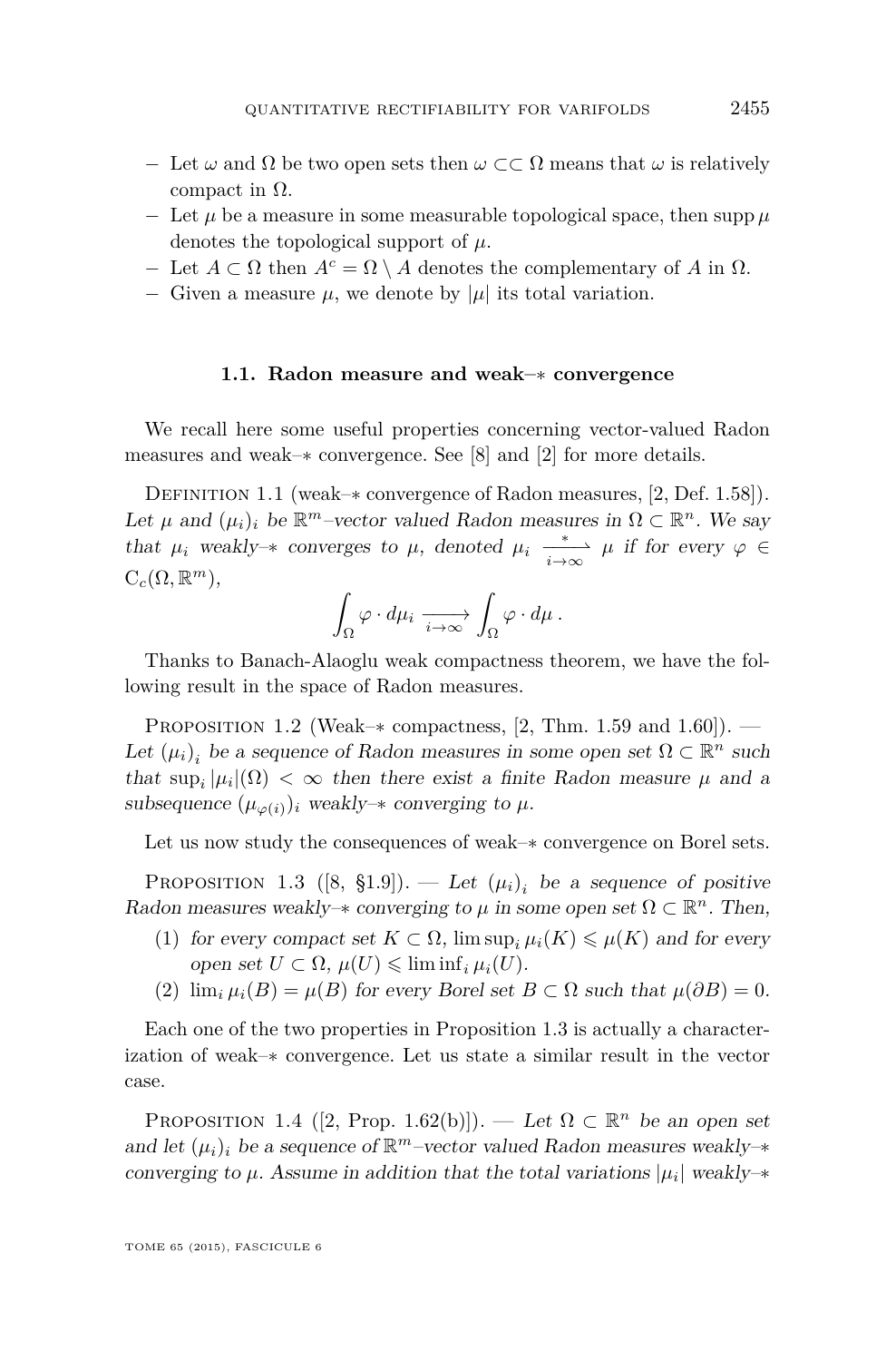- Let $\omega$ and $\Omega$ be two open sets then $\omega \subset\subset \Omega$ means that $\omega$ is relatively compact in $\Omega$.
- Let $\mu$ be a measure in some measurable topological space, then $\operatorname{supp} \mu$ denotes the topological support of $\mu$.
- Let $A \subset \Omega$ then $A^c = \Omega \setminus A$ denotes the complementary of $A$ in $\Omega$.
- Given a measure $\mu$, we denote by $|\mu|$ its total variation.

### 1.1. Radon measure and weak–$*$ convergence

We recall here some useful properties concerning vector-valued Radon measures and weak–$*$ convergence. See [8] and [2] for more details.

Definition 1.1 (weak–$*$ convergence of Radon measures, [2, Def. 1.58]). *Let $\mu$ and $(\mu_i)_i$ be $\mathbb{R}^m$–vector valued Radon measures in $\Omega \subset \mathbb{R}^n$. We say that $\mu_i$ weakly–$*$ converges to $\mu$, denoted $\mu_i \xrightharpoonup[i\to\infty]{*} \mu$ if for every $\varphi \in \mathrm{C}_c(\Omega, \mathbb{R}^m)$,*

$$\int_\Omega \varphi \cdot d\mu_i \xrightarrow[i\to\infty]{} \int_\Omega \varphi \cdot d\mu \, .$$

Thanks to Banach-Alaoglu weak compactness theorem, we have the following result in the space of Radon measures.

Proposition 1.2 (Weak–$*$ compactness, [2, Thm. 1.59 and 1.60]). — *Let $(\mu_i)_i$ be a sequence of Radon measures in some open set $\Omega \subset \mathbb{R}^n$ such that $\sup_i |\mu_i|(\Omega) < \infty$ then there exist a finite Radon measure $\mu$ and a subsequence $(\mu_{\varphi(i)})_i$ weakly–$*$ converging to $\mu$.*

Let us now study the consequences of weak–$*$ convergence on Borel sets.

Proposition 1.3 ([8, §1.9]). — *Let $(\mu_i)_i$ be a sequence of positive Radon measures weakly–$*$ converging to $\mu$ in some open set $\Omega \subset \mathbb{R}^n$. Then,*

1. *for every compact set $K \subset \Omega$, $\limsup_i \mu_i(K) \leqslant \mu(K)$ and for every open set $U \subset \Omega$, $\mu(U) \leqslant \liminf_i \mu_i(U)$.*
2. *$\lim_i \mu_i(B) = \mu(B)$ for every Borel set $B \subset \Omega$ such that $\mu(\partial B) = 0$.*

Each one of the two properties in Proposition 1.3 is actually a characterization of weak–$*$ convergence. Let us state a similar result in the vector case.

Proposition 1.4 ([2, Prop. 1.62(b)]). — *Let $\Omega \subset \mathbb{R}^n$ be an open set and let $(\mu_i)_i$ be a sequence of $\mathbb{R}^m$–vector valued Radon measures weakly–$*$ converging to $\mu$. Assume in addition that the total variations $|\mu_i|$ weakly–$*$*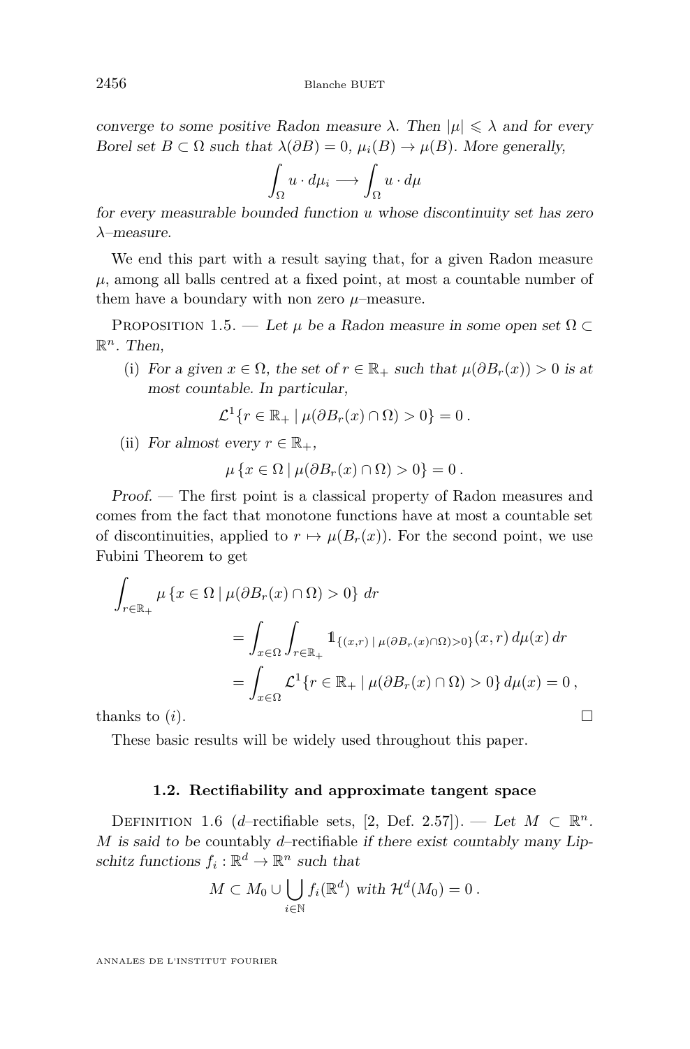*converge to some positive Radon measure $\lambda$. Then $|\mu| \leqslant \lambda$ and for every Borel set $B \subset \Omega$ such that $\lambda(\partial B) = 0$, $\mu_i(B) \to \mu(B)$. More generally,*

$$\int_\Omega u \cdot d\mu_i \longrightarrow \int_\Omega u \cdot d\mu$$

*for every measurable bounded function $u$ whose discontinuity set has zero $\lambda$–measure.*

We end this part with a result saying that, for a given Radon measure $\mu$, among all balls centred at a fixed point, at most a countable number of them have a boundary with non zero $\mu$–measure.

Proposition 1.5. — *Let $\mu$ be a Radon measure in some open set $\Omega \subset \mathbb{R}^n$. Then,*

(i) *For a given $x \in \Omega$, the set of $r \in \mathbb{R}_+$ such that $\mu(\partial B_r(x)) > 0$ is at most countable. In particular,*

$$\mathcal{L}^1\{r \in \mathbb{R}_+ \mid \mu(\partial B_r(x) \cap \Omega) > 0\} = 0\,.$$

(ii) *For almost every $r \in \mathbb{R}_+$,*

$$\mu\,\{x \in \Omega \mid \mu(\partial B_r(x) \cap \Omega) > 0\} = 0\,.$$

*Proof.* — The first point is a classical property of Radon measures and comes from the fact that monotone functions have at most a countable set of discontinuities, applied to $r \mapsto \mu(B_r(x))$. For the second point, we use Fubini Theorem to get

$$\begin{aligned}\int_{r\in\mathbb{R}_+} \mu\,\{x \in \Omega \mid \mu(\partial B_r(x) \cap \Omega) > 0\}\, dr \\ &= \int_{x\in\Omega}\int_{r\in\mathbb{R}_+} \mathbb{1}_{\{(x,r)\,\mid\,\mu(\partial B_r(x)\cap\Omega)>0\}}(x,r)\, d\mu(x)\, dr \\ &= \int_{x\in\Omega} \mathcal{L}^1\{r \in \mathbb{R}_+ \mid \mu(\partial B_r(x) \cap \Omega) > 0\}\, d\mu(x) = 0\,,\end{aligned}$$

thanks to $(i)$. $\square$

These basic results will be widely used throughout this paper.

### 1.2. Rectifiability and approximate tangent space

Definition 1.6 ($d$–rectifiable sets, [2, Def. 2.57]). — *Let $M \subset \mathbb{R}^n$. $M$ is said to be* countably $d$–rectifiable *if there exist countably many Lipschitz functions $f_i : \mathbb{R}^d \to \mathbb{R}^n$ such that*

$$M \subset M_0 \cup \bigcup_{i\in\mathbb{N}} f_i(\mathbb{R}^d) \text{ with } \mathcal{H}^d(M_0) = 0\,.$$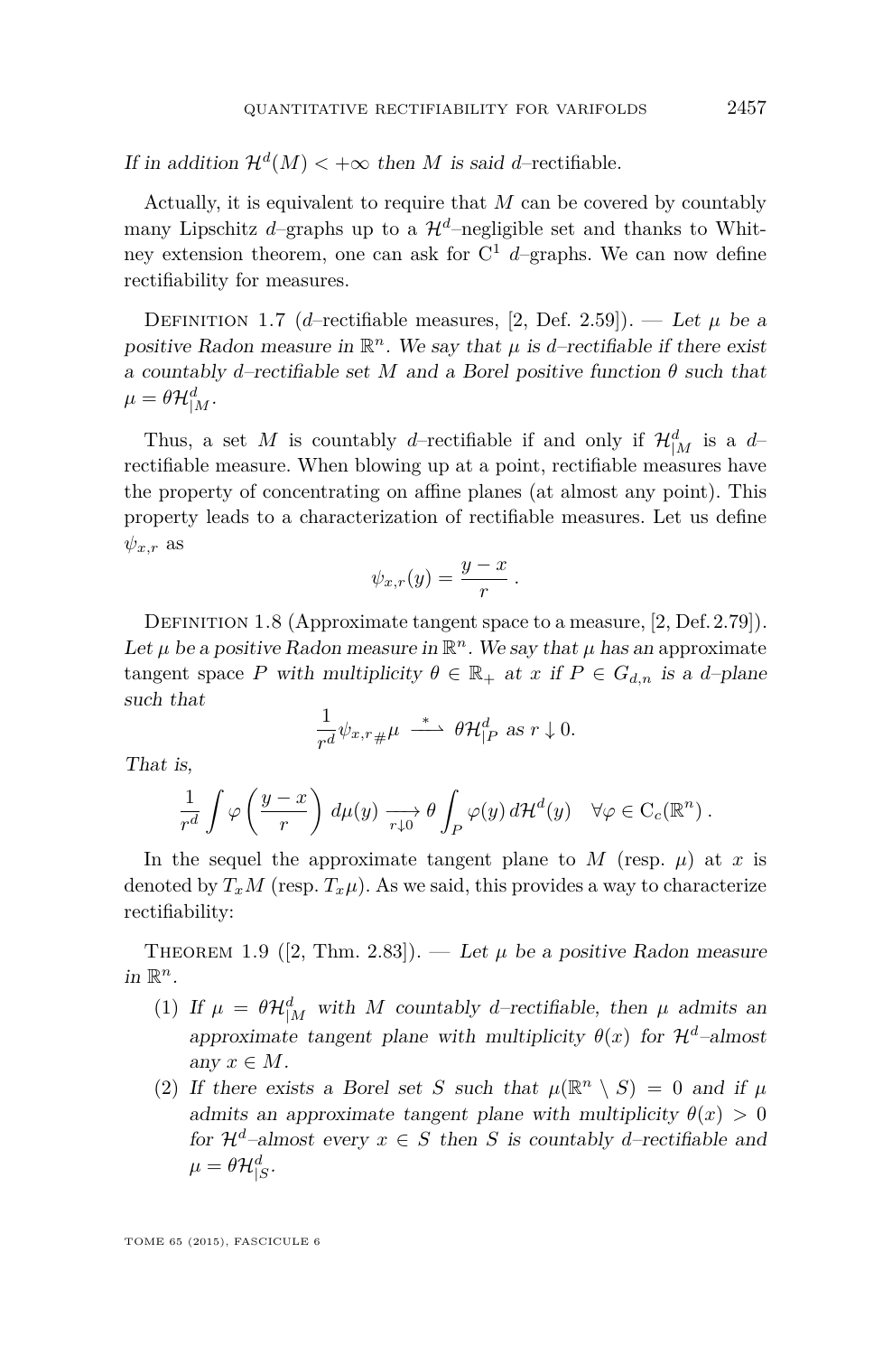*If in addition $\mathcal{H}^d(M) < +\infty$ then $M$ is said $d$–*rectifiable.

Actually, it is equivalent to require that $M$ can be covered by countably many Lipschitz $d$–graphs up to a $\mathcal{H}^d$–negligible set and thanks to Whitney extension theorem, one can ask for $\mathrm{C}^1$ $d$–graphs. We can now define rectifiability for measures.

Definition 1.7 ($d$–rectifiable measures, [2, Def. 2.59]). — *Let $\mu$ be a positive Radon measure in $\mathbb{R}^n$. We say that $\mu$ is $d$–rectifiable if there exist a countably $d$–rectifiable set $M$ and a Borel positive function $\theta$ such that $\mu = \theta \mathcal{H}^d_{|M}$.*

Thus, a set $M$ is countably $d$–rectifiable if and only if $\mathcal{H}^d_{|M}$ is a $d$–rectifiable measure. When blowing up at a point, rectifiable measures have the property of concentrating on affine planes (at almost any point). This property leads to a characterization of rectifiable measures. Let us define $\psi_{x,r}$ as

$$\psi_{x,r}(y) = \frac{y-x}{r} \, .$$

Definition 1.8 (Approximate tangent space to a measure, [2, Def. 2.79]). *Let $\mu$ be a positive Radon measure in $\mathbb{R}^n$. We say that $\mu$ has an* approximate tangent space *$P$ with multiplicity $\theta \in \mathbb{R}_+$ at $x$ if $P \in G_{d,n}$ is a $d$–plane such that*

$$\frac{1}{r^d} \psi_{x,r\#} \mu \xrightarrow{\ *\ } \theta \mathcal{H}^d_{|P} \text{ as } r \downarrow 0.$$

*That is,*

$$\frac{1}{r^d} \int \varphi\left(\frac{y-x}{r}\right) d\mu(y) \underset{r\downarrow 0}{\longrightarrow} \theta \int_P \varphi(y) \, d\mathcal{H}^d(y) \quad \forall \varphi \in \mathrm{C}_c(\mathbb{R}^n) \, .$$

In the sequel the approximate tangent plane to $M$ (resp. $\mu$) at $x$ is denoted by $T_x M$ (resp. $T_x \mu$). As we said, this provides a way to characterize rectifiability:

Theorem 1.9 ([2, Thm. 2.83]). — *Let $\mu$ be a positive Radon measure in $\mathbb{R}^n$.*

1. *If $\mu = \theta \mathcal{H}^d_{|M}$ with $M$ countably $d$–rectifiable, then $\mu$ admits an approximate tangent plane with multiplicity $\theta(x)$ for $\mathcal{H}^d$–almost any $x \in M$.*
2. *If there exists a Borel set $S$ such that $\mu(\mathbb{R}^n \setminus S) = 0$ and if $\mu$ admits an approximate tangent plane with multiplicity $\theta(x) > 0$ for $\mathcal{H}^d$–almost every $x \in S$ then $S$ is countably $d$–rectifiable and $\mu = \theta \mathcal{H}^d_{|S}$.*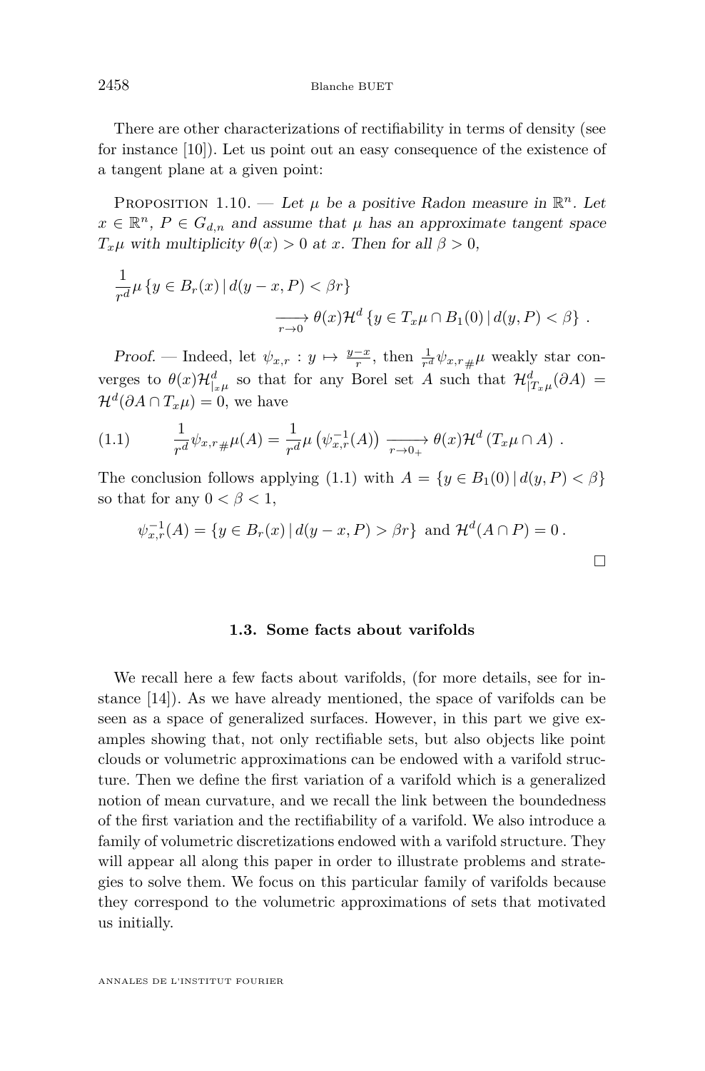There are other characterizations of rectifiability in terms of density (see for instance [10]). Let us point out an easy consequence of the existence of a tangent plane at a given point:

Proposition 1.10. — *Let $\mu$ be a positive Radon measure in $\mathbb{R}^n$. Let $x \in \mathbb{R}^n$, $P \in G_{d,n}$ and assume that $\mu$ has an approximate tangent space $T_x\mu$ with multiplicity $\theta(x) > 0$ at $x$. Then for all $\beta > 0$,*

$$\frac{1}{r^d}\mu\left\{y \in B_r(x) \,|\, d(y-x,P) < \beta r\right\} \xrightarrow[r\to 0]{} \theta(x)\mathcal{H}^d\left\{y \in T_x\mu \cap B_1(0) \,|\, d(y,P) < \beta\right\}.$$

*Proof.* — Indeed, let $\psi_{x,r} : y \mapsto \frac{y-x}{r}$, then $\frac{1}{r^d}\psi_{x,r\#}\mu$ weakly star converges to $\theta(x)\mathcal{H}^d_{|x\mu}$ so that for any Borel set $A$ such that $\mathcal{H}^d_{|T_x\mu}(\partial A) = \mathcal{H}^d(\partial A \cap T_x\mu) = 0$, we have

$$\frac{1}{r^d}\psi_{x,r\#}\mu(A) = \frac{1}{r^d}\mu\left(\psi_{x,r}^{-1}(A)\right) \xrightarrow[r\to 0_+]{} \theta(x)\mathcal{H}^d\left(T_x\mu \cap A\right). \tag{1.1}$$

The conclusion follows applying (1.1) with $A = \{y \in B_1(0) \,|\, d(y,P) < \beta\}$ so that for any $0 < \beta < 1$,

$$\psi_{x,r}^{-1}(A) = \{y \in B_r(x) \,|\, d(y-x,P) > \beta r\} \text{ and } \mathcal{H}^d(A \cap P) = 0.$$

□

### 1.3. Some facts about varifolds

We recall here a few facts about varifolds, (for more details, see for instance [14]). As we have already mentioned, the space of varifolds can be seen as a space of generalized surfaces. However, in this part we give examples showing that, not only rectifiable sets, but also objects like point clouds or volumetric approximations can be endowed with a varifold structure. Then we define the first variation of a varifold which is a generalized notion of mean curvature, and we recall the link between the boundedness of the first variation and the rectifiability of a varifold. We also introduce a family of volumetric discretizations endowed with a varifold structure. They will appear all along this paper in order to illustrate problems and strategies to solve them. We focus on this particular family of varifolds because they correspond to the volumetric approximations of sets that motivated us initially.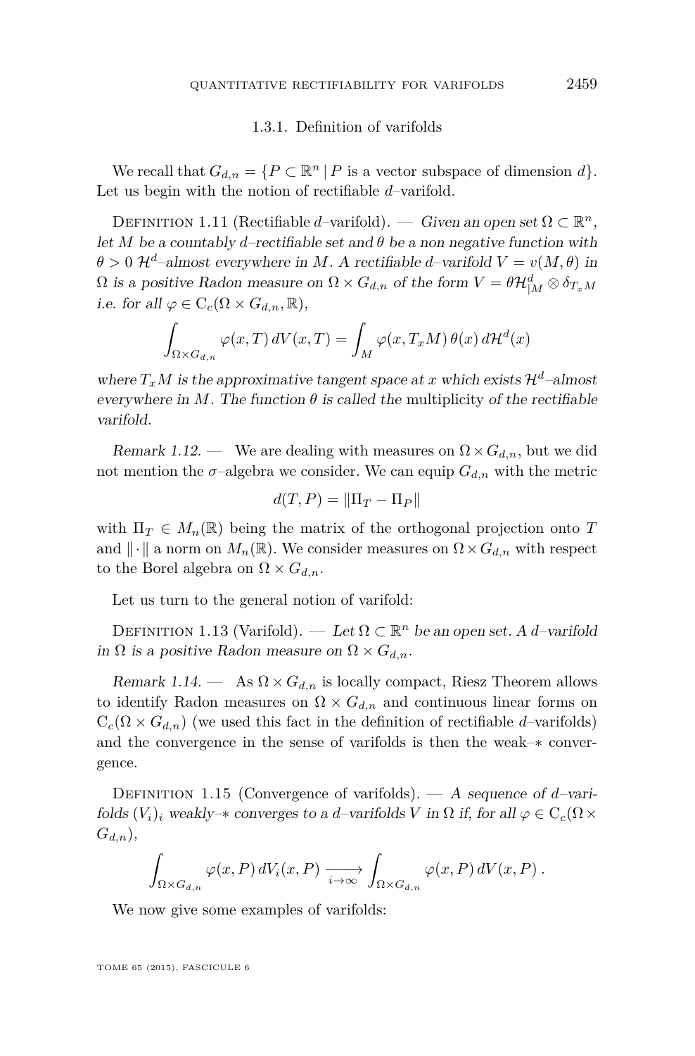#### 1.3.1. Definition of varifolds

We recall that $G_{d,n} = \{P \subset \mathbb{R}^n \,|\, P \text{ is a vector subspace of dimension } d\}$. Let us begin with the notion of rectifiable $d$–varifold.

Definition 1.11 (Rectifiable $d$–varifold). — *Given an open set $\Omega \subset \mathbb{R}^n$, let $M$ be a countably $d$–rectifiable set and $\theta$ be a non negative function with $\theta > 0$ $\mathcal{H}^d$–almost everywhere in $M$. A rectifiable $d$–varifold $V = v(M, \theta)$ in $\Omega$ is a positive Radon measure on $\Omega \times G_{d,n}$ of the form $V = \theta \mathcal{H}^d_{|M} \otimes \delta_{T_x M}$ i.e. for all $\varphi \in \mathrm{C}_c(\Omega \times G_{d,n}, \mathbb{R})$,*

$$\int_{\Omega \times G_{d,n}} \varphi(x, T) \, dV(x, T) = \int_M \varphi(x, T_x M) \, \theta(x) \, d\mathcal{H}^d(x)$$

*where $T_x M$ is the approximative tangent space at $x$ which exists $\mathcal{H}^d$–almost everywhere in $M$. The function $\theta$ is called the* multiplicity *of the rectifiable varifold.*

*Remark 1.12.* — We are dealing with measures on $\Omega \times G_{d,n}$, but we did not mention the $\sigma$–algebra we consider. We can equip $G_{d,n}$ with the metric

$$d(T, P) = \|\Pi_T - \Pi_P\|$$

with $\Pi_T \in M_n(\mathbb{R})$ being the matrix of the orthogonal projection onto $T$ and $\|\cdot\|$ a norm on $M_n(\mathbb{R})$. We consider measures on $\Omega \times G_{d,n}$ with respect to the Borel algebra on $\Omega \times G_{d,n}$.

Let us turn to the general notion of varifold:

Definition 1.13 (Varifold). — *Let $\Omega \subset \mathbb{R}^n$ be an open set. A $d$–varifold in $\Omega$ is a positive Radon measure on $\Omega \times G_{d,n}$.*

*Remark 1.14.* — As $\Omega \times G_{d,n}$ is locally compact, Riesz Theorem allows to identify Radon measures on $\Omega \times G_{d,n}$ and continuous linear forms on $\mathrm{C}_c(\Omega \times G_{d,n})$ (we used this fact in the definition of rectifiable $d$–varifolds) and the convergence in the sense of varifolds is then the weak–$*$ convergence.

Definition 1.15 (Convergence of varifolds). — *A sequence of $d$–varifolds $(V_i)_i$ weakly–$*$ converges to a $d$–varifolds $V$ in $\Omega$ if, for all $\varphi \in \mathrm{C}_c(\Omega \times G_{d,n})$,*

$$\int_{\Omega \times G_{d,n}} \varphi(x, P) \, dV_i(x, P) \xrightarrow[i \to \infty]{} \int_{\Omega \times G_{d,n}} \varphi(x, P) \, dV(x, P) \, .$$

We now give some examples of varifolds: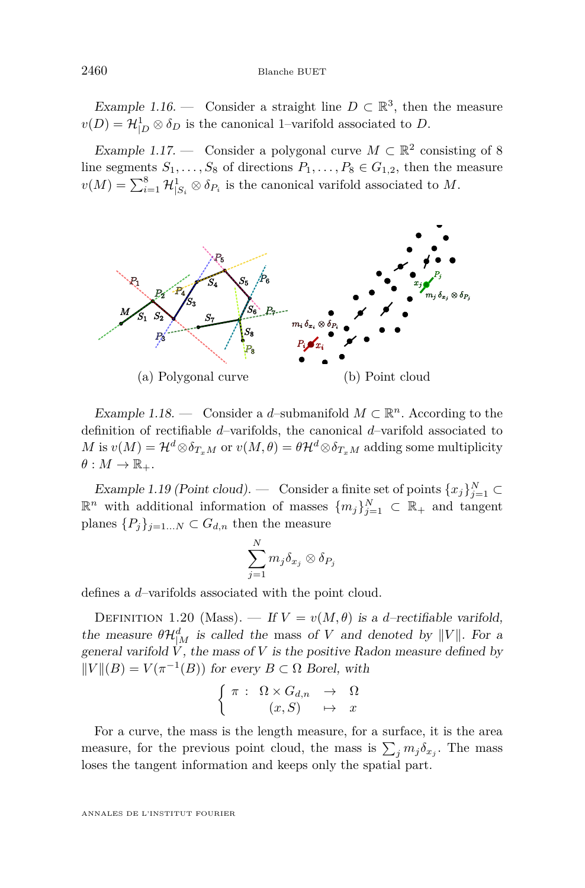*Example 1.16.* — Consider a straight line $D \subset \mathbb{R}^3$, then the measure $v(D) = \mathcal{H}^1_{|D} \otimes \delta_D$ is the canonical 1–varifold associated to $D$.

*Example 1.17.* — Consider a polygonal curve $M \subset \mathbb{R}^2$ consisting of 8 line segments $S_1, \ldots, S_8$ of directions $P_1, \ldots, P_8 \in G_{1,2}$, then the measure $v(M) = \sum_{i=1}^{8} \mathcal{H}^1_{|S_i} \otimes \delta_{P_i}$ is the canonical varifold associated to $M$.

(a) Polygonal curve (b) Point cloud

*Example 1.18.* — Consider a $d$–submanifold $M \subset \mathbb{R}^n$. According to the definition of rectifiable $d$–varifolds, the canonical $d$–varifold associated to $M$ is $v(M) = \mathcal{H}^d \otimes \delta_{T_x M}$ or $v(M, \theta) = \theta \mathcal{H}^d \otimes \delta_{T_x M}$ adding some multiplicity $\theta : M \to \mathbb{R}_+$.

*Example 1.19 (Point cloud).* — Consider a finite set of points $\{x_j\}_{j=1}^N \subset \mathbb{R}^n$ with additional information of masses $\{m_j\}_{j=1}^N \subset \mathbb{R}_+$ and tangent planes $\{P_j\}_{j=1\ldots N} \subset G_{d,n}$ then the measure

$$\sum_{j=1}^{N} m_j \delta_{x_j} \otimes \delta_{P_j}$$

defines a $d$–varifolds associated with the point cloud.

Definition 1.20 (Mass). — *If $V = v(M, \theta)$ is a $d$–rectifiable varifold, the measure $\theta \mathcal{H}^d_{|M}$ is called the mass of $V$ and denoted by $\|V\|$. For a general varifold $V$, the mass of $V$ is the positive Radon measure defined by $\|V\|(B) = V(\pi^{-1}(B))$ for every $B \subset \Omega$ Borel, with*

$$\left\{ \begin{array}{rccc} \pi : & \Omega \times G_{d,n} & \to & \Omega \\ & (x, S) & \mapsto & x \end{array} \right.$$

For a curve, the mass is the length measure, for a surface, it is the area measure, for the previous point cloud, the mass is $\sum_j m_j \delta_{x_j}$. The mass loses the tangent information and keeps only the spatial part.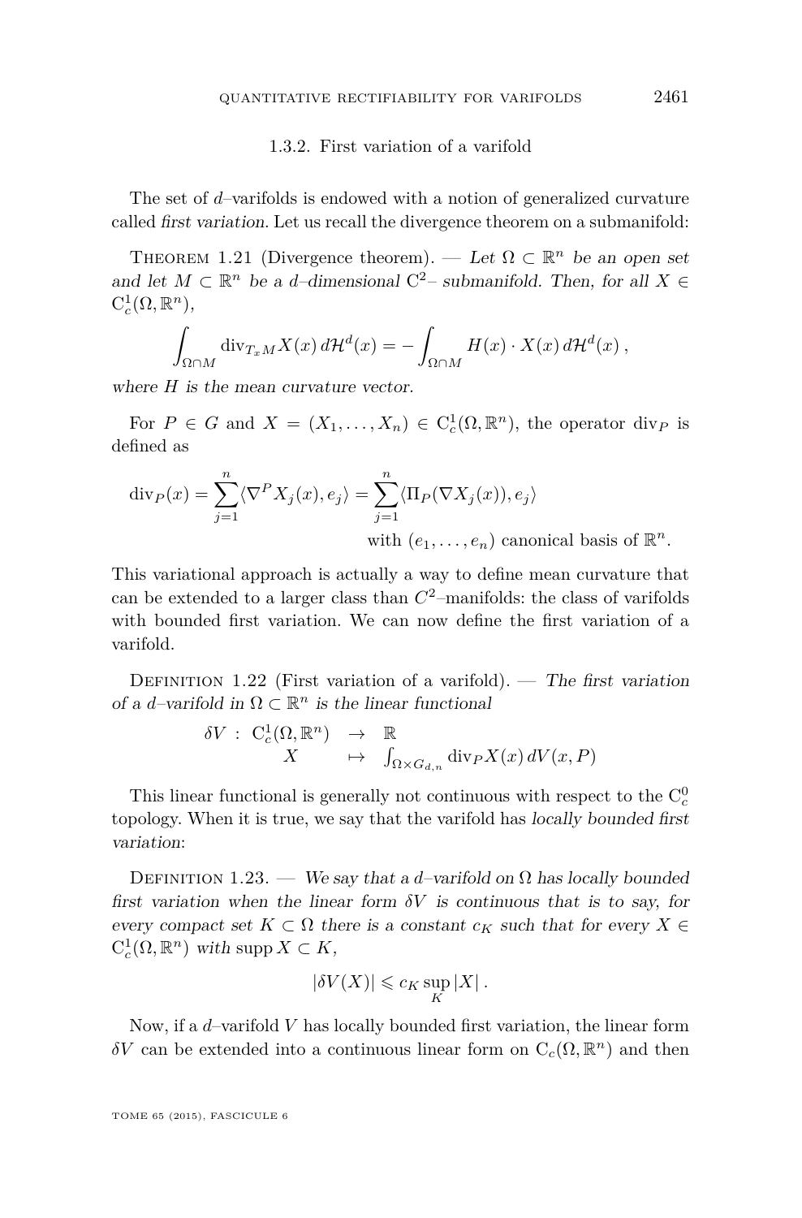### 1.3.2. First variation of a varifold

The set of $d$–varifolds is endowed with a notion of generalized curvature called *first variation*. Let us recall the divergence theorem on a submanifold:

Theorem 1.21 (Divergence theorem). — *Let $\Omega \subset \mathbb{R}^n$ be an open set and let $M \subset \mathbb{R}^n$ be a $d$–dimensional $\mathrm{C}^2$– submanifold. Then, for all $X \in \mathrm{C}_c^1(\Omega, \mathbb{R}^n)$,*

$$\int_{\Omega \cap M} \mathrm{div}_{T_x M} X(x)\, d\mathcal{H}^d(x) = - \int_{\Omega \cap M} H(x) \cdot X(x)\, d\mathcal{H}^d(x)\,,$$

*where $H$ is the mean curvature vector.*

For $P \in G$ and $X = (X_1, \ldots, X_n) \in \mathrm{C}_c^1(\Omega, \mathbb{R}^n)$, the operator $\mathrm{div}_P$ is defined as

$$\mathrm{div}_P(x) = \sum_{j=1}^{n} \langle \nabla^P X_j(x), e_j \rangle = \sum_{j=1}^{n} \langle \Pi_P(\nabla X_j(x)), e_j \rangle$$

$$\text{with } (e_1, \ldots, e_n) \text{ canonical basis of } \mathbb{R}^n.$$

This variational approach is actually a way to define mean curvature that can be extended to a larger class than $C^2$–manifolds: the class of varifolds with bounded first variation. We can now define the first variation of a varifold.

Definition 1.22 (First variation of a varifold). — *The first variation of a $d$–varifold in $\Omega \subset \mathbb{R}^n$ is the linear functional*

$$\begin{array}{rccl} \delta V \ : & \mathrm{C}_c^1(\Omega, \mathbb{R}^n) & \rightarrow & \mathbb{R} \\ & X & \mapsto & \int_{\Omega \times G_{d,n}} \mathrm{div}_P X(x)\, dV(x,P) \end{array}$$

This linear functional is generally not continuous with respect to the $\mathrm{C}_c^0$ topology. When it is true, we say that the varifold has *locally bounded first variation*:

Definition 1.23. — *We say that a $d$–varifold on $\Omega$ has locally bounded first variation when the linear form $\delta V$ is continuous that is to say, for every compact set $K \subset \Omega$ there is a constant $c_K$ such that for every $X \in \mathrm{C}_c^1(\Omega, \mathbb{R}^n)$ with $\mathrm{supp}\, X \subset K$,*

$$|\delta V(X)| \leqslant c_K \sup_K |X|\,.$$

Now, if a $d$–varifold $V$ has locally bounded first variation, the linear form $\delta V$ can be extended into a continuous linear form on $\mathrm{C}_c(\Omega, \mathbb{R}^n)$ and then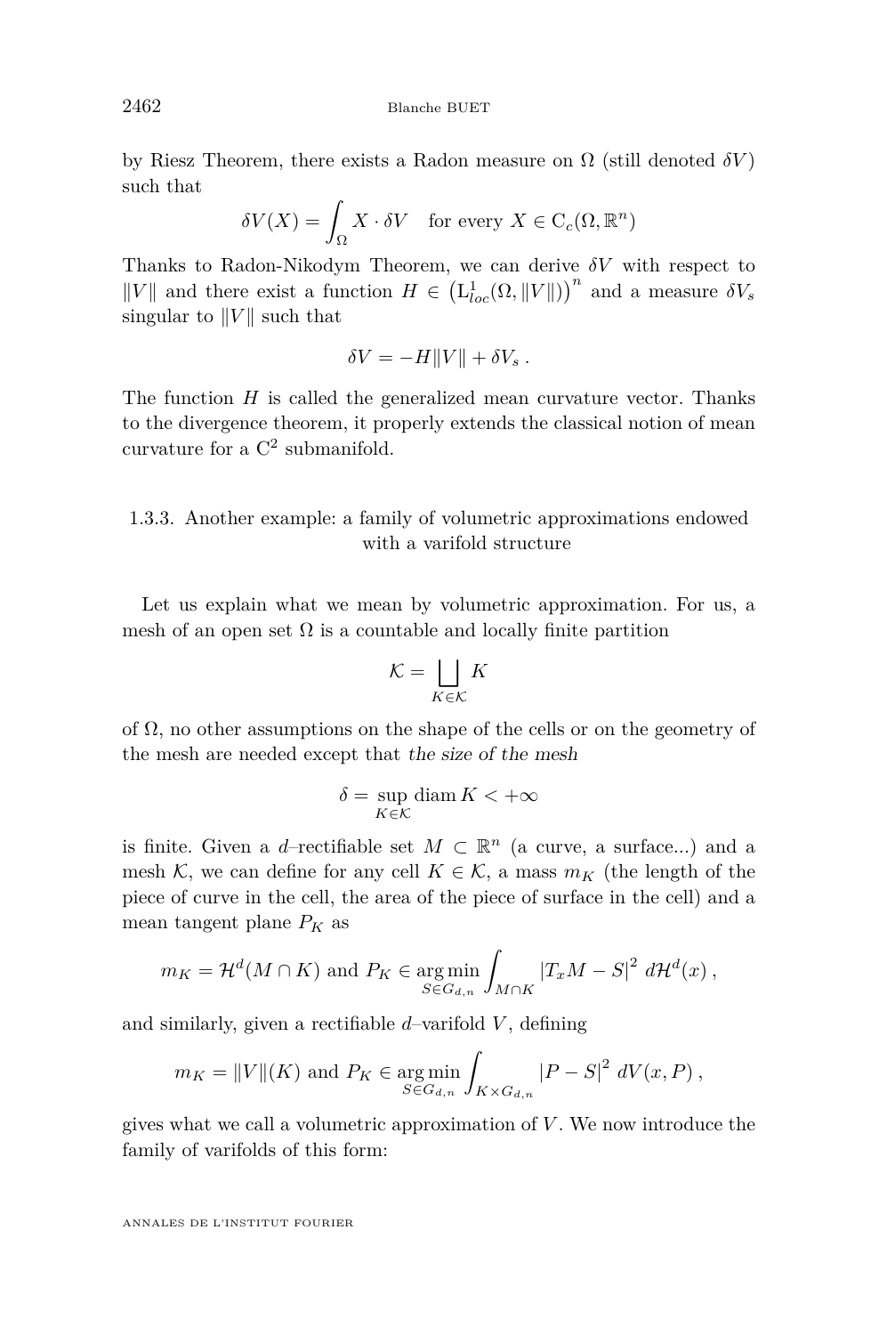by Riesz Theorem, there exists a Radon measure on $\Omega$ (still denoted $\delta V$) such that

$$\delta V(X) = \int_\Omega X \cdot \delta V \quad \text{for every } X \in \mathrm{C}_c(\Omega, \mathbb{R}^n)$$

Thanks to Radon-Nikodym Theorem, we can derive $\delta V$ with respect to $\|V\|$ and there exist a function $H \in \left(\mathrm{L}^1_{loc}(\Omega, \|V\|)\right)^n$ and a measure $\delta V_s$ singular to $\|V\|$ such that

$$\delta V = -H\|V\| + \delta V_s \, .$$

The function $H$ is called the generalized mean curvature vector. Thanks to the divergence theorem, it properly extends the classical notion of mean curvature for a $\mathrm{C}^2$ submanifold.

### 1.3.3. Another example: a family of volumetric approximations endowed with a varifold structure

Let us explain what we mean by volumetric approximation. For us, a mesh of an open set $\Omega$ is a countable and locally finite partition

$$\mathcal{K} = \bigsqcup_{K \in \mathcal{K}} K$$

of $\Omega$, no other assumptions on the shape of the cells or on the geometry of the mesh are needed except that *the size of the mesh*

$$\delta = \sup_{K \in \mathcal{K}} \operatorname{diam} K < +\infty$$

is finite. Given a $d$–rectifiable set $M \subset \mathbb{R}^n$ (a curve, a surface...) and a mesh $\mathcal{K}$, we can define for any cell $K \in \mathcal{K}$, a mass $m_K$ (the length of the piece of curve in the cell, the area of the piece of surface in the cell) and a mean tangent plane $P_K$ as

$$m_K = \mathcal{H}^d(M \cap K) \text{ and } P_K \in \operatorname*{arg\,min}_{S \in G_{d,n}} \int_{M \cap K} |T_x M - S|^2 \, d\mathcal{H}^d(x) \, ,$$

and similarly, given a rectifiable $d$–varifold $V$, defining

$$m_K = \|V\|(K) \text{ and } P_K \in \operatorname*{arg\,min}_{S \in G_{d,n}} \int_{K \times G_{d,n}} |P - S|^2 \, dV(x, P) \, ,$$

gives what we call a volumetric approximation of $V$. We now introduce the family of varifolds of this form: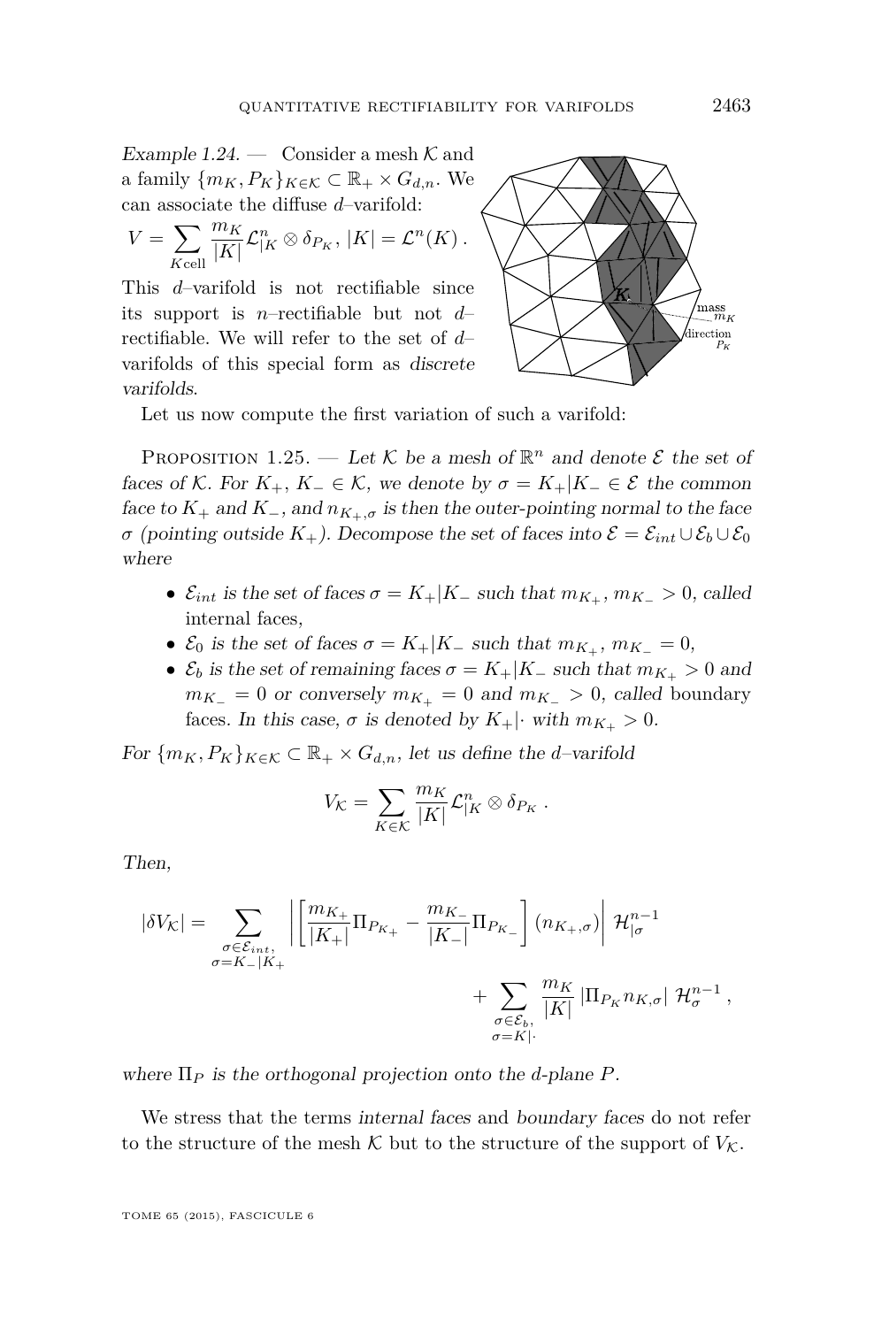*Example 1.24.* — Consider a mesh $\mathcal{K}$ and a family $\{m_K, P_K\}_{K\in\mathcal{K}} \subset \mathbb{R}_+ \times G_{d,n}$. We can associate the diffuse $d$–varifold:

$$V = \sum_{K \text{cell}} \frac{m_K}{|K|} \mathcal{L}^n_{|K} \otimes \delta_{P_K}, \; |K| = \mathcal{L}^n(K) \, .$$

This $d$–varifold is not rectifiable since its support is $n$–rectifiable but not $d$–rectifiable. We will refer to the set of $d$–varifolds of this special form as *discrete varifolds*.

Let us now compute the first variation of such a varifold:

Proposition 1.25. — *Let $\mathcal{K}$ be a mesh of $\mathbb{R}^n$ and denote $\mathcal{E}$ the set of faces of $\mathcal{K}$. For $K_+$, $K_- \in \mathcal{K}$, we denote by $\sigma = K_+|K_- \in \mathcal{E}$ the common face to $K_+$ and $K_-$, and $n_{K_+,\sigma}$ is then the outer-pointing normal to the face $\sigma$ (pointing outside $K_+$). Decompose the set of faces into $\mathcal{E} = \mathcal{E}_{int} \cup \mathcal{E}_b \cup \mathcal{E}_0$ where*

- *$\mathcal{E}_{int}$ is the set of faces $\sigma = K_+|K_-$ such that $m_{K_+}, m_{K_-} > 0$, called* internal faces*,*
- *$\mathcal{E}_0$ is the set of faces $\sigma = K_+|K_-$ such that $m_{K_+}, m_{K_-} = 0$,*
- *$\mathcal{E}_b$ is the set of remaining faces $\sigma = K_+|K_-$ such that $m_{K_+} > 0$ and $m_{K_-} = 0$ or conversely $m_{K_+} = 0$ and $m_{K_-} > 0$, called* boundary faces*. In this case, $\sigma$ is denoted by $K_+|\cdot$ with $m_{K_+} > 0$.*

*For $\{m_K, P_K\}_{K\in\mathcal{K}} \subset \mathbb{R}_+ \times G_{d,n}$, let us define the $d$–varifold*

$$V_{\mathcal{K}} = \sum_{K\in\mathcal{K}} \frac{m_K}{|K|} \mathcal{L}^n_{|K} \otimes \delta_{P_K} \, .$$

*Then,*

$$|\delta V_{\mathcal{K}}| = \sum_{\substack{\sigma\in\mathcal{E}_{int},\\ \sigma=K_-|K_+}} \left| \left[ \frac{m_{K_+}}{|K_+|} \Pi_{P_{K_+}} - \frac{m_{K_-}}{|K_-|} \Pi_{P_{K_-}} \right] (n_{K_+,\sigma}) \right| \mathcal{H}^{n-1}_{|\sigma} + \sum_{\substack{\sigma\in\mathcal{E}_b,\\ \sigma=K|\cdot}} \frac{m_K}{|K|} \left| \Pi_{P_K} n_{K,\sigma} \right| \mathcal{H}^{n-1}_{\sigma} \, ,$$

*where $\Pi_P$ is the orthogonal projection onto the $d$-plane $P$.*

We stress that the terms *internal faces* and *boundary faces* do not refer to the structure of the mesh $\mathcal{K}$ but to the structure of the support of $V_{\mathcal{K}}$.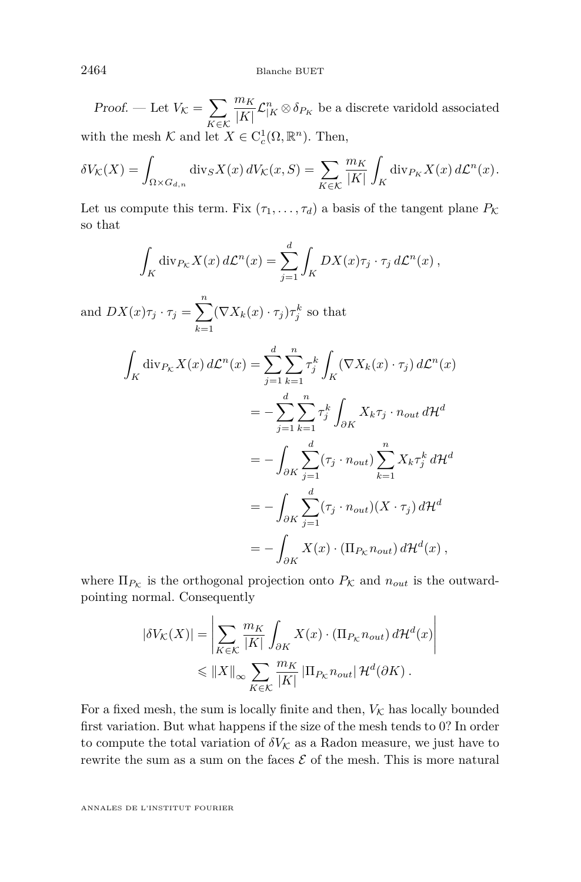*Proof.* — Let $V_{\mathcal{K}} = \sum_{K \in \mathcal{K}} \frac{m_K}{|K|} \mathcal{L}^n_{|K} \otimes \delta_{P_K}$ be a discrete varidold associated with the mesh $\mathcal{K}$ and let $X \in \mathrm{C}^1_c(\Omega, \mathbb{R}^n)$. Then,

$$\delta V_{\mathcal{K}}(X) = \int_{\Omega \times G_{d,n}} \operatorname{div}_S X(x) \, dV_{\mathcal{K}}(x, S) = \sum_{K \in \mathcal{K}} \frac{m_K}{|K|} \int_K \operatorname{div}_{P_K} X(x) \, d\mathcal{L}^n(x).$$

Let us compute this term. Fix $(\tau_1, \ldots, \tau_d)$ a basis of the tangent plane $P_{\mathcal{K}}$ so that

$$\int_K \operatorname{div}_{P_{\mathcal{K}}} X(x) \, d\mathcal{L}^n(x) = \sum_{j=1}^d \int_K DX(x)\tau_j \cdot \tau_j \, d\mathcal{L}^n(x) \,,$$

and $DX(x)\tau_j \cdot \tau_j = \sum_{k=1}^n (\nabla X_k(x) \cdot \tau_j) \tau_j^k$ so that

$$\begin{aligned}
\int_K \operatorname{div}_{P_{\mathcal{K}}} X(x) \, d\mathcal{L}^n(x) &= \sum_{j=1}^d \sum_{k=1}^n \tau_j^k \int_K (\nabla X_k(x) \cdot \tau_j) \, d\mathcal{L}^n(x) \\
&= - \sum_{j=1}^d \sum_{k=1}^n \tau_j^k \int_{\partial K} X_k \tau_j \cdot n_{out} \, d\mathcal{H}^d \\
&= - \int_{\partial K} \sum_{j=1}^d (\tau_j \cdot n_{out}) \sum_{k=1}^n X_k \tau_j^k \, d\mathcal{H}^d \\
&= - \int_{\partial K} \sum_{j=1}^d (\tau_j \cdot n_{out}) (X \cdot \tau_j) \, d\mathcal{H}^d \\
&= - \int_{\partial K} X(x) \cdot (\Pi_{P_{\mathcal{K}}} n_{out}) \, d\mathcal{H}^d(x) \,,
\end{aligned}$$

where $\Pi_{P_{\mathcal{K}}}$ is the orthogonal projection onto $P_{\mathcal{K}}$ and $n_{out}$ is the outward-pointing normal. Consequently

$$\begin{aligned}
|\delta V_{\mathcal{K}}(X)| &= \left| \sum_{K \in \mathcal{K}} \frac{m_K}{|K|} \int_{\partial K} X(x) \cdot (\Pi_{P_{\mathcal{K}}} n_{out}) \, d\mathcal{H}^d(x) \right| \\
&\leqslant \|X\|_\infty \sum_{K \in \mathcal{K}} \frac{m_K}{|K|} \left| \Pi_{P_{\mathcal{K}}} n_{out} \right| \mathcal{H}^d(\partial K) \,.
\end{aligned}$$

For a fixed mesh, the sum is locally finite and then, $V_{\mathcal{K}}$ has locally bounded first variation. But what happens if the size of the mesh tends to 0? In order to compute the total variation of $\delta V_{\mathcal{K}}$ as a Radon measure, we just have to rewrite the sum as a sum on the faces $\mathcal{E}$ of the mesh. This is more natural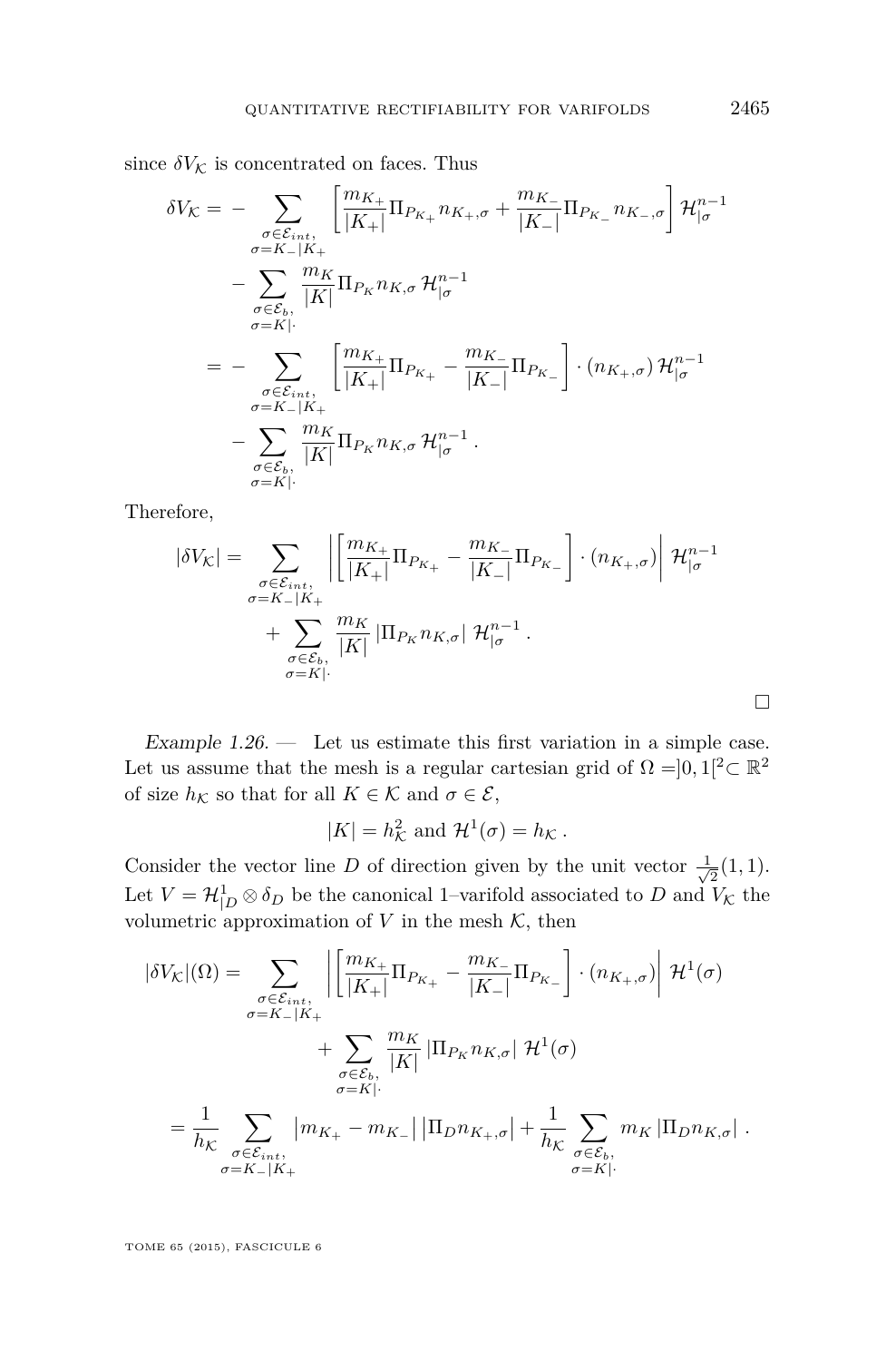since $\delta V_{\mathcal{K}}$ is concentrated on faces. Thus

$$
\begin{aligned}
\delta V_{\mathcal{K}} = & - \sum_{\substack{\sigma \in \mathcal{E}_{int}, \\ \sigma = K_- | K_+}} \left[ \frac{m_{K_+}}{|K_+|} \Pi_{P_{K_+}} n_{K_+,\sigma} + \frac{m_{K_-}}{|K_-|} \Pi_{P_{K_-}} n_{K_-,\sigma} \right] \mathcal{H}^{n-1}_{|\sigma} \\
& - \sum_{\substack{\sigma \in \mathcal{E}_b, \\ \sigma = K|\cdot}} \frac{m_K}{|K|} \Pi_{P_K} n_{K,\sigma} \, \mathcal{H}^{n-1}_{|\sigma} \\
= & - \sum_{\substack{\sigma \in \mathcal{E}_{int}, \\ \sigma = K_- | K_+}} \left[ \frac{m_{K_+}}{|K_+|} \Pi_{P_{K_+}} - \frac{m_{K_-}}{|K_-|} \Pi_{P_{K_-}} \right] \cdot (n_{K_+,\sigma}) \, \mathcal{H}^{n-1}_{|\sigma} \\
& - \sum_{\substack{\sigma \in \mathcal{E}_b, \\ \sigma = K|\cdot}} \frac{m_K}{|K|} \Pi_{P_K} n_{K,\sigma} \, \mathcal{H}^{n-1}_{|\sigma} \, .
\end{aligned}
$$

Therefore,

$$
\begin{aligned}
|\delta V_{\mathcal{K}}| = & \sum_{\substack{\sigma \in \mathcal{E}_{int}, \\ \sigma = K_- | K_+}} \left| \left[ \frac{m_{K_+}}{|K_+|} \Pi_{P_{K_+}} - \frac{m_{K_-}}{|K_-|} \Pi_{P_{K_-}} \right] \cdot (n_{K_+,\sigma}) \right| \, \mathcal{H}^{n-1}_{|\sigma} \\
& + \sum_{\substack{\sigma \in \mathcal{E}_b, \\ \sigma = K|\cdot}} \frac{m_K}{|K|} \left| \Pi_{P_K} n_{K,\sigma} \right| \, \mathcal{H}^{n-1}_{|\sigma} \, .
\end{aligned}
$$

□

*Example 1.26.* — Let us estimate this first variation in a simple case. Let us assume that the mesh is a regular cartesian grid of $\Omega = ]0,1[^2 \subset \mathbb{R}^2$ of size $h_{\mathcal{K}}$ so that for all $K \in \mathcal{K}$ and $\sigma \in \mathcal{E}$,

$$
|K| = h_{\mathcal{K}}^2 \text{ and } \mathcal{H}^1(\sigma) = h_{\mathcal{K}} \, .
$$

Consider the vector line $D$ of direction given by the unit vector $\frac{1}{\sqrt{2}}(1,1)$. Let $V = \mathcal{H}^1_{|D} \otimes \delta_D$ be the canonical 1–varifold associated to $D$ and $V_{\mathcal{K}}$ the volumetric approximation of $V$ in the mesh $\mathcal{K}$, then

$$
\begin{aligned}
|\delta V_{\mathcal{K}}|(\Omega) = & \sum_{\substack{\sigma \in \mathcal{E}_{int}, \\ \sigma = K_- | K_+}} \left| \left[ \frac{m_{K_+}}{|K_+|} \Pi_{P_{K_+}} - \frac{m_{K_-}}{|K_-|} \Pi_{P_{K_-}} \right] \cdot (n_{K_+,\sigma}) \right| \, \mathcal{H}^1(\sigma) \\
& + \sum_{\substack{\sigma \in \mathcal{E}_b, \\ \sigma = K|\cdot}} \frac{m_K}{|K|} \left| \Pi_{P_K} n_{K,\sigma} \right| \, \mathcal{H}^1(\sigma) \\
= & \frac{1}{h_{\mathcal{K}}} \sum_{\substack{\sigma \in \mathcal{E}_{int}, \\ \sigma = K_- | K_+}} \left| m_{K_+} - m_{K_-} \right| \left| \Pi_D n_{K_+,\sigma} \right| + \frac{1}{h_{\mathcal{K}}} \sum_{\substack{\sigma \in \mathcal{E}_b, \\ \sigma = K|\cdot}} m_K \left| \Pi_D n_{K,\sigma} \right| \, .
\end{aligned}
$$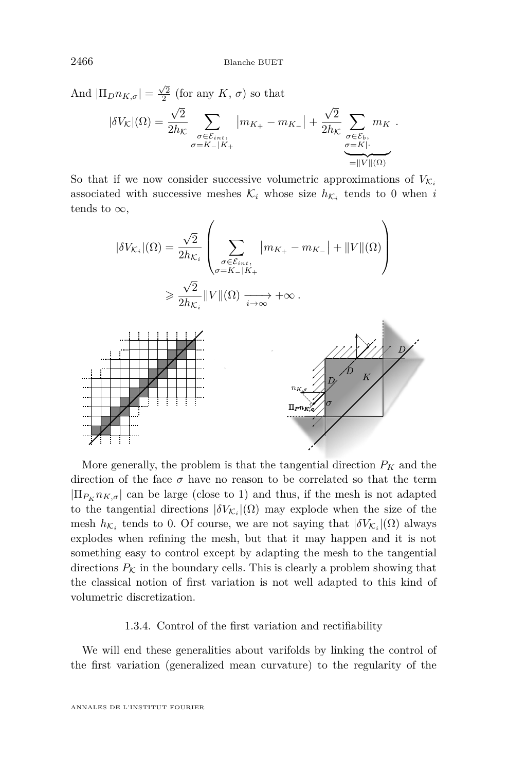And $|\Pi_D n_{K,\sigma}| = \frac{\sqrt{2}}{2}$ (for any $K$, $\sigma$) so that

$$|\delta V_{\mathcal{K}}|(\Omega) = \frac{\sqrt{2}}{2h_{\mathcal{K}}} \sum_{\substack{\sigma \in \mathcal{E}_{int},\\ \sigma = K_-|K_+}} \left| m_{K_+} - m_{K_-} \right| + \frac{\sqrt{2}}{2h_{\mathcal{K}}} \underbrace{\sum_{\substack{\sigma \in \mathcal{E}_b,\\ \sigma = K|\cdot}} m_K}_{= \|V\|(\Omega)} .$$

So that if we now consider successive volumetric approximations of $V_{\mathcal{K}_i}$ associated with successive meshes $\mathcal{K}_i$ whose size $h_{\mathcal{K}_i}$ tends to 0 when $i$ tends to $\infty$,

$$\begin{aligned}
|\delta V_{\mathcal{K}_i}|(\Omega) &= \frac{\sqrt{2}}{2h_{\mathcal{K}_i}} \left( \sum_{\substack{\sigma \in \mathcal{E}_{int},\\ \sigma = K_-|K_+}} \left| m_{K_+} - m_{K_-} \right| + \|V\|(\Omega) \right) \\
&\geqslant \frac{\sqrt{2}}{2h_{\mathcal{K}_i}} \|V\|(\Omega) \xrightarrow[i \to \infty]{} +\infty .
\end{aligned}$$

More generally, the problem is that the tangential direction $P_K$ and the direction of the face $\sigma$ have no reason to be correlated so that the term $|\Pi_{P_K} n_{K,\sigma}|$ can be large (close to 1) and thus, if the mesh is not adapted to the tangential directions $|\delta V_{\mathcal{K}_i}|(\Omega)$ may explode when the size of the mesh $h_{\mathcal{K}_i}$ tends to 0. Of course, we are not saying that $|\delta V_{\mathcal{K}_i}|(\Omega)$ always explodes when refining the mesh, but that it may happen and it is not something easy to control except by adapting the mesh to the tangential directions $P_{\mathcal{K}}$ in the boundary cells. This is clearly a problem showing that the classical notion of first variation is not well adapted to this kind of volumetric discretization.

### 1.3.4. Control of the first variation and rectifiability

We will end these generalities about varifolds by linking the control of the first variation (generalized mean curvature) to the regularity of the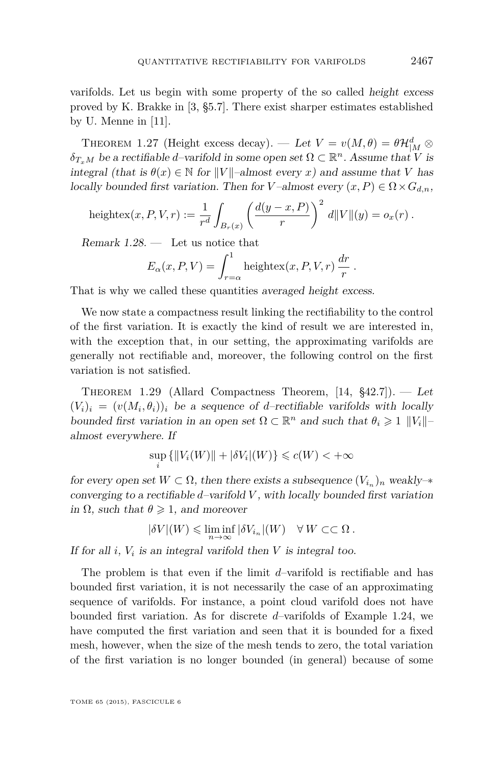varifolds. Let us begin with some property of the so called *height excess* proved by K. Brakke in [3, §5.7]. There exist sharper estimates established by U. Menne in [11].

Theorem 1.27 (Height excess decay). — *Let $V = v(M,\theta) = \theta \mathcal{H}^d_{|M} \otimes \delta_{T_x M}$ be a rectifiable $d$–varifold in some open set $\Omega \subset \mathbb{R}^n$. Assume that $V$ is integral (that is $\theta(x) \in \mathbb{N}$ for $\|V\|$–almost every $x$) and assume that $V$ has locally bounded first variation. Then for $V$–almost every $(x,P) \in \Omega \times G_{d,n}$,*

$$\operatorname{heightex}(x,P,V,r) := \frac{1}{r^d} \int_{B_r(x)} \left( \frac{d(y-x,P)}{r} \right)^2 \, d\|V\|(y) = o_x(r) \, .$$

*Remark 1.28.* — Let us notice that

$$E_\alpha(x,P,V) = \int_{r=\alpha}^1 \operatorname{heightex}(x,P,V,r) \, \frac{dr}{r} \, .$$

That is why we called these quantities *averaged height excess*.

We now state a compactness result linking the rectifiability to the control of the first variation. It is exactly the kind of result we are interested in, with the exception that, in our setting, the approximating varifolds are generally not rectifiable and, moreover, the following control on the first variation is not satisfied.

Theorem 1.29 (Allard Compactness Theorem, [14, §42.7]). — *Let $(V_i)_i = (v(M_i,\theta_i))_i$ be a sequence of $d$–rectifiable varifolds with locally bounded first variation in an open set $\Omega \subset \mathbb{R}^n$ and such that $\theta_i \geqslant 1$ $\|V_i\|$–almost everywhere. If*

$$\sup_i \left\{ \|V_i(W)\| + |\delta V_i|(W) \right\} \leqslant c(W) < +\infty$$

*for every open set $W \subset \Omega$, then there exists a subsequence $(V_{i_n})_n$ weakly–$*$ converging to a rectifiable $d$–varifold $V$, with locally bounded first variation in $\Omega$, such that $\theta \geqslant 1$, and moreover*

$$|\delta V|(W) \leqslant \liminf_{n \to \infty} |\delta V_{i_n}|(W) \quad \forall \, W \subset\subset \Omega \, .$$

*If for all $i$, $V_i$ is an integral varifold then $V$ is integral too.*

The problem is that even if the limit $d$–varifold is rectifiable and has bounded first variation, it is not necessarily the case of an approximating sequence of varifolds. For instance, a point cloud varifold does not have bounded first variation. As for discrete $d$–varifolds of Example 1.24, we have computed the first variation and seen that it is bounded for a fixed mesh, however, when the size of the mesh tends to zero, the total variation of the first variation is no longer bounded (in general) because of some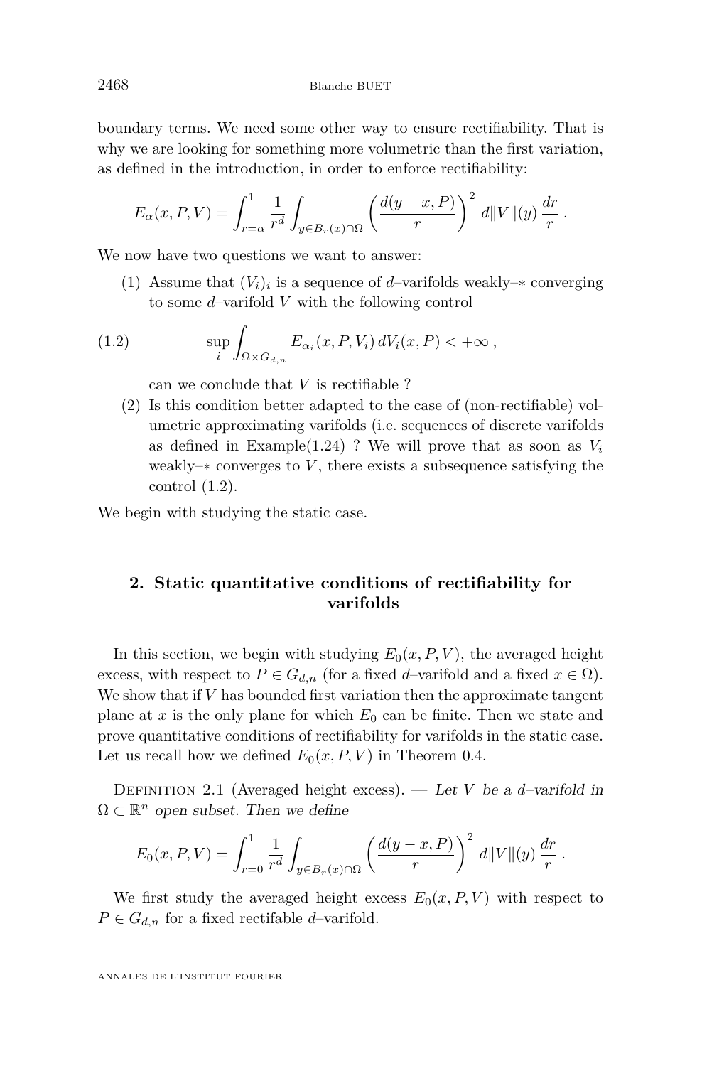boundary terms. We need some other way to ensure rectifiability. That is why we are looking for something more volumetric than the first variation, as defined in the introduction, in order to enforce rectifiability:

$$E_\alpha(x, P, V) = \int_{r=\alpha}^{1} \frac{1}{r^d} \int_{y \in B_r(x) \cap \Omega} \left( \frac{d(y-x, P)}{r} \right)^2 d\|V\|(y) \, \frac{dr}{r} \, .$$

We now have two questions we want to answer:

(1) Assume that $(V_i)_i$ is a sequence of $d$–varifolds weakly–$*$ converging to some $d$–varifold $V$ with the following control

$$\sup_i \int_{\Omega \times G_{d,n}} E_{\alpha_i}(x, P, V_i) \, dV_i(x, P) < +\infty \, , \tag{1.2}$$

can we conclude that $V$ is rectifiable ?

(2) Is this condition better adapted to the case of (non-rectifiable) volumetric approximating varifolds (i.e. sequences of discrete varifolds as defined in Example(1.24) ? We will prove that as soon as $V_i$ weakly–$*$ converges to $V$, there exists a subsequence satisfying the control (1.2).

We begin with studying the static case.

## 2. Static quantitative conditions of rectifiability for varifolds

In this section, we begin with studying $E_0(x, P, V)$, the averaged height excess, with respect to $P \in G_{d,n}$ (for a fixed $d$–varifold and a fixed $x \in \Omega$). We show that if $V$ has bounded first variation then the approximate tangent plane at $x$ is the only plane for which $E_0$ can be finite. Then we state and prove quantitative conditions of rectifiability for varifolds in the static case. Let us recall how we defined $E_0(x, P, V)$ in Theorem 0.4.

Definition 2.1 (Averaged height excess). — *Let $V$ be a $d$–varifold in $\Omega \subset \mathbb{R}^n$ open subset. Then we define*

$$E_0(x, P, V) = \int_{r=0}^{1} \frac{1}{r^d} \int_{y \in B_r(x) \cap \Omega} \left( \frac{d(y-x, P)}{r} \right)^2 d\|V\|(y) \, \frac{dr}{r} \, .$$

We first study the averaged height excess $E_0(x, P, V)$ with respect to $P \in G_{d,n}$ for a fixed rectifable $d$–varifold.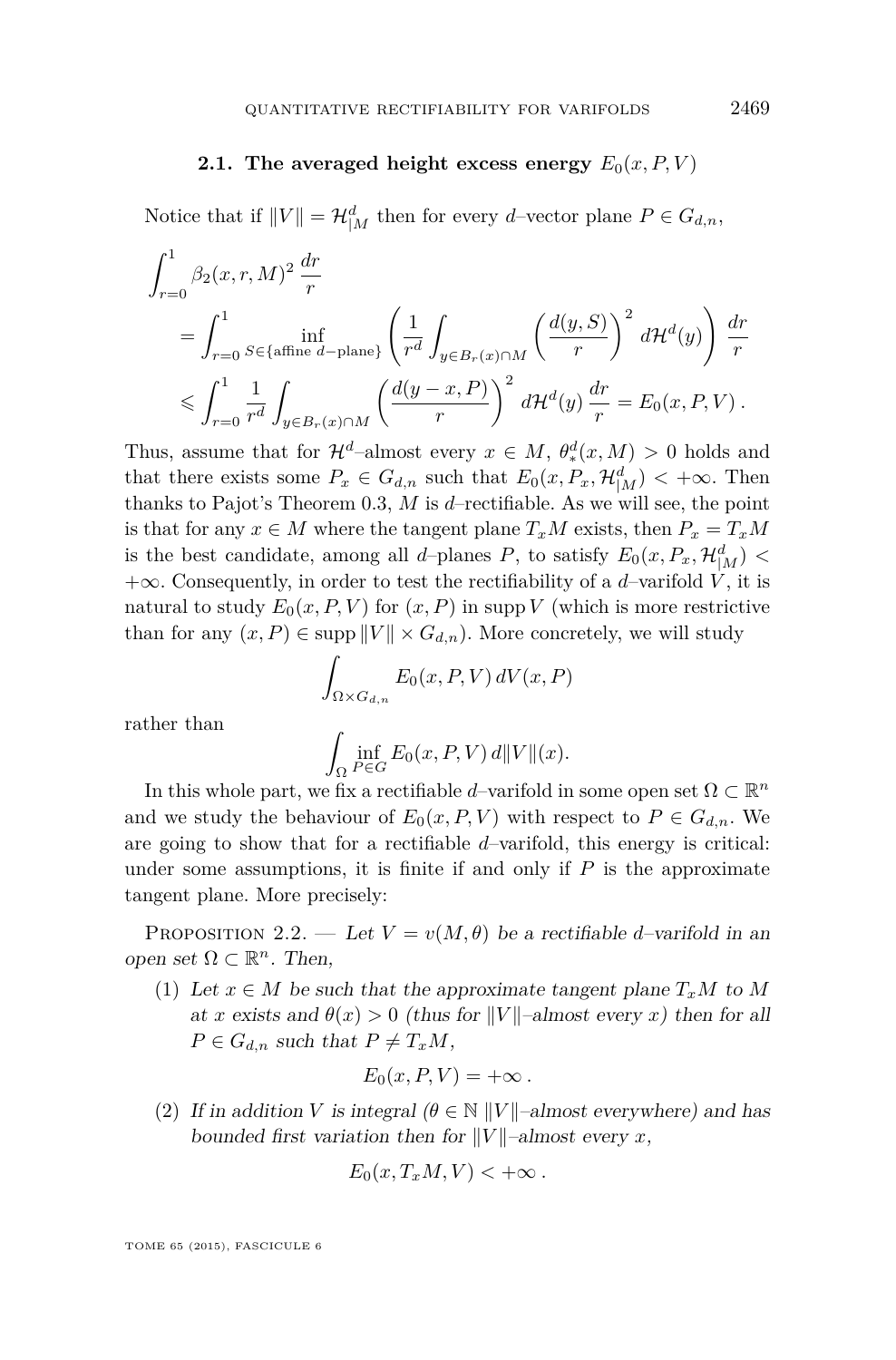### 2.1. The averaged height excess energy $E_0(x, P, V)$

Notice that if $\|V\| = \mathcal{H}^d_{|M}$ then for every $d$–vector plane $P \in G_{d,n}$,

$$
\begin{aligned}
\int_{r=0}^{1} & \beta_2(x,r,M)^2 \, \frac{dr}{r} \\
&= \int_{r=0}^{1} \inf_{S \in \{\text{affine } d-\text{plane}\}} \left( \frac{1}{r^d} \int_{y \in B_r(x) \cap M} \left( \frac{d(y,S)}{r} \right)^2 d\mathcal{H}^d(y) \right) \frac{dr}{r} \\
&\leqslant \int_{r=0}^{1} \frac{1}{r^d} \int_{y \in B_r(x) \cap M} \left( \frac{d(y-x,P)}{r} \right)^2 d\mathcal{H}^d(y) \, \frac{dr}{r} = E_0(x,P,V) \, .
\end{aligned}
$$

Thus, assume that for $\mathcal{H}^d$–almost every $x \in M$, $\theta^d_*(x, M) > 0$ holds and that there exists some $P_x \in G_{d,n}$ such that $E_0(x, P_x, \mathcal{H}^d_{|M}) < +\infty$. Then thanks to Pajot's Theorem 0.3, $M$ is $d$–rectifiable. As we will see, the point is that for any $x \in M$ where the tangent plane $T_x M$ exists, then $P_x = T_x M$ is the best candidate, among all $d$–planes $P$, to satisfy $E_0(x, P_x, \mathcal{H}^d_{|M}) < +\infty$. Consequently, in order to test the rectifiability of a $d$–varifold $V$, it is natural to study $E_0(x, P, V)$ for $(x, P)$ in $\operatorname{supp} V$ (which is more restrictive than for any $(x, P) \in \operatorname{supp} \|V\| \times G_{d,n}$). More concretely, we will study

$$
\int_{\Omega \times G_{d,n}} E_0(x,P,V) \, dV(x,P)
$$

rather than

$$
\int_{\Omega} \inf_{P \in G} E_0(x,P,V) \, d\|V\|(x).
$$

In this whole part, we fix a rectifiable $d$–varifold in some open set $\Omega \subset \mathbb{R}^n$ and we study the behaviour of $E_0(x, P, V)$ with respect to $P \in G_{d,n}$. We are going to show that for a rectifiable $d$–varifold, this energy is critical: under some assumptions, it is finite if and only if $P$ is the approximate tangent plane. More precisely:

Proposition 2.2. — *Let $V = v(M, \theta)$ be a rectifiable $d$–varifold in an open set $\Omega \subset \mathbb{R}^n$. Then,*

1. *Let $x \in M$ be such that the approximate tangent plane $T_x M$ to $M$ at $x$ exists and $\theta(x) > 0$ (thus for $\|V\|$–almost every $x$) then for all $P \in G_{d,n}$ such that $P \neq T_x M$,*
$$
E_0(x,P,V) = +\infty \, .
$$
2. *If in addition $V$ is integral ($\theta \in \mathbb{N}$ $\|V\|$–almost everywhere) and has bounded first variation then for $\|V\|$–almost every $x$,*
$$
E_0(x, T_x M, V) < +\infty \, .
$$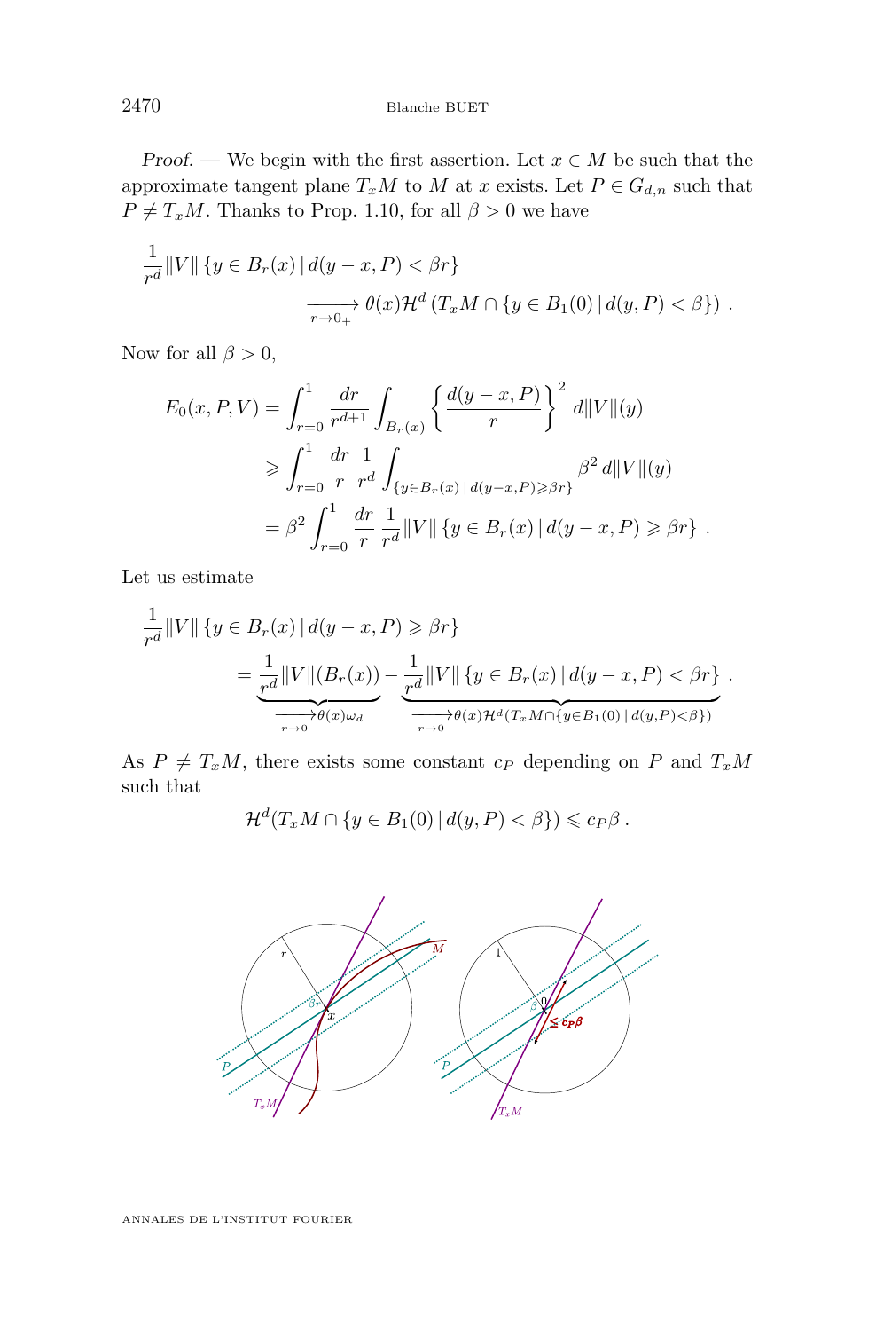*Proof.* — We begin with the first assertion. Let $x \in M$ be such that the approximate tangent plane $T_x M$ to $M$ at $x$ exists. Let $P \in G_{d,n}$ such that $P \neq T_x M$. Thanks to Prop. 1.10, for all $\beta > 0$ we have

$$\frac{1}{r^d} \|V\| \{ y \in B_r(x) \,|\, d(y-x, P) < \beta r \} \xrightarrow[r \to 0_+]{} \theta(x) \mathcal{H}^d \left( T_x M \cap \{ y \in B_1(0) \,|\, d(y, P) < \beta \} \right) .$$

Now for all $\beta > 0$,

$$\begin{aligned}
E_0(x, P, V) &= \int_{r=0}^1 \frac{dr}{r^{d+1}} \int_{B_r(x)} \left\{ \frac{d(y-x, P)}{r} \right\}^2 d\|V\|(y) \\
&\geqslant \int_{r=0}^1 \frac{dr}{r} \frac{1}{r^d} \int_{\{y \in B_r(x) \,|\, d(y-x,P) \geqslant \beta r\}} \beta^2 \, d\|V\|(y) \\
&= \beta^2 \int_{r=0}^1 \frac{dr}{r} \frac{1}{r^d} \|V\| \{ y \in B_r(x) \,|\, d(y-x, P) \geqslant \beta r \} .
\end{aligned}$$

Let us estimate

$$\frac{1}{r^d} \|V\| \{ y \in B_r(x) \,|\, d(y-x, P) \geqslant \beta r \} = \underbrace{\frac{1}{r^d} \|V\|(B_r(x))}_{\xrightarrow[r \to 0]{} \theta(x) \omega_d} - \underbrace{\frac{1}{r^d} \|V\| \{ y \in B_r(x) \,|\, d(y-x, P) < \beta r \}}_{\xrightarrow[r \to 0]{} \theta(x) \mathcal{H}^d (T_x M \cap \{ y \in B_1(0) \,|\, d(y,P) < \beta \})} .$$

As $P \neq T_x M$, there exists some constant $c_P$ depending on $P$ and $T_x M$ such that

$$\mathcal{H}^d (T_x M \cap \{ y \in B_1(0) \,|\, d(y, P) < \beta \}) \leqslant c_P \beta .$$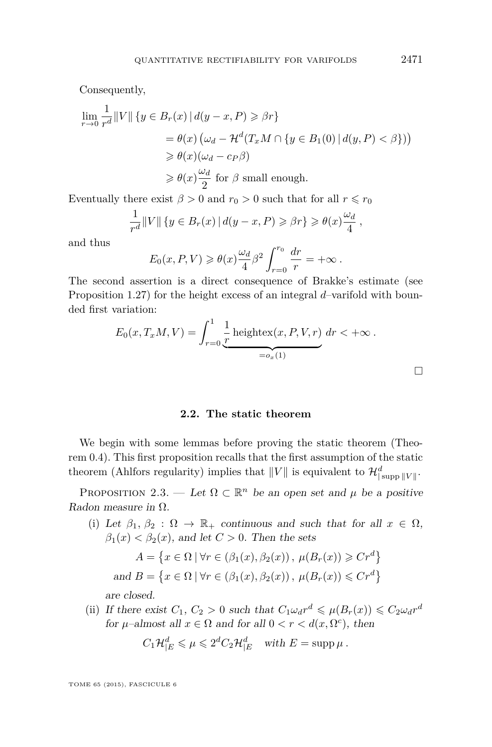Consequently,

$$\begin{aligned}
\lim_{r\to 0} \frac{1}{r^d} \|V\| \{y \in B_r(x) \,|\, d(y-x,P) \geqslant \beta r\} \\
&= \theta(x)\left(\omega_d - \mathcal{H}^d(T_x M \cap \{y \in B_1(0) \,|\, d(y,P) < \beta\})\right) \\
&\geqslant \theta(x)(\omega_d - c_P \beta) \\
&\geqslant \theta(x)\frac{\omega_d}{2} \text{ for } \beta \text{ small enough.}
\end{aligned}$$

Eventually there exist $\beta > 0$ and $r_0 > 0$ such that for all $r \leqslant r_0$

$$\frac{1}{r^d}\|V\| \{y \in B_r(x) \,|\, d(y-x,P) \geqslant \beta r\} \geqslant \theta(x)\frac{\omega_d}{4}\,,$$

and thus

$$E_0(x,P,V) \geqslant \theta(x)\frac{\omega_d}{4}\beta^2 \int_{r=0}^{r_0} \frac{dr}{r} = +\infty\,.$$

The second assertion is a direct consequence of Brakke's estimate (see Proposition 1.27) for the height excess of an integral $d$–varifold with bounded first variation:

$$E_0(x,T_xM,V) = \int_{r=0}^{1} \underbrace{\frac{1}{r}\,\mathrm{heightex}(x,P,V,r)}_{=o_x(1)}\,dr < +\infty\,.$$

□

### 2.2. The static theorem

We begin with some lemmas before proving the static theorem (Theorem 0.4). This first proposition recalls that the first assumption of the static theorem (Ahlfors regularity) implies that $\|V\|$ is equivalent to $\mathcal{H}^d_{|\operatorname{supp}\|V\|}$.

Proposition 2.3. — *Let $\Omega \subset \mathbb{R}^n$ be an open set and $\mu$ be a positive Radon measure in $\Omega$.*

(i) *Let $\beta_1, \beta_2 : \Omega \to \mathbb{R}_+$ continuous and such that for all $x \in \Omega$, $\beta_1(x) < \beta_2(x)$, and let $C > 0$. Then the sets*

$$A = \left\{x \in \Omega \,|\, \forall r \in (\beta_1(x),\beta_2(x))\,,\ \mu(B_r(x)) \geqslant Cr^d\right\}$$
$$\text{and } B = \left\{x \in \Omega \,|\, \forall r \in (\beta_1(x),\beta_2(x))\,,\ \mu(B_r(x)) \leqslant Cr^d\right\}$$

*are closed.*

(ii) *If there exist $C_1$, $C_2 > 0$ such that $C_1\omega_d r^d \leqslant \mu(B_r(x)) \leqslant C_2\omega_d r^d$ for $\mu$–almost all $x \in \Omega$ and for all $0 < r < d(x,\Omega^c)$, then*

$$C_1\mathcal{H}^d_{|E} \leqslant \mu \leqslant 2^d C_2 \mathcal{H}^d_{|E} \quad \text{with } E = \operatorname{supp}\mu\,.$$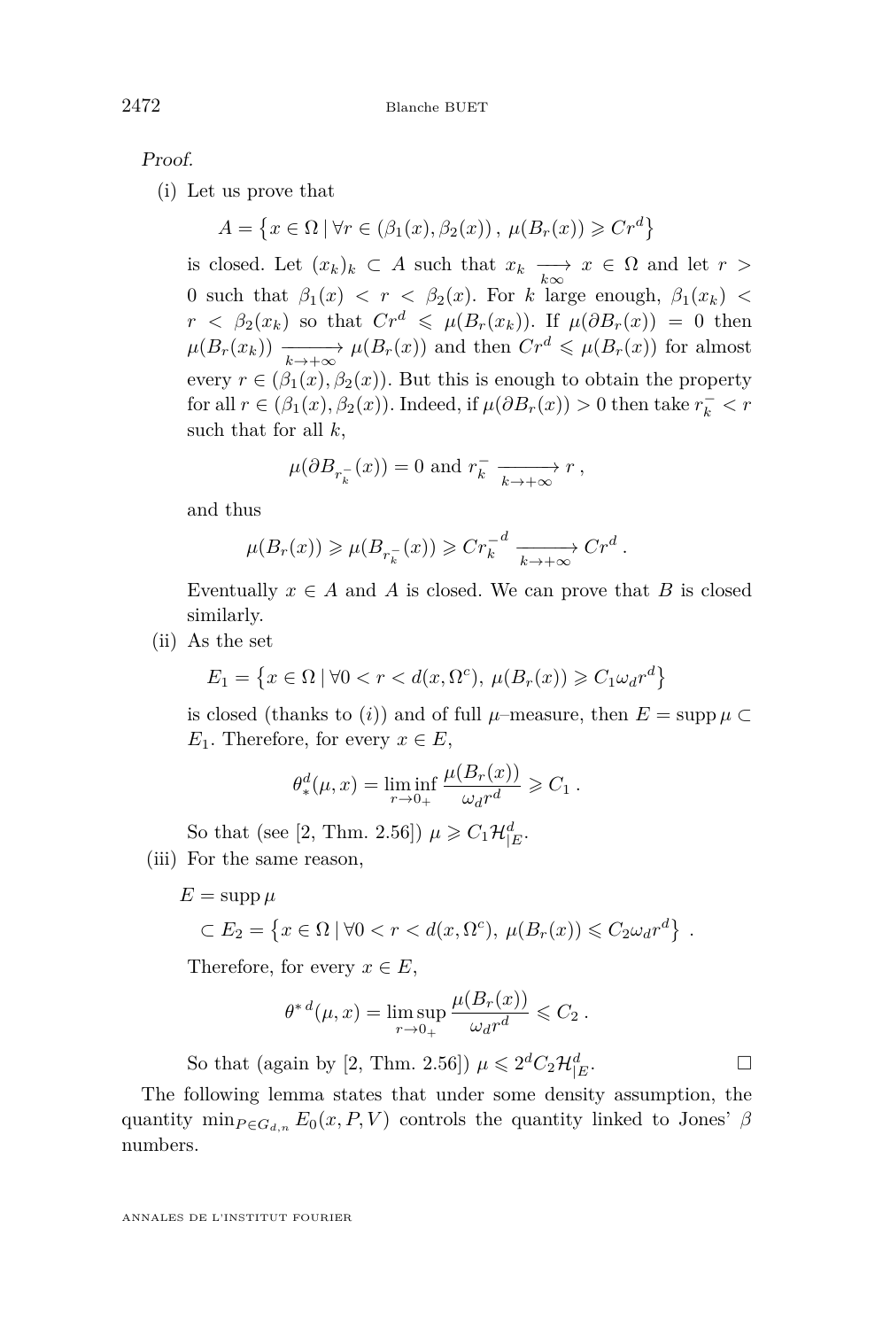*Proof.*

(i) Let us prove that

$$A = \left\{ x \in \Omega \mid \forall r \in (\beta_1(x), \beta_2(x)) \, , \; \mu(B_r(x)) \geqslant C r^d \right\}$$

is closed. Let $(x_k)_k \subset A$ such that $x_k \xrightarrow[k\infty]{} x \in \Omega$ and let $r > 0$ such that $\beta_1(x) < r < \beta_2(x)$. For $k$ large enough, $\beta_1(x_k) < r < \beta_2(x_k)$ so that $Cr^d \leqslant \mu(B_r(x_k))$. If $\mu(\partial B_r(x)) = 0$ then $\mu(B_r(x_k)) \xrightarrow[k\to+\infty]{} \mu(B_r(x))$ and then $Cr^d \leqslant \mu(B_r(x))$ for almost every $r \in (\beta_1(x), \beta_2(x))$. But this is enough to obtain the property for all $r \in (\beta_1(x), \beta_2(x))$. Indeed, if $\mu(\partial B_r(x)) > 0$ then take $r_k^- < r$ such that for all $k$,

$$\mu(\partial B_{r_k^-}(x)) = 0 \text{ and } r_k^- \xrightarrow[k\to+\infty]{} r \, ,$$

and thus

$$\mu(B_r(x)) \geqslant \mu(B_{r_k^-}(x)) \geqslant C {r_k^-}^d \xrightarrow[k\to+\infty]{} C r^d \, .$$

Eventually $x \in A$ and $A$ is closed. We can prove that $B$ is closed similarly.

(ii) As the set

$$E_1 = \left\{ x \in \Omega \mid \forall 0 < r < d(x, \Omega^c), \; \mu(B_r(x)) \geqslant C_1 \omega_d r^d \right\}$$

is closed (thanks to $(i)$) and of full $\mu$–measure, then $E = \operatorname{supp} \mu \subset E_1$. Therefore, for every $x \in E$,

$$\theta_*^d(\mu, x) = \liminf_{r \to 0_+} \frac{\mu(B_r(x))}{\omega_d r^d} \geqslant C_1 \, .$$

So that (see [2, Thm. 2.56]) $\mu \geqslant C_1 \mathcal{H}^d_{|E}$.

(iii) For the same reason,

$$\begin{aligned} E &= \operatorname{supp} \mu \\ &\subset E_2 = \left\{ x \in \Omega \mid \forall 0 < r < d(x, \Omega^c), \; \mu(B_r(x)) \leqslant C_2 \omega_d r^d \right\} \, . \end{aligned}$$

Therefore, for every $x \in E$,

$$\theta^{*\,d}(\mu, x) = \limsup_{r \to 0_+} \frac{\mu(B_r(x))}{\omega_d r^d} \leqslant C_2 \, .$$

So that (again by [2, Thm. 2.56]) $\mu \leqslant 2^d C_2 \mathcal{H}^d_{|E}$. $\square$

The following lemma states that under some density assumption, the quantity $\min_{P \in G_{d,n}} E_0(x, P, V)$ controls the quantity linked to Jones' $\beta$ numbers.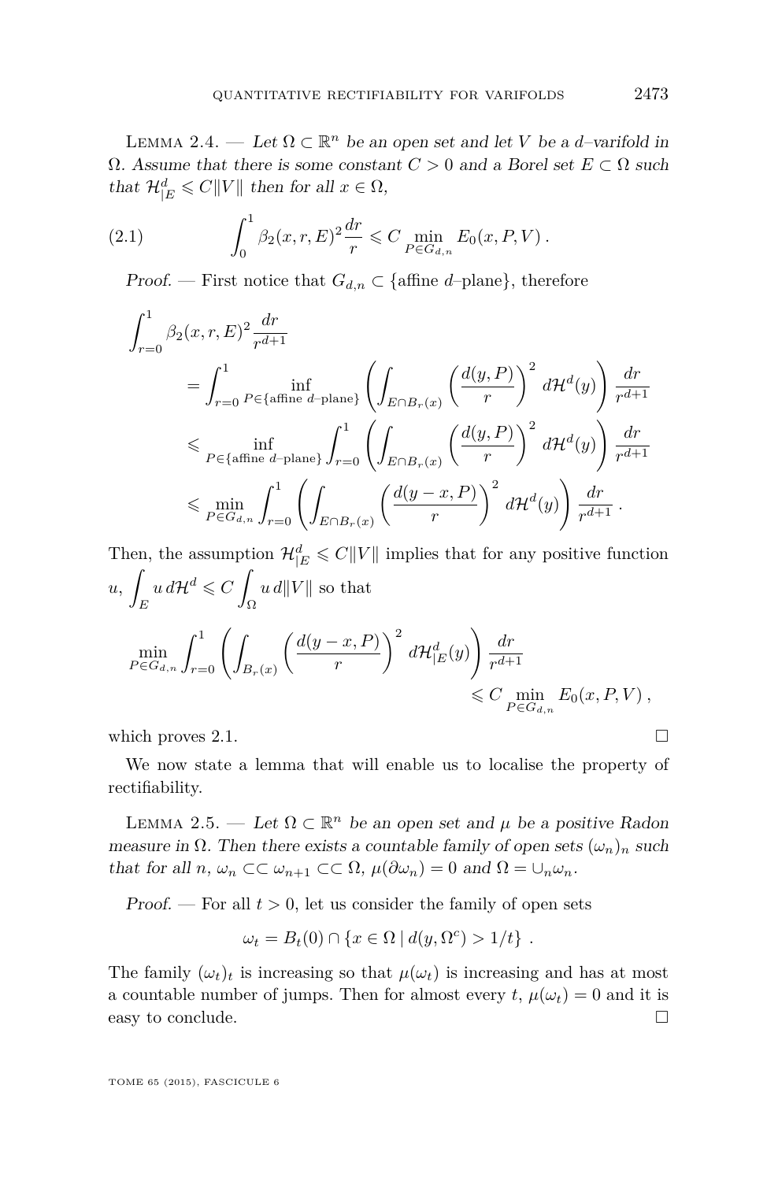Lemma 2.4. — *Let $\Omega \subset \mathbb{R}^n$ be an open set and let $V$ be a $d$–varifold in $\Omega$. Assume that there is some constant $C > 0$ and a Borel set $E \subset \Omega$ such that $\mathcal{H}^d_{|E} \leqslant C\|V\|$ then for all $x \in \Omega$,*

$$\int_0^1 \beta_2(x,r,E)^2 \frac{dr}{r} \leqslant C \min_{P \in G_{d,n}} E_0(x,P,V)\,. \tag{2.1}$$

*Proof.* — First notice that $G_{d,n} \subset \{\text{affine } d\text{–plane}\}$, therefore

$$\begin{aligned}
\int_{r=0}^1 &\beta_2(x,r,E)^2 \frac{dr}{r^{d+1}} \\
&= \int_{r=0}^1 \inf_{P \in \{\text{affine } d\text{–plane}\}} \left( \int_{E \cap B_r(x)} \left( \frac{d(y,P)}{r} \right)^2 d\mathcal{H}^d(y) \right) \frac{dr}{r^{d+1}} \\
&\leqslant \inf_{P \in \{\text{affine } d\text{–plane}\}} \int_{r=0}^1 \left( \int_{E \cap B_r(x)} \left( \frac{d(y,P)}{r} \right)^2 d\mathcal{H}^d(y) \right) \frac{dr}{r^{d+1}} \\
&\leqslant \min_{P \in G_{d,n}} \int_{r=0}^1 \left( \int_{E \cap B_r(x)} \left( \frac{d(y-x,P)}{r} \right)^2 d\mathcal{H}^d(y) \right) \frac{dr}{r^{d+1}}\,.
\end{aligned}$$

Then, the assumption $\mathcal{H}^d_{|E} \leqslant C\|V\|$ implies that for any positive function $u$, $\displaystyle\int_E u \, d\mathcal{H}^d \leqslant C \int_\Omega u \, d\|V\|$ so that

$$\min_{P \in G_{d,n}} \int_{r=0}^1 \left( \int_{B_r(x)} \left( \frac{d(y-x,P)}{r} \right)^2 d\mathcal{H}^d_{|E}(y) \right) \frac{dr}{r^{d+1}} \leqslant C \min_{P \in G_{d,n}} E_0(x,P,V)\,,$$

which proves 2.1. $\square$

We now state a lemma that will enable us to localise the property of rectifiability.

Lemma 2.5. — *Let $\Omega \subset \mathbb{R}^n$ be an open set and $\mu$ be a positive Radon measure in $\Omega$. Then there exists a countable family of open sets $(\omega_n)_n$ such that for all $n$, $\omega_n \subset\subset \omega_{n+1} \subset\subset \Omega$, $\mu(\partial\omega_n) = 0$ and $\Omega = \cup_n \omega_n$.*

*Proof.* — For all $t > 0$, let us consider the family of open sets

$$\omega_t = B_t(0) \cap \{x \in \Omega \mid d(y, \Omega^c) > 1/t\}\,.$$

The family $(\omega_t)_t$ is increasing so that $\mu(\omega_t)$ is increasing and has at most a countable number of jumps. Then for almost every $t$, $\mu(\omega_t) = 0$ and it is easy to conclude. $\square$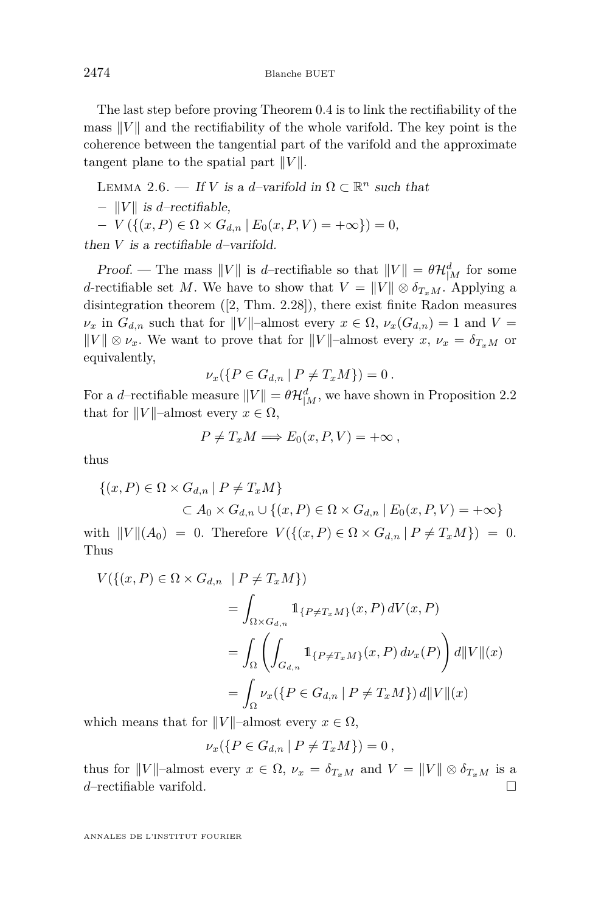The last step before proving Theorem 0.4 is to link the rectifiability of the mass $\|V\|$ and the rectifiability of the whole varifold. The key point is the coherence between the tangential part of the varifold and the approximate tangent plane to the spatial part $\|V\|$.

Lemma 2.6. — *If $V$ is a $d$–varifold in $\Omega \subset \mathbb{R}^n$ such that*

- *$\|V\|$ is $d$–rectifiable,*
- *$V\left(\{(x,P) \in \Omega \times G_{d,n} \mid E_0(x,P,V) = +\infty\}\right) = 0$,*

*then $V$ is a rectifiable $d$–varifold.*

*Proof.* — The mass $\|V\|$ is $d$–rectifiable so that $\|V\| = \theta \mathcal{H}^d_{|M}$ for some $d$-rectifiable set $M$. We have to show that $V = \|V\| \otimes \delta_{T_x M}$. Applying a disintegration theorem ([2, Thm. 2.28]), there exist finite Radon measures $\nu_x$ in $G_{d,n}$ such that for $\|V\|$–almost every $x \in \Omega$, $\nu_x(G_{d,n}) = 1$ and $V = \|V\| \otimes \nu_x$. We want to prove that for $\|V\|$–almost every $x$, $\nu_x = \delta_{T_x M}$ or equivalently,

$$\nu_x(\{P \in G_{d,n} \mid P \neq T_x M\}) = 0\,.$$

For a $d$–rectifiable measure $\|V\| = \theta \mathcal{H}^d_{|M}$, we have shown in Proposition 2.2 that for $\|V\|$–almost every $x \in \Omega$,

$$P \neq T_x M \Longrightarrow E_0(x,P,V) = +\infty\,,$$

thus

$$\{(x,P) \in \Omega \times G_{d,n} \mid P \neq T_x M\} \subset A_0 \times G_{d,n} \cup \{(x,P) \in \Omega \times G_{d,n} \mid E_0(x,P,V) = +\infty\}$$

with $\|V\|(A_0) = 0$. Therefore $V(\{(x,P) \in \Omega \times G_{d,n} \mid P \neq T_x M\}) = 0$. Thus

$$\begin{aligned}
V(\{(x,P) \in \Omega \times G_{d,n} \mid P \neq T_x M\}) &= \int_{\Omega \times G_{d,n}} \mathbb{1}_{\{P \neq T_x M\}}(x,P)\, dV(x,P) \\
&= \int_{\Omega} \left( \int_{G_{d,n}} \mathbb{1}_{\{P \neq T_x M\}}(x,P)\, d\nu_x(P) \right) d\|V\|(x) \\
&= \int_{\Omega} \nu_x(\{P \in G_{d,n} \mid P \neq T_x M\})\, d\|V\|(x)
\end{aligned}$$

which means that for $\|V\|$–almost every $x \in \Omega$,

$$\nu_x(\{P \in G_{d,n} \mid P \neq T_x M\}) = 0\,,$$

thus for $\|V\|$–almost every $x \in \Omega$, $\nu_x = \delta_{T_x M}$ and $V = \|V\| \otimes \delta_{T_x M}$ is a $d$–rectifiable varifold. □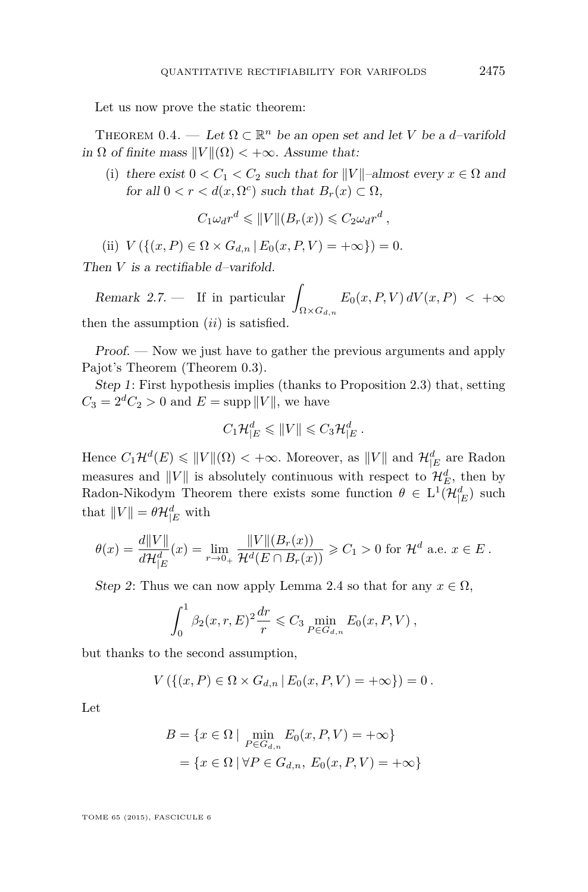Let us now prove the static theorem:

*Theorem 0.4.* — *Let $\Omega \subset \mathbb{R}^n$ be an open set and let $V$ be a $d$–varifold in $\Omega$ of finite mass $\|V\|(\Omega) < +\infty$. Assume that:*

(i) *there exist $0 < C_1 < C_2$ such that for $\|V\|$–almost every $x \in \Omega$ and for all $0 < r < d(x, \Omega^c)$ such that $B_r(x) \subset \Omega$,*

$$C_1 \omega_d r^d \leqslant \|V\|(B_r(x)) \leqslant C_2 \omega_d r^d \,,$$

(ii) $V\left(\{(x,P) \in \Omega \times G_{d,n} \,|\, E_0(x,P,V) = +\infty\}\right) = 0$.

*Then $V$ is a rectifiable $d$–varifold.*

*Remark 2.7.* — If in particular $\displaystyle\int_{\Omega \times G_{d,n}} E_0(x,P,V)\, dV(x,P) < +\infty$ then the assumption $(ii)$ is satisfied.

*Proof.* — Now we just have to gather the previous arguments and apply Pajot's Theorem (Theorem 0.3).

*Step 1*: First hypothesis implies (thanks to Proposition 2.3) that, setting $C_3 = 2^d C_2 > 0$ and $E = \operatorname{supp} \|V\|$, we have

$$C_1 \mathcal{H}^d_{|E} \leqslant \|V\| \leqslant C_3 \mathcal{H}^d_{|E} \,.$$

Hence $C_1 \mathcal{H}^d(E) \leqslant \|V\|(\Omega) < +\infty$. Moreover, as $\|V\|$ and $\mathcal{H}^d_{|E}$ are Radon measures and $\|V\|$ is absolutely continuous with respect to $\mathcal{H}^d_E$, then by Radon-Nikodym Theorem there exists some function $\theta \in \mathrm{L}^1(\mathcal{H}^d_{|E})$ such that $\|V\| = \theta \mathcal{H}^d_{|E}$ with

$$\theta(x) = \frac{d\|V\|}{d\mathcal{H}^d_{|E}}(x) = \lim_{r \to 0_+} \frac{\|V\|(B_r(x))}{\mathcal{H}^d(E \cap B_r(x))} \geqslant C_1 > 0 \text{ for } \mathcal{H}^d \text{ a.e. } x \in E \,.$$

*Step 2*: Thus we can now apply Lemma 2.4 so that for any $x \in \Omega$,

$$\int_0^1 \beta_2(x,r,E)^2 \frac{dr}{r} \leqslant C_3 \min_{P \in G_{d,n}} E_0(x,P,V) \,,$$

but thanks to the second assumption,

$$V\left(\{(x,P) \in \Omega \times G_{d,n} \,|\, E_0(x,P,V) = +\infty\}\right) = 0 \,.$$

Let

$$\begin{aligned} B &= \{x \in \Omega \,|\, \min_{P \in G_{d,n}} E_0(x,P,V) = +\infty\} \\ &= \{x \in \Omega \,|\, \forall P \in G_{d,n},\ E_0(x,P,V) = +\infty\} \end{aligned}$$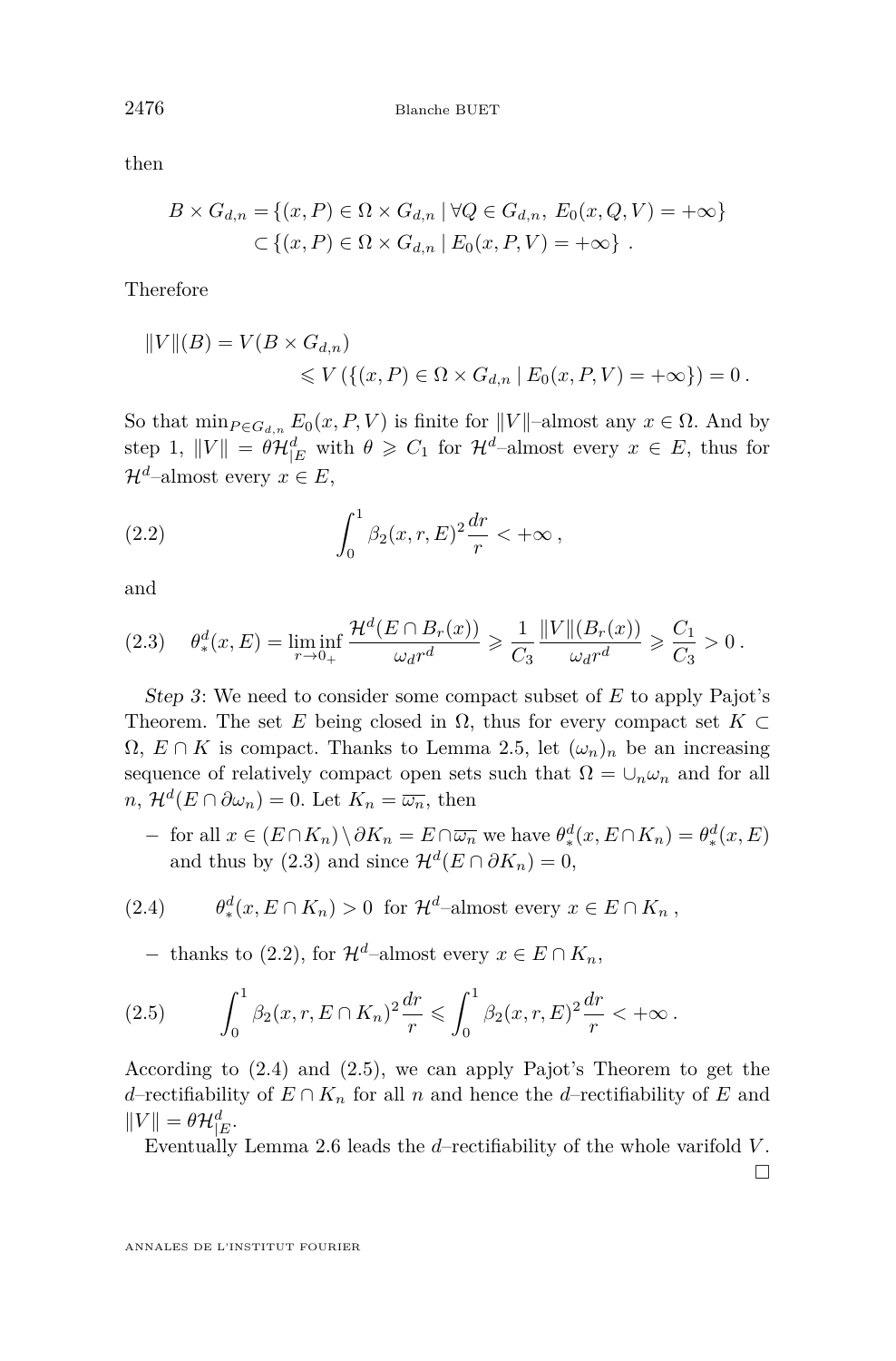then

$$
\begin{aligned}
B \times G_{d,n} &= \{(x,P) \in \Omega \times G_{d,n} \mid \forall Q \in G_{d,n},\ E_0(x,Q,V) = +\infty\} \\
&\subset \{(x,P) \in \Omega \times G_{d,n} \mid E_0(x,P,V) = +\infty\} \ .
\end{aligned}
$$

Therefore

$$
\begin{aligned}
\|V\|(B) &= V(B \times G_{d,n}) \\
&\leqslant V\left(\{(x,P) \in \Omega \times G_{d,n} \mid E_0(x,P,V) = +\infty\}\right) = 0\,.
\end{aligned}
$$

So that $\min_{P \in G_{d,n}} E_0(x,P,V)$ is finite for $\|V\|$–almost any $x \in \Omega$. And by step 1, $\|V\| = \theta \mathcal{H}^d_{|E}$ with $\theta \geqslant C_1$ for $\mathcal{H}^d$–almost every $x \in E$, thus for $\mathcal{H}^d$–almost every $x \in E$,

$$
\int_0^1 \beta_2(x,r,E)^2 \frac{dr}{r} < +\infty\,, \tag{2.2}
$$

and

$$
\theta^d_*(x,E) = \liminf_{r \to 0_+} \frac{\mathcal{H}^d(E \cap B_r(x))}{\omega_d r^d} \geqslant \frac{1}{C_3} \frac{\|V\|(B_r(x))}{\omega_d r^d} \geqslant \frac{C_1}{C_3} > 0\,. \tag{2.3}
$$

*Step 3*: We need to consider some compact subset of $E$ to apply Pajot's Theorem. The set $E$ being closed in $\Omega$, thus for every compact set $K \subset \Omega$, $E \cap K$ is compact. Thanks to Lemma 2.5, let $(\omega_n)_n$ be an increasing sequence of relatively compact open sets such that $\Omega = \cup_n \omega_n$ and for all $n$, $\mathcal{H}^d(E \cap \partial\omega_n) = 0$. Let $K_n = \overline{\omega_n}$, then

– for all $x \in (E \cap K_n) \setminus \partial K_n = E \cap \overline{\omega_n}$ we have $\theta^d_*(x, E \cap K_n) = \theta^d_*(x,E)$ and thus by (2.3) and since $\mathcal{H}^d(E \cap \partial K_n) = 0$,

$$
\theta^d_*(x, E \cap K_n) > 0 \text{ for } \mathcal{H}^d\text{–almost every } x \in E \cap K_n\,, \tag{2.4}
$$

– thanks to (2.2), for $\mathcal{H}^d$–almost every $x \in E \cap K_n$,

$$
\int_0^1 \beta_2(x,r,E \cap K_n)^2 \frac{dr}{r} \leqslant \int_0^1 \beta_2(x,r,E)^2 \frac{dr}{r} < +\infty\,. \tag{2.5}
$$

According to (2.4) and (2.5), we can apply Pajot's Theorem to get the $d$–rectifiability of $E \cap K_n$ for all $n$ and hence the $d$–rectifiability of $E$ and $\|V\| = \theta \mathcal{H}^d_{|E}$.

Eventually Lemma 2.6 leads the $d$–rectifiability of the whole varifold $V$. □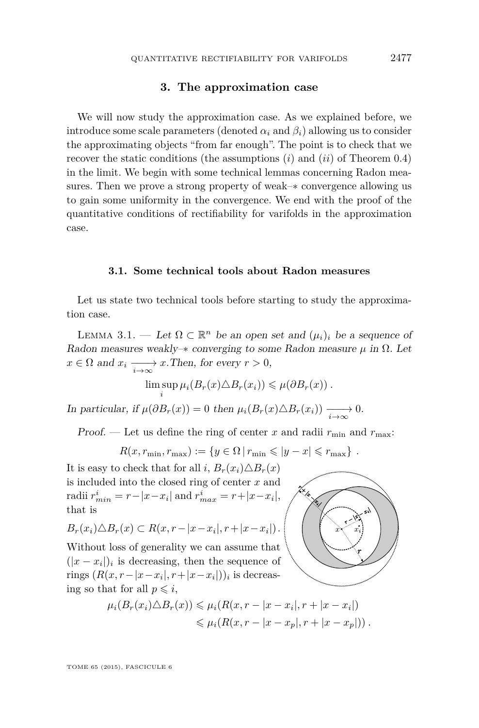## 3. The approximation case

We will now study the approximation case. As we explained before, we introduce some scale parameters (denoted $\alpha_i$ and $\beta_i$) allowing us to consider the approximating objects "from far enough". The point is to check that we recover the static conditions (the assumptions $(i)$ and $(ii)$ of Theorem 0.4) in the limit. We begin with some technical lemmas concerning Radon measures. Then we prove a strong property of weak–$*$ convergence allowing us to gain some uniformity in the convergence. We end with the proof of the quantitative conditions of rectifiability for varifolds in the approximation case.

### 3.1. Some technical tools about Radon measures

Let us state two technical tools before starting to study the approximation case.

Lemma 3.1. — *Let $\Omega \subset \mathbb{R}^n$ be an open set and $(\mu_i)_i$ be a sequence of Radon measures weakly–$*$ converging to some Radon measure $\mu$ in $\Omega$. Let $x \in \Omega$ and $x_i \xrightarrow[i\to\infty]{} x$. Then, for every $r > 0$,*

$$\limsup_i \mu_i(B_r(x) \triangle B_r(x_i)) \leqslant \mu(\partial B_r(x)) \, .$$

*In particular, if $\mu(\partial B_r(x)) = 0$ then $\mu_i(B_r(x) \triangle B_r(x_i)) \xrightarrow[i\to\infty]{} 0$.*

*Proof.* — Let us define the ring of center $x$ and radii $r_{\min}$ and $r_{\max}$:

$$R(x, r_{\min}, r_{\max}) := \{ y \in \Omega \, | \, r_{\min} \leqslant |y - x| \leqslant r_{\max} \} \, .$$

It is easy to check that for all $i$, $B_r(x_i) \triangle B_r(x)$ is included into the closed ring of center $x$ and radii $r^i_{min} = r - |x - x_i|$ and $r^i_{max} = r + |x - x_i|$, that is

$$B_r(x_i) \triangle B_r(x) \subset R(x, r - |x - x_i|, r + |x - x_i|) \, .$$

Without loss of generality we can assume that $(|x - x_i|)_i$ is decreasing, then the sequence of rings $(R(x, r - |x - x_i|, r + |x - x_i|))_i$ is decreasing so that for all $p \leqslant i$,

$$\begin{aligned} \mu_i(B_r(x_i) \triangle B_r(x)) &\leqslant \mu_i(R(x, r - |x - x_i|, r + |x - x_i|) \\ &\leqslant \mu_i(R(x, r - |x - x_p|, r + |x - x_p|)) \, . \end{aligned}$$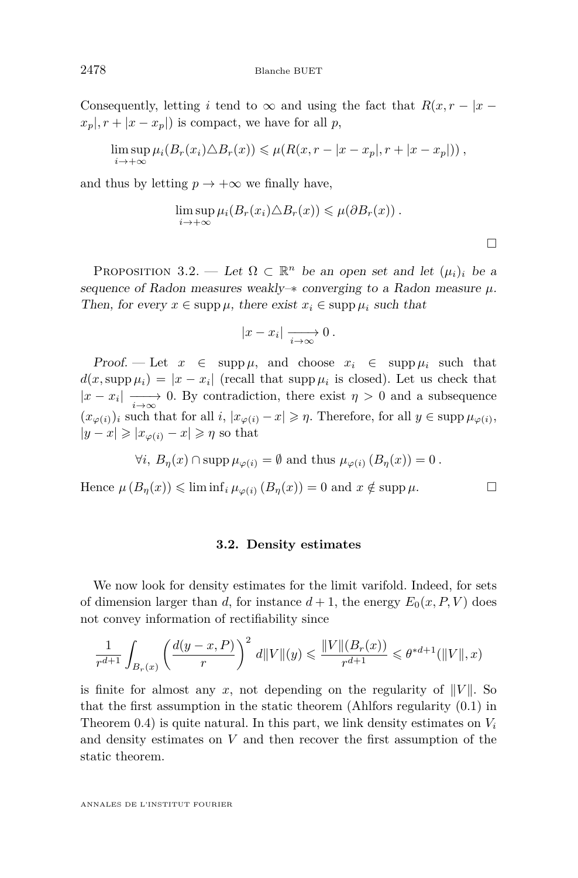Consequently, letting $i$ tend to $\infty$ and using the fact that $R(x, r - |x - x_p|, r + |x - x_p|)$ is compact, we have for all $p$,

$$\limsup_{i \to +\infty} \mu_i(B_r(x_i) \triangle B_r(x)) \leqslant \mu(R(x, r - |x - x_p|, r + |x - x_p|)) \,,$$

and thus by letting $p \to +\infty$ we finally have,

$$\limsup_{i \to +\infty} \mu_i(B_r(x_i) \triangle B_r(x)) \leqslant \mu(\partial B_r(x)) \,.$$

□

Proposition 3.2. — *Let $\Omega \subset \mathbb{R}^n$ be an open set and let $(\mu_i)_i$ be a sequence of Radon measures weakly–$*$ converging to a Radon measure $\mu$. Then, for every $x \in \operatorname{supp} \mu$, there exist $x_i \in \operatorname{supp} \mu_i$ such that*

$$|x - x_i| \xrightarrow[i \to \infty]{} 0 \,.$$

*Proof.* — Let $x \in \operatorname{supp} \mu$, and choose $x_i \in \operatorname{supp} \mu_i$ such that $d(x, \operatorname{supp} \mu_i) = |x - x_i|$ (recall that $\operatorname{supp} \mu_i$ is closed). Let us check that $|x - x_i| \xrightarrow[i \to \infty]{} 0$. By contradiction, there exist $\eta > 0$ and a subsequence $(x_{\varphi(i)})_i$ such that for all $i$, $|x_{\varphi(i)} - x| \geqslant \eta$. Therefore, for all $y \in \operatorname{supp} \mu_{\varphi(i)}$, $|y - x| \geqslant |x_{\varphi(i)} - x| \geqslant \eta$ so that

$$\forall i, \ B_\eta(x) \cap \operatorname{supp} \mu_{\varphi(i)} = \emptyset \text{ and thus } \mu_{\varphi(i)}\left(B_\eta(x)\right) = 0 \,.$$

Hence $\mu\left(B_\eta(x)\right) \leqslant \liminf_i \mu_{\varphi(i)}\left(B_\eta(x)\right) = 0$ and $x \notin \operatorname{supp} \mu$. □

### 3.2. Density estimates

We now look for density estimates for the limit varifold. Indeed, for sets of dimension larger than $d$, for instance $d + 1$, the energy $E_0(x, P, V)$ does not convey information of rectifiability since

$$\frac{1}{r^{d+1}} \int_{B_r(x)} \left( \frac{d(y - x, P)}{r} \right)^2 \, d\|V\|(y) \leqslant \frac{\|V\|(B_r(x))}{r^{d+1}} \leqslant \theta^{*d+1}(\|V\|, x)$$

is finite for almost any $x$, not depending on the regularity of $\|V\|$. So that the first assumption in the static theorem (Ahlfors regularity (0.1) in Theorem 0.4) is quite natural. In this part, we link density estimates on $V_i$ and density estimates on $V$ and then recover the first assumption of the static theorem.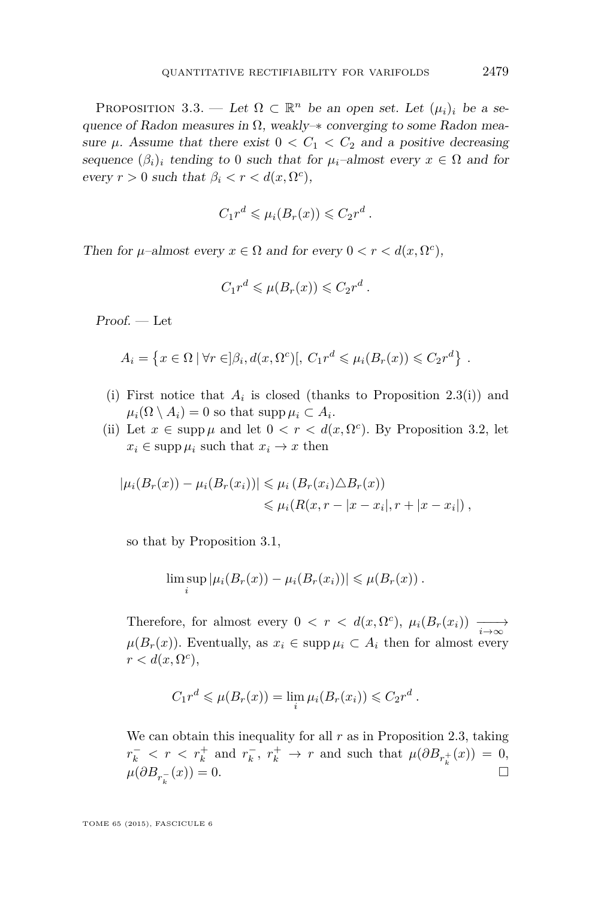Proposition 3.3. — *Let $\Omega \subset \mathbb{R}^n$ be an open set. Let $(\mu_i)_i$ be a sequence of Radon measures in $\Omega$, weakly–$*$ converging to some Radon measure $\mu$. Assume that there exist $0 < C_1 < C_2$ and a positive decreasing sequence $(\beta_i)_i$ tending to $0$ such that for $\mu_i$–almost every $x \in \Omega$ and for every $r > 0$ such that $\beta_i < r < d(x, \Omega^c)$,*

$$C_1 r^d \leqslant \mu_i(B_r(x)) \leqslant C_2 r^d \, .$$

*Then for $\mu$–almost every $x \in \Omega$ and for every $0 < r < d(x, \Omega^c)$,*

$$C_1 r^d \leqslant \mu(B_r(x)) \leqslant C_2 r^d \, .$$

*Proof.* — Let

$$A_i = \left\{ x \in \Omega \mid \forall r \in ]\beta_i, d(x, \Omega^c)[, \; C_1 r^d \leqslant \mu_i(B_r(x)) \leqslant C_2 r^d \right\} \, .$$

(i) First notice that $A_i$ is closed (thanks to Proposition 2.3(i)) and $\mu_i(\Omega \setminus A_i) = 0$ so that $\operatorname{supp} \mu_i \subset A_i$.

(ii) Let $x \in \operatorname{supp} \mu$ and let $0 < r < d(x, \Omega^c)$. By Proposition 3.2, let $x_i \in \operatorname{supp} \mu_i$ such that $x_i \to x$ then

$$\begin{aligned} |\mu_i(B_r(x)) - \mu_i(B_r(x_i))| &\leqslant \mu_i \left( B_r(x_i) \triangle B_r(x) \right) \\ &\leqslant \mu_i(R(x, r - |x - x_i|, r + |x - x_i|) \, , \end{aligned}$$

so that by Proposition 3.1,

$$\limsup_i |\mu_i(B_r(x)) - \mu_i(B_r(x_i))| \leqslant \mu(B_r(x)) \, .$$

Therefore, for almost every $0 < r < d(x, \Omega^c)$, $\mu_i(B_r(x_i)) \xrightarrow[i \to \infty]{} \mu(B_r(x))$. Eventually, as $x_i \in \operatorname{supp} \mu_i \subset A_i$ then for almost every $r < d(x, \Omega^c)$,

$$C_1 r^d \leqslant \mu(B_r(x)) = \lim_i \mu_i(B_r(x_i)) \leqslant C_2 r^d \, .$$

We can obtain this inequality for all $r$ as in Proposition 2.3, taking $r_k^- < r < r_k^+$ and $r_k^-, \, r_k^+ \to r$ and such that $\mu(\partial B_{r_k^+}(x)) = 0$, $\mu(\partial B_{r_k^-}(x)) = 0$. □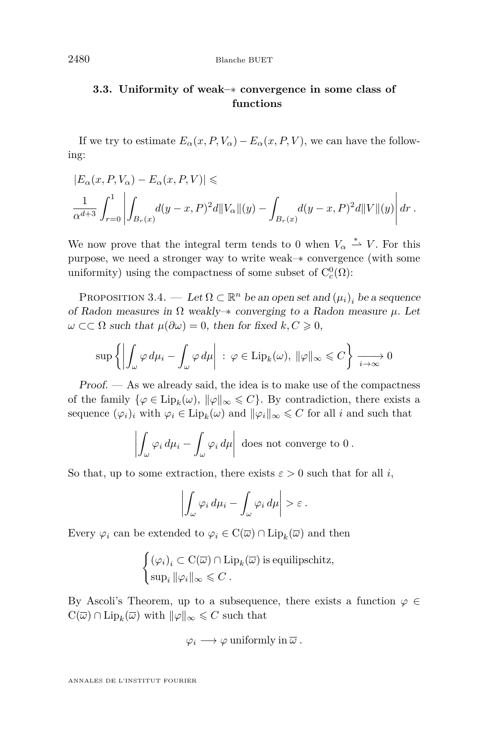### 3.3. Uniformity of weak–$*$ convergence in some class of functions

If we try to estimate $E_\alpha(x,P,V_\alpha) - E_\alpha(x,P,V)$, we can have the following:

$$
\begin{aligned}
&|E_\alpha(x,P,V_\alpha) - E_\alpha(x,P,V)| \leqslant \\
&\frac{1}{\alpha^{d+3}} \int_{r=0}^{1} \left| \int_{B_r(x)} d(y-x,P)^2 d\|V_\alpha\|(y) - \int_{B_r(x)} d(y-x,P)^2 d\|V\|(y) \right| dr\,.
\end{aligned}
$$

We now prove that the integral term tends to 0 when $V_\alpha \overset{*}{\rightharpoonup} V$. For this purpose, we need a stronger way to write weak–$*$ convergence (with some uniformity) using the compactness of some subset of $\mathrm{C}_c^0(\Omega)$:

Proposition 3.4. — *Let $\Omega \subset \mathbb{R}^n$ be an open set and $(\mu_i)_i$ be a sequence of Radon measures in $\Omega$ weakly–$*$ converging to a Radon measure $\mu$. Let $\omega \subset\subset \Omega$ such that $\mu(\partial\omega) = 0$, then for fixed $k, C \geqslant 0$,*

$$
\sup \left\{ \left| \int_\omega \varphi \, d\mu_i - \int_\omega \varphi \, d\mu \right| \; : \; \varphi \in \mathrm{Lip}_k(\omega), \; \|\varphi\|_\infty \leqslant C \right\} \xrightarrow[i \to \infty]{} 0
$$

*Proof.* — As we already said, the idea is to make use of the compactness of the family $\{\varphi \in \mathrm{Lip}_k(\omega), \; \|\varphi\|_\infty \leqslant C\}$. By contradiction, there exists a sequence $(\varphi_i)_i$ with $\varphi_i \in \mathrm{Lip}_k(\omega)$ and $\|\varphi_i\|_\infty \leqslant C$ for all $i$ and such that

$$
\left| \int_\omega \varphi_i \, d\mu_i - \int_\omega \varphi_i \, d\mu \right| \text{ does not converge to } 0\,.
$$

So that, up to some extraction, there exists $\varepsilon > 0$ such that for all $i$,

$$
\left| \int_\omega \varphi_i \, d\mu_i - \int_\omega \varphi_i \, d\mu \right| > \varepsilon\,.
$$

Every $\varphi_i$ can be extended to $\varphi_i \in \mathrm{C}(\overline{\omega}) \cap \mathrm{Lip}_k(\overline{\omega})$ and then

$$
\begin{cases}
(\varphi_i)_i \subset \mathrm{C}(\overline{\omega}) \cap \mathrm{Lip}_k(\overline{\omega}) \text{ is equilipschitz,} \\
\sup_i \|\varphi_i\|_\infty \leqslant C\,.
\end{cases}
$$

By Ascoli's Theorem, up to a subsequence, there exists a function $\varphi \in \mathrm{C}(\overline{\omega}) \cap \mathrm{Lip}_k(\overline{\omega})$ with $\|\varphi\|_\infty \leqslant C$ such that

$$
\varphi_i \longrightarrow \varphi \text{ uniformly in } \overline{\omega}\,.
$$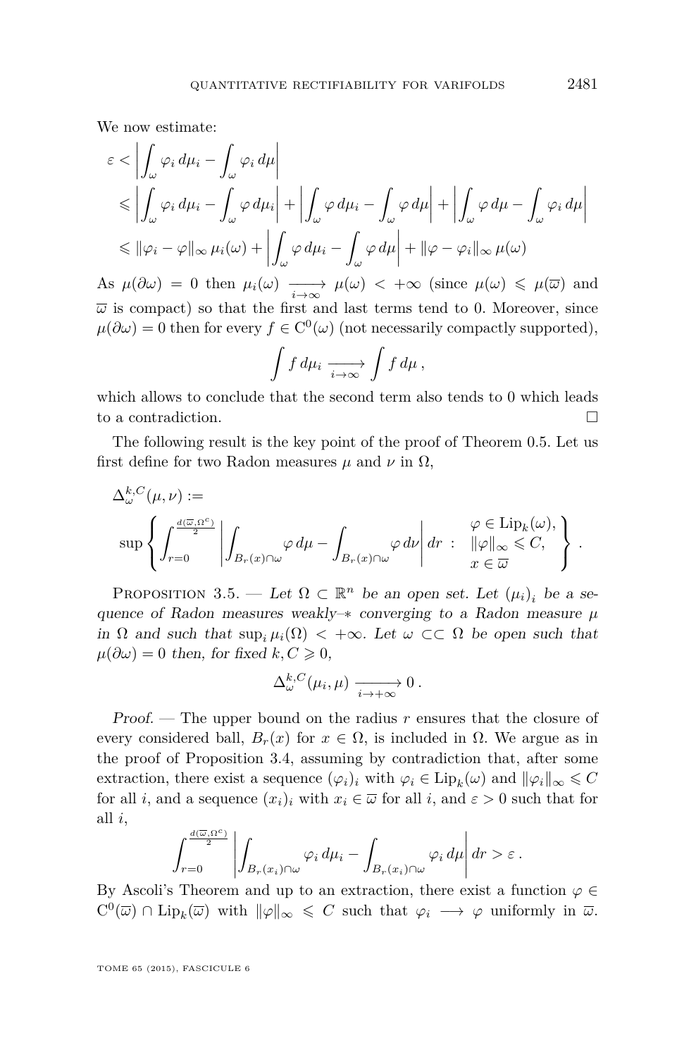We now estimate:

$$
\begin{aligned}
\varepsilon &< \left| \int_\omega \varphi_i \, d\mu_i - \int_\omega \varphi_i \, d\mu \right| \\
&\leqslant \left| \int_\omega \varphi_i \, d\mu_i - \int_\omega \varphi \, d\mu_i \right| + \left| \int_\omega \varphi \, d\mu_i - \int_\omega \varphi \, d\mu \right| + \left| \int_\omega \varphi \, d\mu - \int_\omega \varphi_i \, d\mu \right| \\
&\leqslant \| \varphi_i - \varphi \|_\infty \, \mu_i(\omega) + \left| \int_\omega \varphi \, d\mu_i - \int_\omega \varphi \, d\mu \right| + \| \varphi - \varphi_i \|_\infty \, \mu(\omega)
\end{aligned}
$$

As $\mu(\partial \omega) = 0$ then $\mu_i(\omega) \xrightarrow[i \to \infty]{} \mu(\omega) < +\infty$ (since $\mu(\omega) \leqslant \mu(\overline{\omega})$ and $\overline{\omega}$ is compact) so that the first and last terms tend to 0. Moreover, since $\mu(\partial \omega) = 0$ then for every $f \in \mathrm{C}^0(\omega)$ (not necessarily compactly supported),

$$
\int f \, d\mu_i \xrightarrow[i \to \infty]{} \int f \, d\mu \,,
$$

which allows to conclude that the second term also tends to 0 which leads to a contradiction. □

The following result is the key point of the proof of Theorem 0.5. Let us first define for two Radon measures $\mu$ and $\nu$ in $\Omega$,

$$
\Delta_\omega^{k,C}(\mu, \nu) := \sup \left\{ \int_{r=0}^{\frac{d(\overline{\omega}, \Omega^c)}{2}} \left| \int_{B_r(x) \cap \omega} \varphi \, d\mu - \int_{B_r(x) \cap \omega} \varphi \, d\nu \right| dr \; : \; \begin{array}{l} \varphi \in \mathrm{Lip}_k(\omega), \\ \|\varphi\|_\infty \leqslant C, \\ x \in \overline{\omega} \end{array} \right\} .
$$

Proposition 3.5. — *Let $\Omega \subset \mathbb{R}^n$ be an open set. Let $(\mu_i)_i$ be a sequence of Radon measures weakly–$*$ converging to a Radon measure $\mu$ in $\Omega$ and such that $\sup_i \mu_i(\Omega) < +\infty$. Let $\omega \subset\subset \Omega$ be open such that $\mu(\partial \omega) = 0$ then, for fixed $k, C \geqslant 0$,*

$$
\Delta_\omega^{k,C}(\mu_i, \mu) \xrightarrow[i \to +\infty]{} 0 \,.
$$

*Proof.* — The upper bound on the radius $r$ ensures that the closure of every considered ball, $B_r(x)$ for $x \in \Omega$, is included in $\Omega$. We argue as in the proof of Proposition 3.4, assuming by contradiction that, after some extraction, there exist a sequence $(\varphi_i)_i$ with $\varphi_i \in \mathrm{Lip}_k(\omega)$ and $\|\varphi_i\|_\infty \leqslant C$ for all $i$, and a sequence $(x_i)_i$ with $x_i \in \overline{\omega}$ for all $i$, and $\varepsilon > 0$ such that for all $i$,

$$
\int_{r=0}^{\frac{d(\overline{\omega}, \Omega^c)}{2}} \left| \int_{B_r(x_i) \cap \omega} \varphi_i \, d\mu_i - \int_{B_r(x_i) \cap \omega} \varphi_i \, d\mu \right| dr > \varepsilon \,.
$$

By Ascoli's Theorem and up to an extraction, there exist a function $\varphi \in \mathrm{C}^0(\overline{\omega}) \cap \mathrm{Lip}_k(\overline{\omega})$ with $\|\varphi\|_\infty \leqslant C$ such that $\varphi_i \longrightarrow \varphi$ uniformly in $\overline{\omega}$.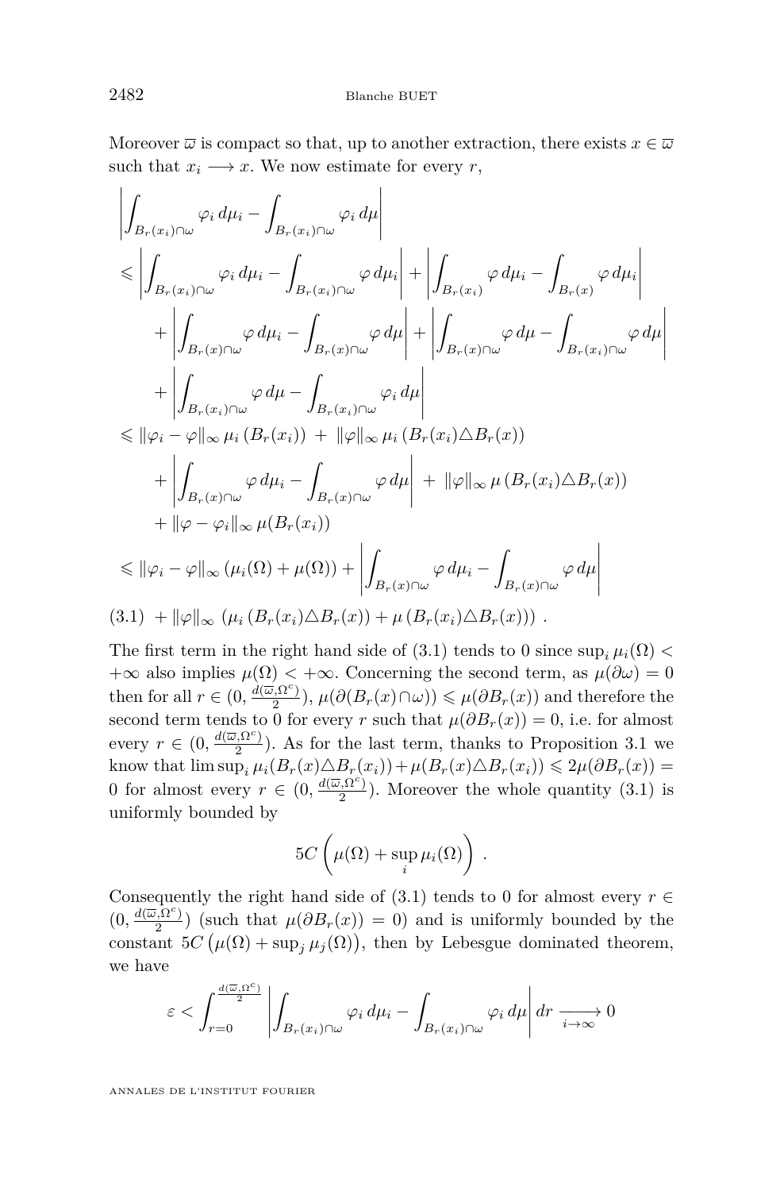Moreover $\overline{\omega}$ is compact so that, up to another extraction, there exists $x \in \overline{\omega}$ such that $x_i \longrightarrow x$. We now estimate for every $r$,

$$
\begin{aligned}
&\left| \int_{B_r(x_i)\cap\omega} \varphi_i \, d\mu_i - \int_{B_r(x_i)\cap\omega} \varphi_i \, d\mu \right| \\
&\leqslant \left| \int_{B_r(x_i)\cap\omega} \varphi_i \, d\mu_i - \int_{B_r(x_i)\cap\omega} \varphi \, d\mu_i \right| + \left| \int_{B_r(x_i)} \varphi \, d\mu_i - \int_{B_r(x)} \varphi \, d\mu_i \right| \\
&\quad + \left| \int_{B_r(x)\cap\omega} \varphi \, d\mu_i - \int_{B_r(x)\cap\omega} \varphi \, d\mu \right| + \left| \int_{B_r(x)\cap\omega} \varphi \, d\mu - \int_{B_r(x_i)\cap\omega} \varphi \, d\mu \right| \\
&\quad + \left| \int_{B_r(x_i)\cap\omega} \varphi \, d\mu - \int_{B_r(x_i)\cap\omega} \varphi_i \, d\mu \right| \\
&\leqslant \|\varphi_i - \varphi\|_\infty \, \mu_i \left(B_r(x_i)\right) \; + \; \|\varphi\|_\infty \, \mu_i \left(B_r(x_i) \triangle B_r(x)\right) \\
&\quad + \left| \int_{B_r(x)\cap\omega} \varphi \, d\mu_i - \int_{B_r(x)\cap\omega} \varphi \, d\mu \right| \; + \; \|\varphi\|_\infty \, \mu \left(B_r(x_i) \triangle B_r(x)\right) \\
&\quad + \|\varphi - \varphi_i\|_\infty \, \mu(B_r(x_i)) \\
&\leqslant \|\varphi_i - \varphi\|_\infty \left(\mu_i(\Omega) + \mu(\Omega)\right) + \left| \int_{B_r(x)\cap\omega} \varphi \, d\mu_i - \int_{B_r(x)\cap\omega} \varphi \, d\mu \right|
\end{aligned}
$$

$$
(3.1) \quad + \|\varphi\|_\infty \left( \mu_i \left(B_r(x_i) \triangle B_r(x)\right) + \mu \left(B_r(x_i) \triangle B_r(x)\right) \right) .
$$

The first term in the right hand side of (3.1) tends to 0 since $\sup_i \mu_i(\Omega) < +\infty$ also implies $\mu(\Omega) < +\infty$. Concerning the second term, as $\mu(\partial\omega) = 0$ then for all $r \in (0, \frac{d(\overline{\omega}, \Omega^c)}{2})$, $\mu(\partial(B_r(x) \cap \omega)) \leqslant \mu(\partial B_r(x))$ and therefore the second term tends to 0 for every $r$ such that $\mu(\partial B_r(x)) = 0$, i.e. for almost every $r \in (0, \frac{d(\overline{\omega}, \Omega^c)}{2})$. As for the last term, thanks to Proposition 3.1 we know that $\limsup_i \mu_i(B_r(x) \triangle B_r(x_i)) + \mu(B_r(x) \triangle B_r(x_i)) \leqslant 2\mu(\partial B_r(x)) = 0$ for almost every $r \in (0, \frac{d(\overline{\omega}, \Omega^c)}{2})$. Moreover the whole quantity (3.1) is uniformly bounded by

$$
5C \left( \mu(\Omega) + \sup_i \mu_i(\Omega) \right) .
$$

Consequently the right hand side of (3.1) tends to 0 for almost every $r \in (0, \frac{d(\overline{\omega}, \Omega^c)}{2})$ (such that $\mu(\partial B_r(x)) = 0$) and is uniformly bounded by the constant $5C \left(\mu(\Omega) + \sup_j \mu_j(\Omega)\right)$, then by Lebesgue dominated theorem, we have

$$
\varepsilon < \int_{r=0}^{\frac{d(\overline{\omega}, \Omega^c)}{2}} \left| \int_{B_r(x_i)\cap\omega} \varphi_i \, d\mu_i - \int_{B_r(x_i)\cap\omega} \varphi_i \, d\mu \right| dr \xrightarrow[i\to\infty]{} 0
$$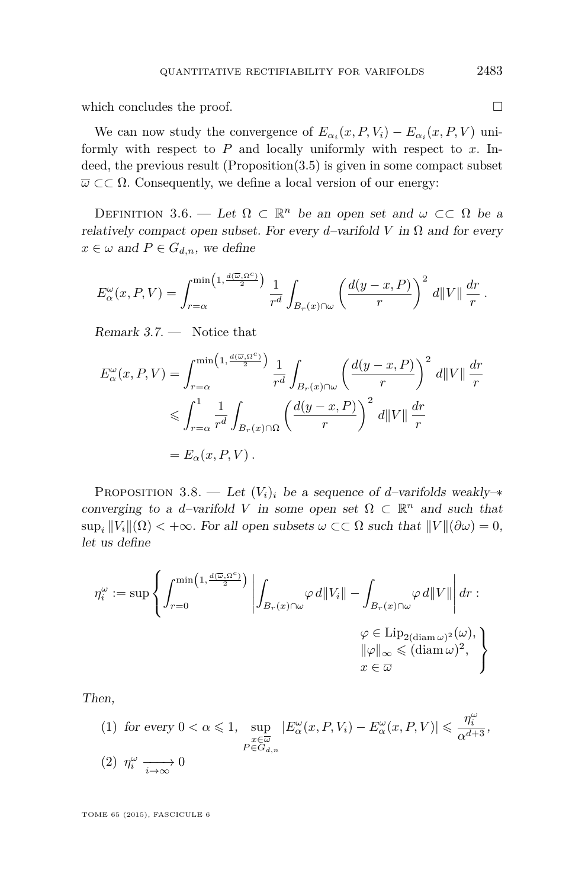which concludes the proof. □

We can now study the convergence of $E_{\alpha_i}(x, P, V_i) - E_{\alpha_i}(x, P, V)$ uniformly with respect to $P$ and locally uniformly with respect to $x$. Indeed, the previous result (Proposition(3.5) is given in some compact subset $\overline{\omega} \subset\subset \Omega$. Consequently, we define a local version of our energy:

Definition 3.6. — *Let $\Omega \subset \mathbb{R}^n$ be an open set and $\omega \subset\subset \Omega$ be a relatively compact open subset. For every $d$–varifold $V$ in $\Omega$ and for every $x \in \omega$ and $P \in G_{d,n}$, we define*

$$E_\alpha^\omega(x, P, V) = \int_{r=\alpha}^{\min\left(1, \frac{d(\overline{\omega}, \Omega^c)}{2}\right)} \frac{1}{r^d} \int_{B_r(x)\cap\omega} \left(\frac{d(y-x, P)}{r}\right)^2 d\|V\| \, \frac{dr}{r} \, .$$

*Remark 3.7.* — Notice that

$$\begin{aligned} E_\alpha^\omega(x, P, V) &= \int_{r=\alpha}^{\min\left(1, \frac{d(\overline{\omega}, \Omega^c)}{2}\right)} \frac{1}{r^d} \int_{B_r(x)\cap\omega} \left(\frac{d(y-x, P)}{r}\right)^2 d\|V\| \, \frac{dr}{r} \\ &\leqslant \int_{r=\alpha}^{1} \frac{1}{r^d} \int_{B_r(x)\cap\Omega} \left(\frac{d(y-x, P)}{r}\right)^2 d\|V\| \, \frac{dr}{r} \\ &= E_\alpha(x, P, V) \, . \end{aligned}$$

Proposition 3.8. — *Let $(V_i)_i$ be a sequence of $d$–varifolds weakly–$*$ converging to a $d$–varifold $V$ in some open set $\Omega \subset \mathbb{R}^n$ and such that $\sup_i \|V_i\|(\Omega) < +\infty$. For all open subsets $\omega \subset\subset \Omega$ such that $\|V\|(\partial\omega) = 0$, let us define*

$$\eta_i^\omega := \sup \left\{ \int_{r=0}^{\min\left(1, \frac{d(\overline{\omega}, \Omega^c)}{2}\right)} \left| \int_{B_r(x)\cap\omega} \varphi \, d\|V_i\| - \int_{B_r(x)\cap\omega} \varphi \, d\|V\| \right| dr : \begin{array}{l} \varphi \in \mathrm{Lip}_{2(\operatorname{diam}\omega)^2}(\omega), \\ \|\varphi\|_\infty \leqslant (\operatorname{diam}\omega)^2, \\ x \in \overline{\omega} \end{array} \right\}$$

*Then,*

(1) *for every $0 < \alpha \leqslant 1$,* $\displaystyle\sup_{\substack{x\in\overline{\omega} \\ P\in G_{d,n}}} |E_\alpha^\omega(x, P, V_i) - E_\alpha^\omega(x, P, V)| \leqslant \frac{\eta_i^\omega}{\alpha^{d+3}}$,

(2) $\eta_i^\omega \xrightarrow[i\to\infty]{} 0$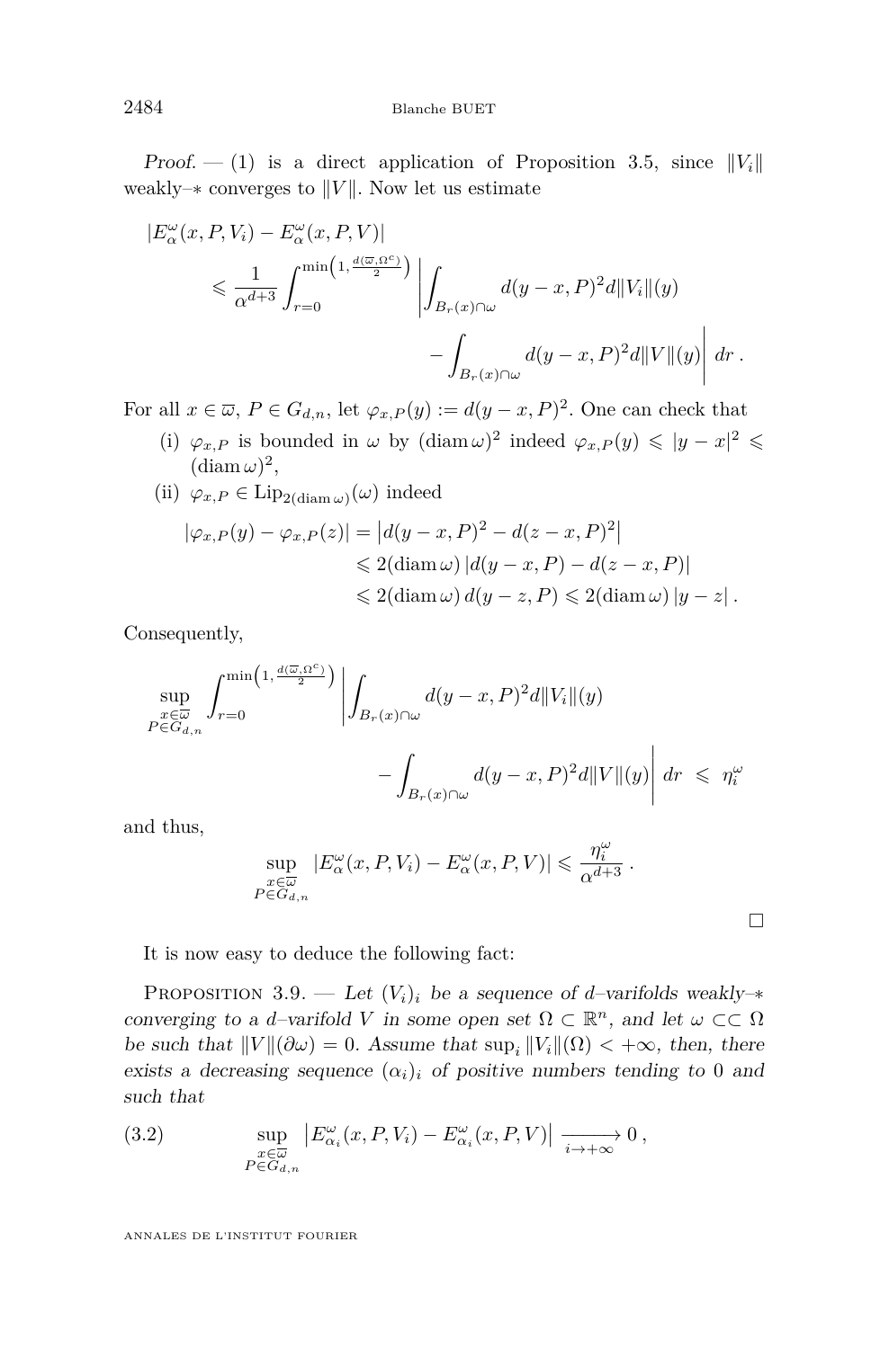*Proof.* — (1) is a direct application of Proposition 3.5, since $\|V_i\|$ weakly–$*$ converges to $\|V\|$. Now let us estimate

$$
\begin{aligned}
|E_\alpha^\omega(x,P,V_i) - E_\alpha^\omega(x,P,V)| &\\
\leqslant \frac{1}{\alpha^{d+3}} \int_{r=0}^{\min\left(1,\frac{d(\overline{\omega},\Omega^c)}{2}\right)} &\left| \int_{B_r(x)\cap\omega} d(y-x,P)^2 d\|V_i\|(y) \right. \\
&\left. - \int_{B_r(x)\cap\omega} d(y-x,P)^2 d\|V\|(y) \right| dr\,.
\end{aligned}
$$

For all $x \in \overline{\omega}$, $P \in G_{d,n}$, let $\varphi_{x,P}(y) := d(y-x,P)^2$. One can check that

(i) $\varphi_{x,P}$ is bounded in $\omega$ by $(\operatorname{diam}\omega)^2$ indeed $\varphi_{x,P}(y) \leqslant |y-x|^2 \leqslant (\operatorname{diam}\omega)^2$,

(ii) $\varphi_{x,P} \in \operatorname{Lip}_{2(\operatorname{diam}\omega)}(\omega)$ indeed

$$
\begin{aligned}
|\varphi_{x,P}(y) - \varphi_{x,P}(z)| &= \left| d(y-x,P)^2 - d(z-x,P)^2 \right| \\
&\leqslant 2(\operatorname{diam}\omega)\, |d(y-x,P) - d(z-x,P)| \\
&\leqslant 2(\operatorname{diam}\omega)\, d(y-z,P) \leqslant 2(\operatorname{diam}\omega)\, |y-z|\,.
\end{aligned}
$$

Consequently,

$$
\begin{aligned}
\sup_{\substack{x\in\overline{\omega}\\ P\in G_{d,n}}} \int_{r=0}^{\min\left(1,\frac{d(\overline{\omega},\Omega^c)}{2}\right)} &\left| \int_{B_r(x)\cap\omega} d(y-x,P)^2 d\|V_i\|(y) \right. \\
&\left. - \int_{B_r(x)\cap\omega} d(y-x,P)^2 d\|V\|(y) \right| dr \;\leqslant\; \eta_i^\omega
\end{aligned}
$$

and thus,

$$
\sup_{\substack{x\in\overline{\omega}\\ P\in G_{d,n}}} |E_\alpha^\omega(x,P,V_i) - E_\alpha^\omega(x,P,V)| \leqslant \frac{\eta_i^\omega}{\alpha^{d+3}}\,.
$$

□

It is now easy to deduce the following fact:

Proposition 3.9. — *Let $(V_i)_i$ be a sequence of $d$–varifolds weakly–$*$ converging to a $d$–varifold $V$ in some open set $\Omega \subset \mathbb{R}^n$, and let $\omega \subset\subset \Omega$ be such that $\|V\|(\partial\omega) = 0$. Assume that $\sup_i \|V_i\|(\Omega) < +\infty$, then, there exists a decreasing sequence $(\alpha_i)_i$ of positive numbers tending to $0$ and such that*

$$
\sup_{\substack{x\in\overline{\omega}\\ P\in G_{d,n}}} \left| E_{\alpha_i}^\omega(x,P,V_i) - E_{\alpha_i}^\omega(x,P,V) \right| \xrightarrow[i\to+\infty]{} 0\,, \tag{3.2}
$$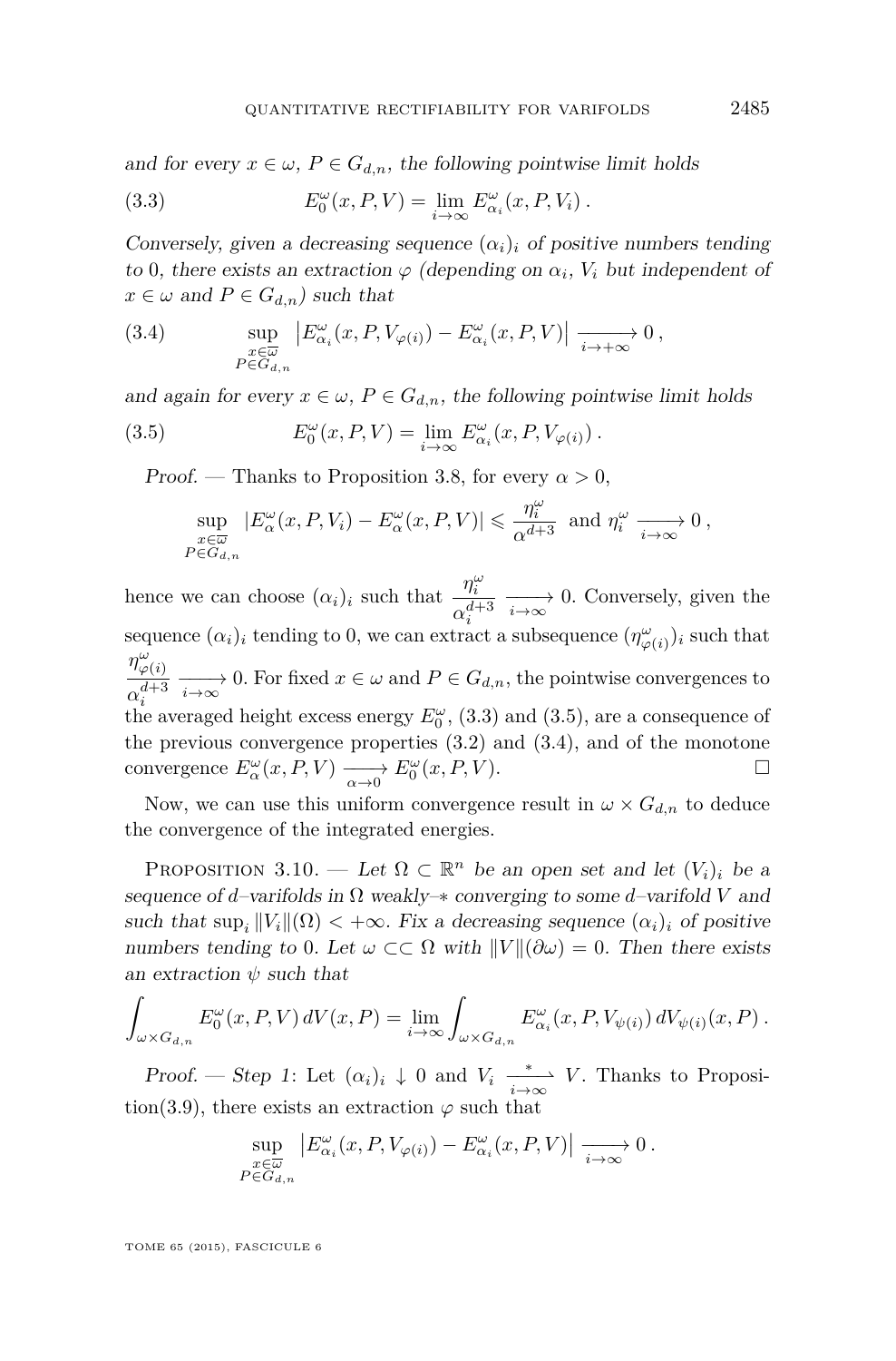and for every $x \in \omega$, $P \in G_{d,n}$, the following pointwise limit holds

$$E_0^\omega(x, P, V) = \lim_{i \to \infty} E_{\alpha_i}^\omega(x, P, V_i)\,. \tag{3.3}$$

*Conversely, given a decreasing sequence $(\alpha_i)_i$ of positive numbers tending to 0, there exists an extraction $\varphi$ (depending on $\alpha_i$, $V_i$ but independent of $x \in \omega$ and $P \in G_{d,n}$) such that*

$$\sup_{\substack{x \in \overline{\omega} \\ P \in G_{d,n}}} \left| E_{\alpha_i}^\omega(x, P, V_{\varphi(i)}) - E_{\alpha_i}^\omega(x, P, V) \right| \xrightarrow[i \to +\infty]{} 0\,, \tag{3.4}$$

*and again for every $x \in \omega$, $P \in G_{d,n}$, the following pointwise limit holds*

$$E_0^\omega(x, P, V) = \lim_{i \to \infty} E_{\alpha_i}^\omega(x, P, V_{\varphi(i)})\,. \tag{3.5}$$

*Proof.* — Thanks to Proposition 3.8, for every $\alpha > 0$,

$$\sup_{\substack{x \in \overline{\omega} \\ P \in G_{d,n}}} |E_\alpha^\omega(x, P, V_i) - E_\alpha^\omega(x, P, V)| \leqslant \frac{\eta_i^\omega}{\alpha^{d+3}} \text{ and } \eta_i^\omega \xrightarrow[i \to \infty]{} 0\,,$$

hence we can choose $(\alpha_i)_i$ such that $\dfrac{\eta_i^\omega}{\alpha_i^{d+3}} \xrightarrow[i \to \infty]{} 0$. Conversely, given the sequence $(\alpha_i)_i$ tending to 0, we can extract a subsequence $(\eta_{\varphi(i)}^\omega)_i$ such that $\dfrac{\eta_{\varphi(i)}^\omega}{\alpha_i^{d+3}} \xrightarrow[i \to \infty]{} 0$. For fixed $x \in \omega$ and $P \in G_{d,n}$, the pointwise convergences to the averaged height excess energy $E_0^\omega$, (3.3) and (3.5), are a consequence of the previous convergence properties (3.2) and (3.4), and of the monotone convergence $E_\alpha^\omega(x, P, V) \xrightarrow[\alpha \to 0]{} E_0^\omega(x, P, V)$. $\square$

Now, we can use this uniform convergence result in $\omega \times G_{d,n}$ to deduce the convergence of the integrated energies.

Proposition 3.10. — *Let $\Omega \subset \mathbb{R}^n$ be an open set and let $(V_i)_i$ be a sequence of $d$–varifolds in $\Omega$ weakly–$*$ converging to some $d$–varifold $V$ and such that $\sup_i \|V_i\|(\Omega) < +\infty$. Fix a decreasing sequence $(\alpha_i)_i$ of positive numbers tending to 0. Let $\omega \subset\subset \Omega$ with $\|V\|(\partial\omega) = 0$. Then there exists an extraction $\psi$ such that*

$$\int_{\omega \times G_{d,n}} E_0^\omega(x, P, V)\, dV(x, P) = \lim_{i \to \infty} \int_{\omega \times G_{d,n}} E_{\alpha_i}^\omega(x, P, V_{\psi(i)})\, dV_{\psi(i)}(x, P)\,.$$

*Proof.* — *Step 1*: Let $(\alpha_i)_i \downarrow 0$ and $V_i \xrightarrow[i \to \infty]{*} V$. Thanks to Proposition(3.9), there exists an extraction $\varphi$ such that

$$\sup_{\substack{x \in \overline{\omega} \\ P \in G_{d,n}}} \left| E_{\alpha_i}^\omega(x, P, V_{\varphi(i)}) - E_{\alpha_i}^\omega(x, P, V) \right| \xrightarrow[i \to \infty]{} 0\,.$$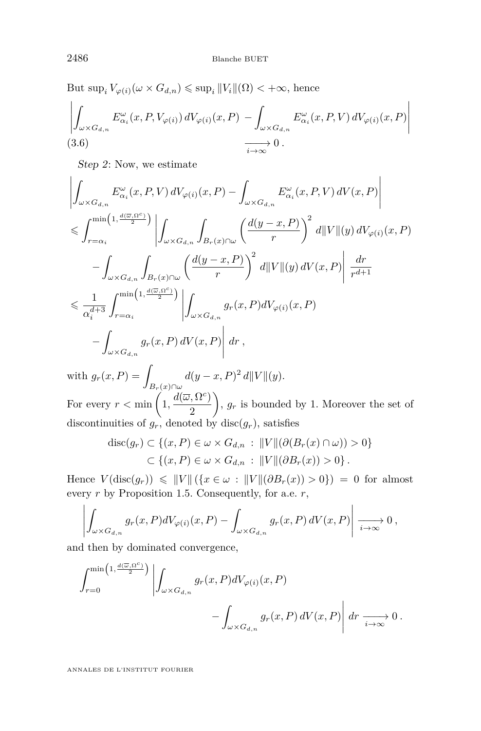But $\sup_i V_{\varphi(i)}(\omega \times G_{d,n}) \leqslant \sup_i \|V_i\|(\Omega) < +\infty$, hence

$$\left| \int_{\omega \times G_{d,n}} E^{\omega}_{\alpha_i}(x, P, V_{\varphi(i)}) \, dV_{\varphi(i)}(x, P) - \int_{\omega \times G_{d,n}} E^{\omega}_{\alpha_i}(x, P, V) \, dV_{\varphi(i)}(x, P) \right| \xrightarrow[i \to \infty]{} 0 \,. \tag{3.6}$$

*Step 2*: Now, we estimate

$$\begin{aligned}
&\left| \int_{\omega \times G_{d,n}} E^{\omega}_{\alpha_i}(x, P, V) \, dV_{\varphi(i)}(x, P) - \int_{\omega \times G_{d,n}} E^{\omega}_{\alpha_i}(x, P, V) \, dV(x, P) \right| \\
&\leqslant \int_{r=\alpha_i}^{\min\left(1, \frac{d(\overline{\omega}, \Omega^c)}{2}\right)} \left| \int_{\omega \times G_{d,n}} \int_{B_r(x) \cap \omega} \left( \frac{d(y-x,P)}{r} \right)^2 d\|V\|(y) \, dV_{\varphi(i)}(x,P) \right. \\
&\qquad \left. - \int_{\omega \times G_{d,n}} \int_{B_r(x) \cap \omega} \left( \frac{d(y-x,P)}{r} \right)^2 d\|V\|(y) \, dV(x,P) \right| \frac{dr}{r^{d+1}} \\
&\leqslant \frac{1}{\alpha_i^{d+3}} \int_{r=\alpha_i}^{\min\left(1, \frac{d(\overline{\omega}, \Omega^c)}{2}\right)} \left| \int_{\omega \times G_{d,n}} g_r(x,P) dV_{\varphi(i)}(x,P) \right. \\
&\qquad \left. - \int_{\omega \times G_{d,n}} g_r(x,P) \, dV(x,P) \right| dr \,,
\end{aligned}$$

with $g_r(x,P) = \displaystyle\int_{B_r(x)\cap\omega} d(y-x,P)^2 \, d\|V\|(y)$.

For every $r < \min\left(1, \dfrac{d(\overline{\omega}, \Omega^c)}{2}\right)$, $g_r$ is bounded by 1. Moreover the set of discontinuities of $g_r$, denoted by $\operatorname{disc}(g_r)$, satisfies

$$\begin{aligned}
\operatorname{disc}(g_r) &\subset \{(x,P) \in \omega \times G_{d,n} \,:\, \|V\|(\partial(B_r(x) \cap \omega)) > 0\} \\
&\subset \{(x,P) \in \omega \times G_{d,n} \,:\, \|V\|(\partial B_r(x)) > 0\} \,.
\end{aligned}$$

Hence $V(\operatorname{disc}(g_r)) \leqslant \|V\| \left( \{x \in \omega \,:\, \|V\|(\partial B_r(x)) > 0\} \right) = 0$ for almost every $r$ by Proposition 1.5. Consequently, for a.e. $r$,

$$\left| \int_{\omega \times G_{d,n}} g_r(x,P) dV_{\varphi(i)}(x,P) - \int_{\omega \times G_{d,n}} g_r(x,P) \, dV(x,P) \right| \xrightarrow[i \to \infty]{} 0 \,,$$

and then by dominated convergence,

$$\int_{r=0}^{\min\left(1, \frac{d(\overline{\omega}, \Omega^c)}{2}\right)} \left| \int_{\omega \times G_{d,n}} g_r(x,P) dV_{\varphi(i)}(x,P) - \int_{\omega \times G_{d,n}} g_r(x,P) \, dV(x,P) \right| dr \xrightarrow[i \to \infty]{} 0 \,.$$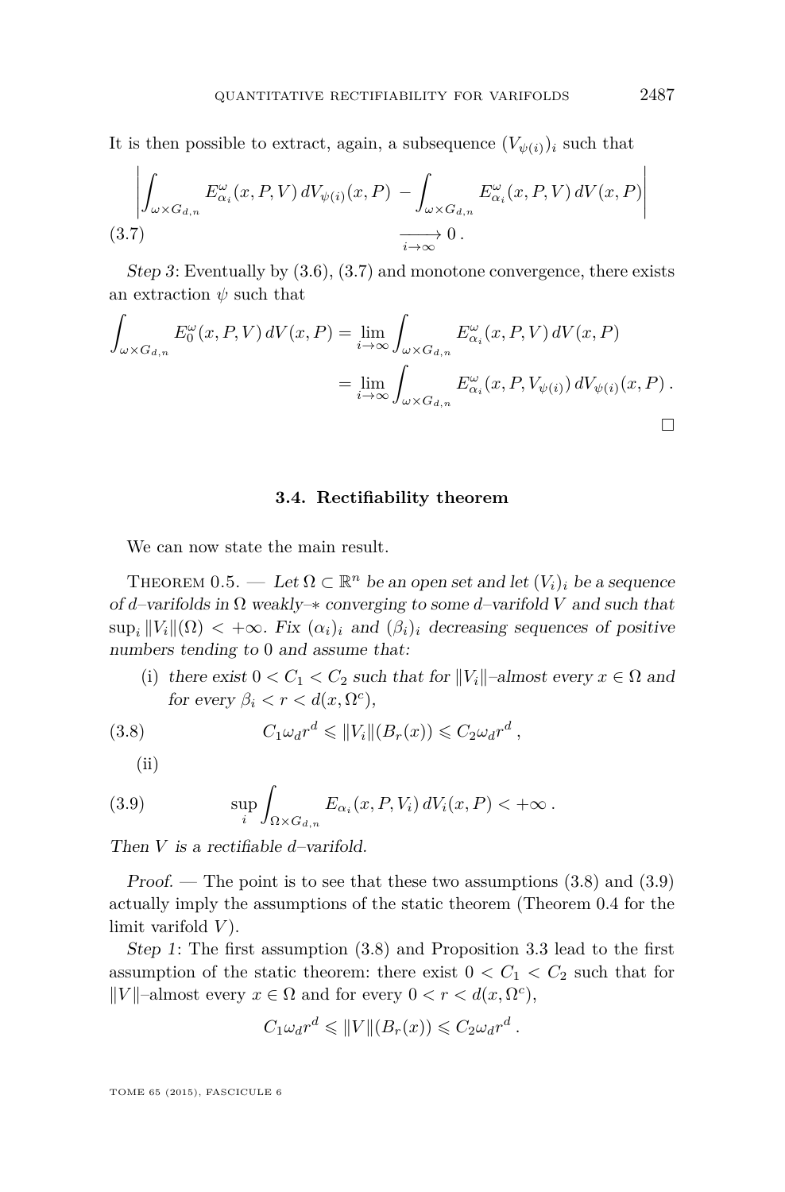It is then possible to extract, again, a subsequence $(V_{\psi(i)})_i$ such that

$$\left| \int_{\omega \times G_{d,n}} E^\omega_{\alpha_i}(x,P,V)\, dV_{\psi(i)}(x,P) - \int_{\omega \times G_{d,n}} E^\omega_{\alpha_i}(x,P,V)\, dV(x,P) \right| \xrightarrow[i \to \infty]{} 0\,. \tag{3.7}$$

*Step 3*: Eventually by (3.6), (3.7) and monotone convergence, there exists an extraction $\psi$ such that

$$\begin{aligned}\int_{\omega \times G_{d,n}} E^\omega_0(x,P,V)\, dV(x,P) &= \lim_{i \to \infty} \int_{\omega \times G_{d,n}} E^\omega_{\alpha_i}(x,P,V)\, dV(x,P) \\ &= \lim_{i \to \infty} \int_{\omega \times G_{d,n}} E^\omega_{\alpha_i}(x,P,V_{\psi(i)})\, dV_{\psi(i)}(x,P)\,.\end{aligned}$$

□

### 3.4. Rectifiability theorem

We can now state the main result.

Theorem 0.5. — *Let $\Omega \subset \mathbb{R}^n$ be an open set and let $(V_i)_i$ be a sequence of $d$–varifolds in $\Omega$ weakly–$*$ converging to some $d$–varifold $V$ and such that $\sup_i \|V_i\|(\Omega) < +\infty$. Fix $(\alpha_i)_i$ and $(\beta_i)_i$ decreasing sequences of positive numbers tending to $0$ and assume that:*

(i) *there exist $0 < C_1 < C_2$ such that for $\|V_i\|$–almost every $x \in \Omega$ and for every $\beta_i < r < d(x,\Omega^c)$,*

$$C_1 \omega_d r^d \leqslant \|V_i\|(B_r(x)) \leqslant C_2 \omega_d r^d\,, \tag{3.8}$$

(ii)

$$\sup_i \int_{\Omega \times G_{d,n}} E_{\alpha_i}(x,P,V_i)\, dV_i(x,P) < +\infty\,. \tag{3.9}$$

*Then $V$ is a rectifiable $d$–varifold.*

*Proof.* — The point is to see that these two assumptions (3.8) and (3.9) actually imply the assumptions of the static theorem (Theorem 0.4 for the limit varifold $V$).

*Step 1*: The first assumption (3.8) and Proposition 3.3 lead to the first assumption of the static theorem: there exist $0 < C_1 < C_2$ such that for $\|V\|$–almost every $x \in \Omega$ and for every $0 < r < d(x,\Omega^c)$,

$$C_1 \omega_d r^d \leqslant \|V\|(B_r(x)) \leqslant C_2 \omega_d r^d\,.$$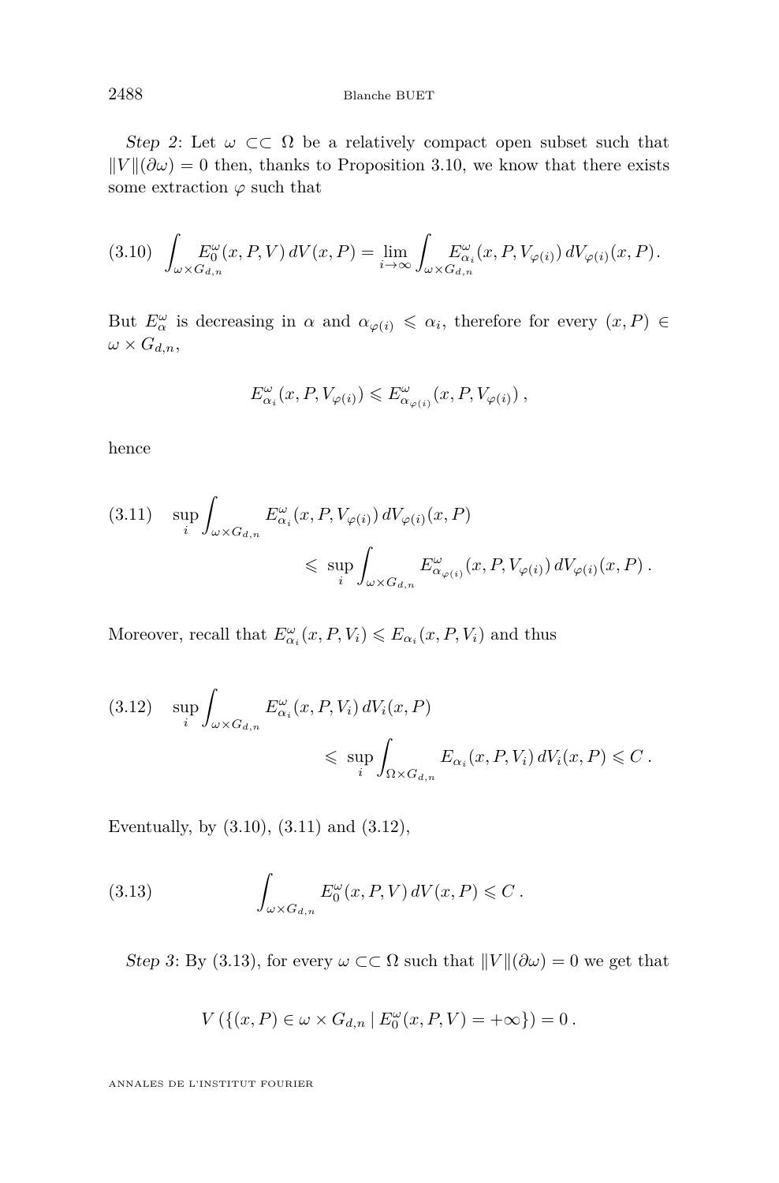*Step 2*: Let $\omega \subset\subset \Omega$ be a relatively compact open subset such that $\|V\|(\partial\omega) = 0$ then, thanks to Proposition 3.10, we know that there exists some extraction $\varphi$ such that

$$\int_{\omega \times G_{d,n}} E_0^\omega(x,P,V)\, dV(x,P) = \lim_{i\to\infty} \int_{\omega\times G_{d,n}} E_{\alpha_i}^\omega(x,P,V_{\varphi(i)})\, dV_{\varphi(i)}(x,P). \tag{3.10}$$

But $E_\alpha^\omega$ is decreasing in $\alpha$ and $\alpha_{\varphi(i)} \leqslant \alpha_i$, therefore for every $(x,P) \in \omega \times G_{d,n}$,

$$E_{\alpha_i}^\omega(x,P,V_{\varphi(i)}) \leqslant E_{\alpha_{\varphi(i)}}^\omega(x,P,V_{\varphi(i)})\,,$$

hence

$$\sup_i \int_{\omega\times G_{d,n}} E_{\alpha_i}^\omega(x,P,V_{\varphi(i)})\, dV_{\varphi(i)}(x,P) \leqslant \sup_i \int_{\omega\times G_{d,n}} E_{\alpha_{\varphi(i)}}^\omega(x,P,V_{\varphi(i)})\, dV_{\varphi(i)}(x,P)\,. \tag{3.11}$$

Moreover, recall that $E_{\alpha_i}^\omega(x,P,V_i) \leqslant E_{\alpha_i}(x,P,V_i)$ and thus

$$\sup_i \int_{\omega\times G_{d,n}} E_{\alpha_i}^\omega(x,P,V_i)\, dV_i(x,P) \leqslant \sup_i \int_{\Omega\times G_{d,n}} E_{\alpha_i}(x,P,V_i)\, dV_i(x,P) \leqslant C\,. \tag{3.12}$$

Eventually, by (3.10), (3.11) and (3.12),

$$\int_{\omega\times G_{d,n}} E_0^\omega(x,P,V)\, dV(x,P) \leqslant C\,. \tag{3.13}$$

*Step 3*: By (3.13), for every $\omega \subset\subset \Omega$ such that $\|V\|(\partial\omega) = 0$ we get that

$$V\left(\{(x,P) \in \omega \times G_{d,n} \mid E_0^\omega(x,P,V) = +\infty\}\right) = 0\,.$$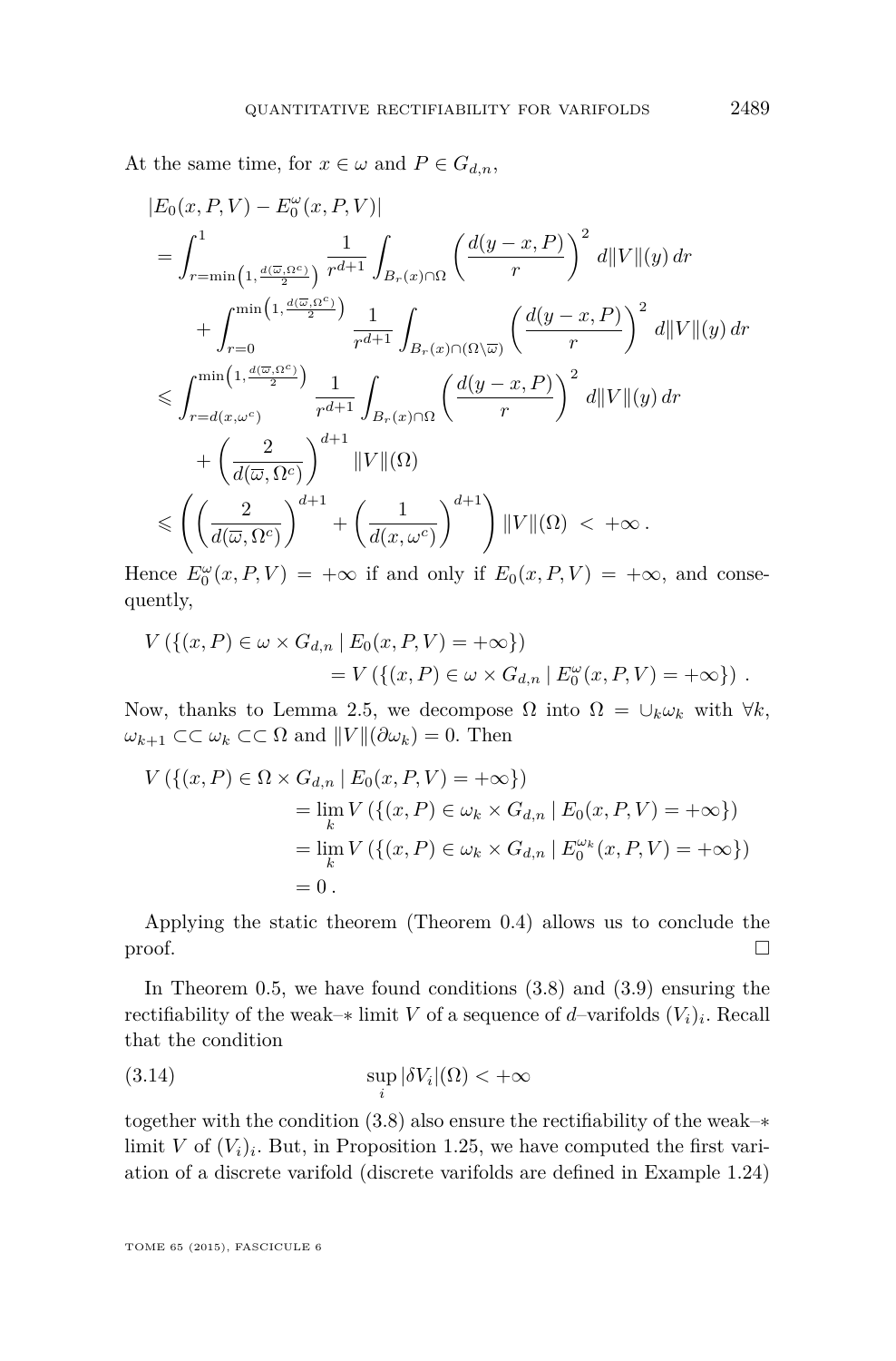At the same time, for $x \in \omega$ and $P \in G_{d,n}$,

$$
\begin{aligned}
&|E_0(x,P,V) - E_0^\omega(x,P,V)| \\
&= \int_{r=\min\left(1, \frac{d(\overline{\omega},\Omega^c)}{2}\right)}^{1} \frac{1}{r^{d+1}} \int_{B_r(x)\cap\Omega} \left(\frac{d(y-x,P)}{r}\right)^2 \, d\|V\|(y)\, dr \\
&\quad + \int_{r=0}^{\min\left(1, \frac{d(\overline{\omega},\Omega^c)}{2}\right)} \frac{1}{r^{d+1}} \int_{B_r(x)\cap(\Omega\setminus\overline{\omega})} \left(\frac{d(y-x,P)}{r}\right)^2 \, d\|V\|(y)\, dr \\
&\leqslant \int_{r=d(x,\omega^c)}^{\min\left(1, \frac{d(\overline{\omega},\Omega^c)}{2}\right)} \frac{1}{r^{d+1}} \int_{B_r(x)\cap\Omega} \left(\frac{d(y-x,P)}{r}\right)^2 \, d\|V\|(y)\, dr \\
&\quad + \left(\frac{2}{d(\overline{\omega},\Omega^c)}\right)^{d+1} \|V\|(\Omega) \\
&\leqslant \left( \left(\frac{2}{d(\overline{\omega},\Omega^c)}\right)^{d+1} + \left(\frac{1}{d(x,\omega^c)}\right)^{d+1} \right) \|V\|(\Omega) \; < \; +\infty \, .
\end{aligned}
$$

Hence $E_0^\omega(x,P,V) = +\infty$ if and only if $E_0(x,P,V) = +\infty$, and consequently,

$$
\begin{aligned}
V\left(\{(x,P) \in \omega \times G_{d,n} \mid E_0(x,P,V) = +\infty\}\right) \\
= V\left(\{(x,P) \in \omega \times G_{d,n} \mid E_0^\omega(x,P,V) = +\infty\}\right) \, .
\end{aligned}
$$

Now, thanks to Lemma 2.5, we decompose $\Omega$ into $\Omega = \cup_k \omega_k$ with $\forall k$, $\omega_{k+1} \subset\subset \omega_k \subset\subset \Omega$ and $\|V\|(\partial\omega_k) = 0$. Then

$$
\begin{aligned}
V\left(\{(x,P) \in \Omega \times G_{d,n} \mid E_0(x,P,V) = +\infty\}\right) \\
&= \lim_k V\left(\{(x,P) \in \omega_k \times G_{d,n} \mid E_0(x,P,V) = +\infty\}\right) \\
&= \lim_k V\left(\{(x,P) \in \omega_k \times G_{d,n} \mid E_0^{\omega_k}(x,P,V) = +\infty\}\right) \\
&= 0 \, .
\end{aligned}
$$

Applying the static theorem (Theorem 0.4) allows us to conclude the proof. $\square$

In Theorem 0.5, we have found conditions (3.8) and (3.9) ensuring the rectifiability of the weak–$*$ limit $V$ of a sequence of $d$–varifolds $(V_i)_i$. Recall that the condition

$$
\sup_i |\delta V_i|(\Omega) < +\infty \tag{3.14}
$$

together with the condition (3.8) also ensure the rectifiability of the weak–$*$ limit $V$ of $(V_i)_i$. But, in Proposition 1.25, we have computed the first variation of a discrete varifold (discrete varifolds are defined in Example 1.24)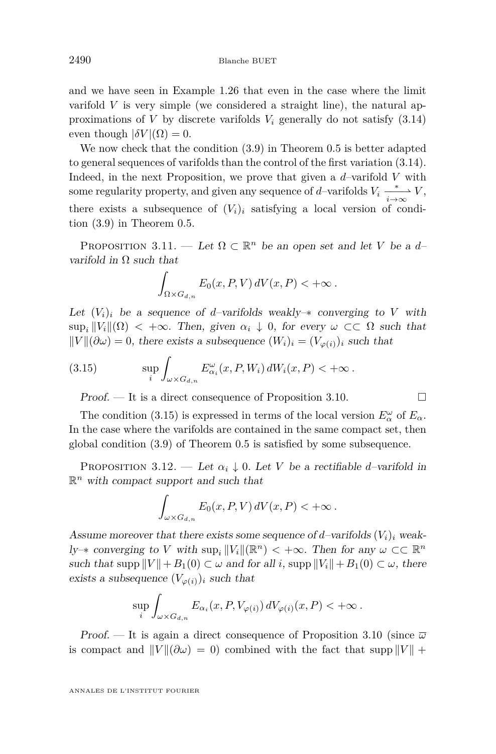and we have seen in Example 1.26 that even in the case where the limit varifold $V$ is very simple (we considered a straight line), the natural approximations of $V$ by discrete varifolds $V_i$ generally do not satisfy (3.14) even though $|\delta V|(\Omega) = 0$.

We now check that the condition (3.9) in Theorem 0.5 is better adapted to general sequences of varifolds than the control of the first variation (3.14). Indeed, in the next Proposition, we prove that given a $d$–varifold $V$ with some regularity property, and given any sequence of $d$–varifolds $V_i \xrightarrow[i\to\infty]{*} V$, there exists a subsequence of $(V_i)_i$ satisfying a local version of condition (3.9) in Theorem 0.5.

Proposition 3.11. — *Let $\Omega \subset \mathbb{R}^n$ be an open set and let $V$ be a $d$–varifold in $\Omega$ such that*

$$\int_{\Omega \times G_{d,n}} E_0(x, P, V)\, dV(x, P) < +\infty\,.$$

*Let $(V_i)_i$ be a sequence of $d$–varifolds weakly–$*$ converging to $V$ with $\sup_i \|V_i\|(\Omega) < +\infty$. Then, given $\alpha_i \downarrow 0$, for every $\omega \subset\subset \Omega$ such that $\|V\|(\partial\omega) = 0$, there exists a subsequence $(W_i)_i = (V_{\varphi(i)})_i$ such that*

$$\sup_i \int_{\omega \times G_{d,n}} E^\omega_{\alpha_i}(x, P, W_i)\, dW_i(x, P) < +\infty\,. \tag{3.15}$$

*Proof.* — It is a direct consequence of Proposition 3.10. □

The condition (3.15) is expressed in terms of the local version $E^\omega_\alpha$ of $E_\alpha$. In the case where the varifolds are contained in the same compact set, then global condition (3.9) of Theorem 0.5 is satisfied by some subsequence.

Proposition 3.12. — *Let $\alpha_i \downarrow 0$. Let $V$ be a rectifiable $d$–varifold in $\mathbb{R}^n$ with compact support and such that*

$$\int_{\omega \times G_{d,n}} E_0(x, P, V)\, dV(x, P) < +\infty\,.$$

*Assume moreover that there exists some sequence of $d$–varifolds $(V_i)_i$ weakly–$*$ converging to $V$ with $\sup_i \|V_i\|(\mathbb{R}^n) < +\infty$. Then for any $\omega \subset\subset \mathbb{R}^n$ such that $\operatorname{supp}\|V\| + B_1(0) \subset \omega$ and for all $i$, $\operatorname{supp}\|V_i\| + B_1(0) \subset \omega$, there exists a subsequence $(V_{\varphi(i)})_i$ such that*

$$\sup_i \int_{\omega \times G_{d,n}} E_{\alpha_i}(x, P, V_{\varphi(i)})\, dV_{\varphi(i)}(x, P) < +\infty\,.$$

*Proof.* — It is again a direct consequence of Proposition 3.10 (since $\overline{\omega}$ is compact and $\|V\|(\partial\omega) = 0$) combined with the fact that $\operatorname{supp}\|V\| +$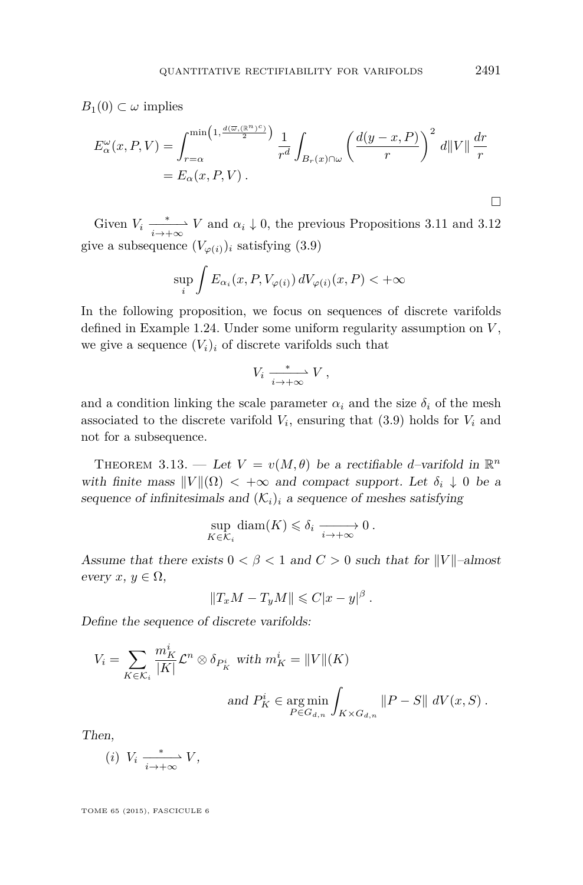$B_1(0) \subset \omega$ implies

$$
\begin{aligned}
E_\alpha^\omega(x,P,V) &= \int_{r=\alpha}^{\min\left(1, \frac{d(\overline{\omega}, (\mathbb{R}^n)^c)}{2}\right)} \frac{1}{r^d} \int_{B_r(x)\cap\omega} \left( \frac{d(y-x,P)}{r} \right)^2 d\|V\| \, \frac{dr}{r} \\
&= E_\alpha(x,P,V) \, .
\end{aligned}
$$

□

Given $V_i \xrightarrow[i\to+\infty]{*} V$ and $\alpha_i \downarrow 0$, the previous Propositions 3.11 and 3.12 give a subsequence $(V_{\varphi(i)})_i$ satisfying (3.9)

$$
\sup_i \int E_{\alpha_i}(x,P,V_{\varphi(i)}) \, dV_{\varphi(i)}(x,P) < +\infty
$$

In the following proposition, we focus on sequences of discrete varifolds defined in Example 1.24. Under some uniform regularity assumption on $V$, we give a sequence $(V_i)_i$ of discrete varifolds such that

$$
V_i \xrightarrow[i\to+\infty]{*} V \, ,
$$

and a condition linking the scale parameter $\alpha_i$ and the size $\delta_i$ of the mesh associated to the discrete varifold $V_i$, ensuring that (3.9) holds for $V_i$ and not for a subsequence.

Theorem 3.13. — *Let $V = v(M,\theta)$ be a rectifiable $d$–varifold in $\mathbb{R}^n$ with finite mass $\|V\|(\Omega) < +\infty$ and compact support. Let $\delta_i \downarrow 0$ be a sequence of infinitesimals and $(\mathcal{K}_i)_i$ a sequence of meshes satisfying*

$$
\sup_{K\in\mathcal{K}_i} \operatorname{diam}(K) \leqslant \delta_i \xrightarrow[i\to+\infty]{} 0 \, .
$$

*Assume that there exists $0 < \beta < 1$ and $C > 0$ such that for $\|V\|$–almost every $x$, $y \in \Omega$,*

$$
\|T_x M - T_y M\| \leqslant C|x-y|^\beta \, .
$$

*Define the sequence of discrete varifolds:*

$$
V_i = \sum_{K\in\mathcal{K}_i} \frac{m_K^i}{|K|} \mathcal{L}^n \otimes \delta_{P_K^i} \text{ with } m_K^i = \|V\|(K)
$$

$$
\text{and } P_K^i \in \operatorname*{arg\,min}_{P\in G_{d,n}} \int_{K\times G_{d,n}} \|P - S\| \, dV(x,S) \, .
$$

*Then,*

(*i*) $V_i \xrightarrow[i\to+\infty]{*} V$,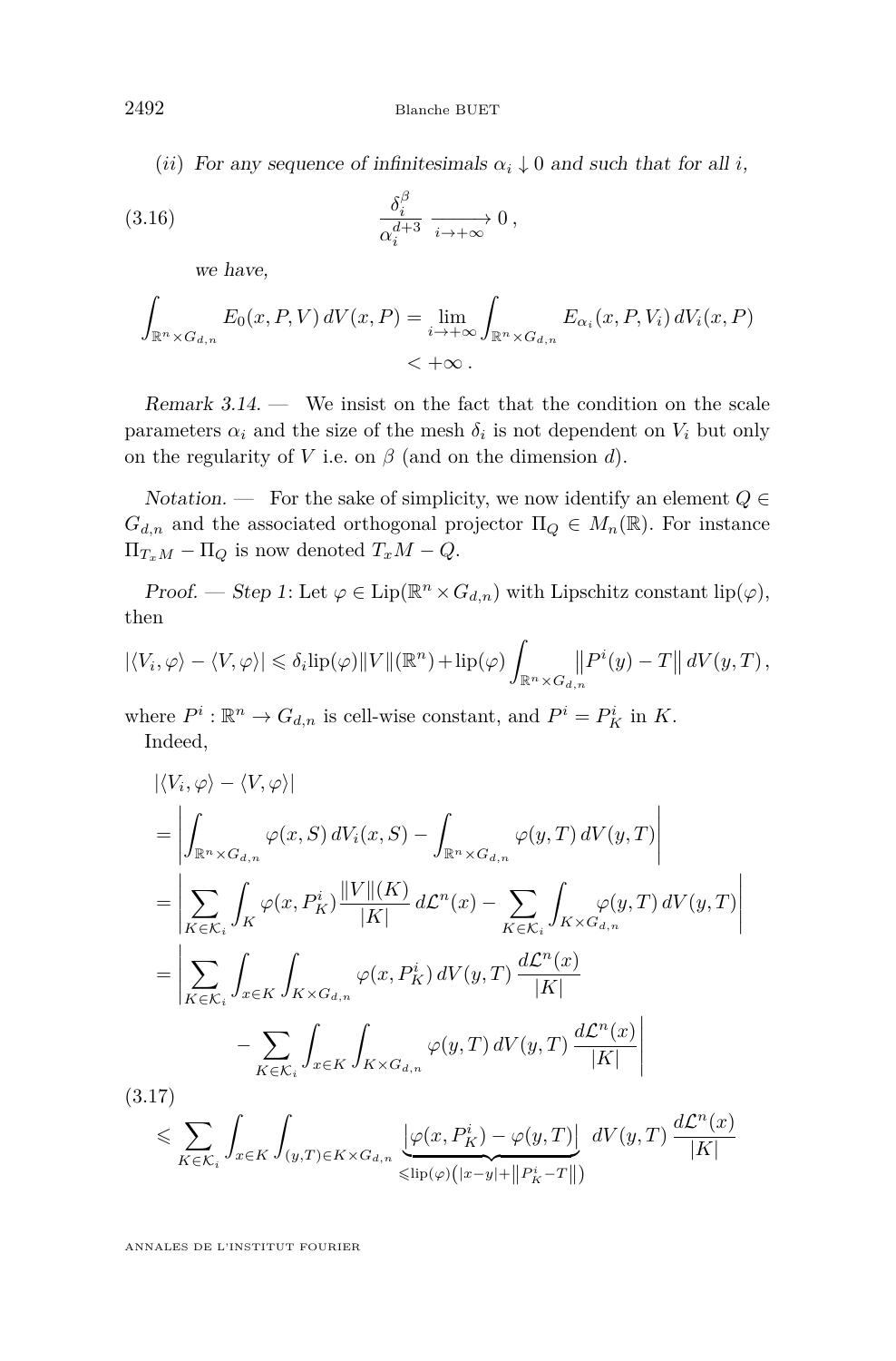(*ii*) *For any sequence of infinitesimals* $\alpha_i \downarrow 0$ *and such that for all* $i$,

$$\frac{\delta_i^{\beta}}{\alpha_i^{d+3}} \xrightarrow[i\to+\infty]{} 0\,, \tag{3.16}$$

*we have,*

$$\int_{\mathbb{R}^n\times G_{d,n}} E_0(x,P,V)\,dV(x,P) = \lim_{i\to+\infty}\int_{\mathbb{R}^n\times G_{d,n}} E_{\alpha_i}(x,P,V_i)\,dV_i(x,P) < +\infty\,.$$

*Remark 3.14.* — We insist on the fact that the condition on the scale parameters $\alpha_i$ and the size of the mesh $\delta_i$ is not dependent on $V_i$ but only on the regularity of $V$ i.e. on $\beta$ (and on the dimension $d$).

*Notation.* — For the sake of simplicity, we now identify an element $Q \in G_{d,n}$ and the associated orthogonal projector $\Pi_Q \in M_n(\mathbb{R})$. For instance $\Pi_{T_xM} - \Pi_Q$ is now denoted $T_xM - Q$.

*Proof.* — *Step 1*: Let $\varphi \in \mathrm{Lip}(\mathbb{R}^n\times G_{d,n})$ with Lipschitz constant $\mathrm{lip}(\varphi)$, then

$$|\langle V_i,\varphi\rangle - \langle V,\varphi\rangle| \leqslant \delta_i \mathrm{lip}(\varphi)\|V\|(\mathbb{R}^n) + \mathrm{lip}(\varphi)\int_{\mathbb{R}^n\times G_{d,n}} \left\|P^i(y)-T\right\|dV(y,T)\,,$$

where $P^i : \mathbb{R}^n \to G_{d,n}$ is cell-wise constant, and $P^i = P^i_K$ in $K$.

Indeed,

$$\begin{aligned}
&|\langle V_i,\varphi\rangle - \langle V,\varphi\rangle| \\
&= \left|\int_{\mathbb{R}^n\times G_{d,n}}\varphi(x,S)\,dV_i(x,S) - \int_{\mathbb{R}^n\times G_{d,n}}\varphi(y,T)\,dV(y,T)\right| \\
&= \left|\sum_{K\in\mathcal{K}_i}\int_K \varphi(x,P^i_K)\frac{\|V\|(K)}{|K|}\,d\mathcal{L}^n(x) - \sum_{K\in\mathcal{K}_i}\int_{K\times G_{d,n}}\varphi(y,T)\,dV(y,T)\right| \\
&= \left|\sum_{K\in\mathcal{K}_i}\int_{x\in K}\int_{K\times G_{d,n}}\varphi(x,P^i_K)\,dV(y,T)\,\frac{d\mathcal{L}^n(x)}{|K|}\right. \\
&\qquad\qquad \left. - \sum_{K\in\mathcal{K}_i}\int_{x\in K}\int_{K\times G_{d,n}}\varphi(y,T)\,dV(y,T)\,\frac{d\mathcal{L}^n(x)}{|K|}\right|
\end{aligned}$$

$$\leqslant \sum_{K\in\mathcal{K}_i}\int_{x\in K}\int_{(y,T)\in K\times G_{d,n}} \underbrace{\left|\varphi(x,P^i_K)-\varphi(y,T)\right|}_{\leqslant \mathrm{lip}(\varphi)\left(|x-y|+\left\|P^i_K-T\right\|\right)} dV(y,T)\,\frac{d\mathcal{L}^n(x)}{|K|} \tag{3.17}$$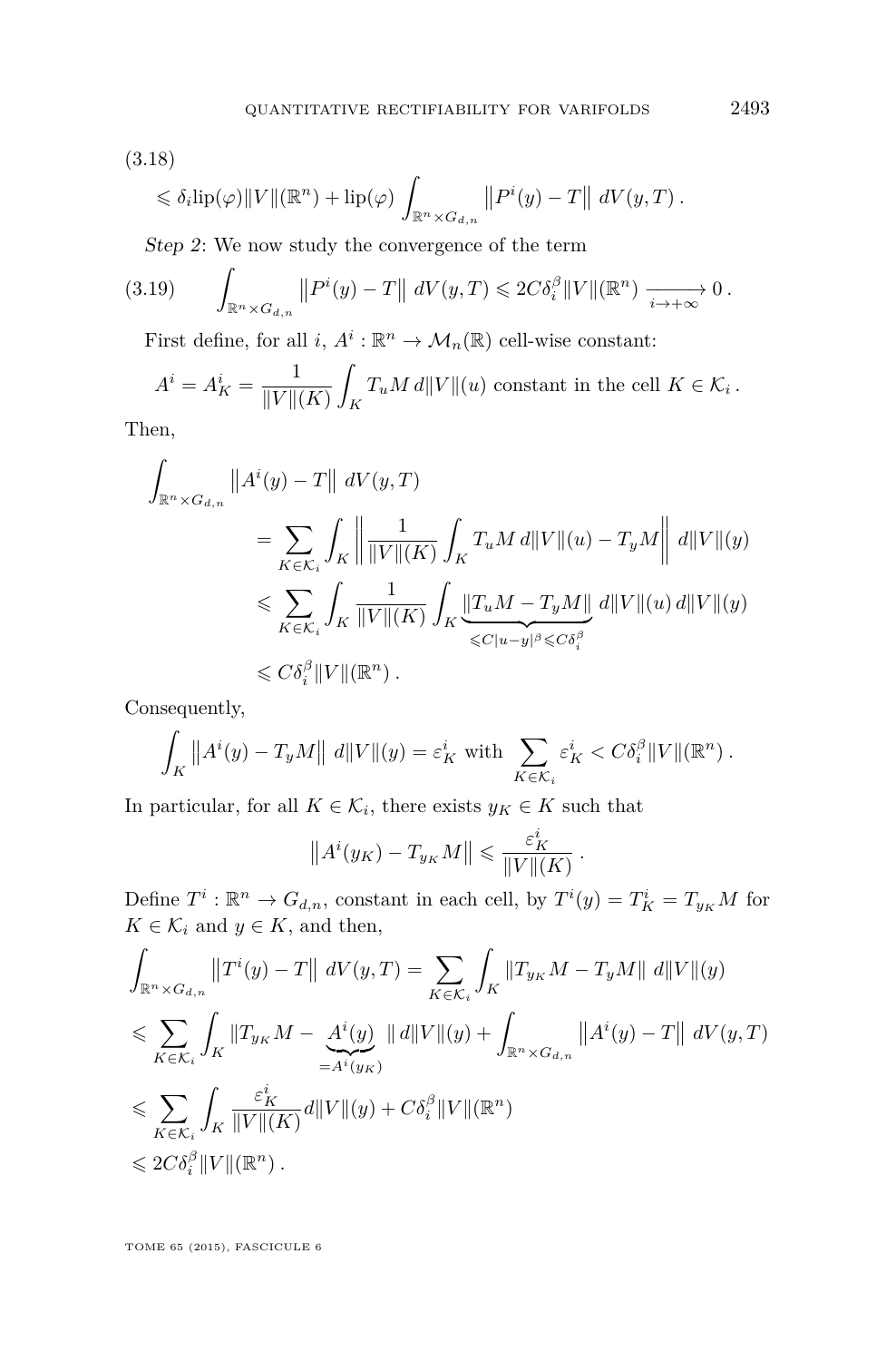(3.18)

$$\leqslant \delta_i \mathrm{lip}(\varphi) \|V\|(\mathbb{R}^n) + \mathrm{lip}(\varphi) \int_{\mathbb{R}^n \times G_{d,n}} \left\| P^i(y) - T \right\| \, dV(y,T) \, .$$

*Step 2*: We now study the convergence of the term

$$\int_{\mathbb{R}^n \times G_{d,n}} \left\| P^i(y) - T \right\| \, dV(y,T) \leqslant 2C\delta_i^\beta \|V\|(\mathbb{R}^n) \xrightarrow[i \to +\infty]{} 0 \, . \tag{3.19}$$

First define, for all $i$, $A^i : \mathbb{R}^n \to \mathcal{M}_n(\mathbb{R})$ cell-wise constant:

$$A^i = A^i_K = \frac{1}{\|V\|(K)} \int_K T_u M \, d\|V\|(u) \text{ constant in the cell } K \in \mathcal{K}_i \, .$$

Then,

$$\begin{aligned}
\int_{\mathbb{R}^n \times G_{d,n}} & \left\| A^i(y) - T \right\| \, dV(y,T) \\
&= \sum_{K \in \mathcal{K}_i} \int_K \left\| \frac{1}{\|V\|(K)} \int_K T_u M \, d\|V\|(u) - T_y M \right\| \, d\|V\|(y) \\
&\leqslant \sum_{K \in \mathcal{K}_i} \int_K \frac{1}{\|V\|(K)} \int_K \underbrace{\|T_u M - T_y M\|}_{\leqslant C|u-y|^\beta \leqslant C\delta_i^\beta} \, d\|V\|(u) \, d\|V\|(y) \\
&\leqslant C\delta_i^\beta \|V\|(\mathbb{R}^n) \, .
\end{aligned}$$

Consequently,

$$\int_K \left\| A^i(y) - T_y M \right\| \, d\|V\|(y) = \varepsilon^i_K \text{ with } \sum_{K \in \mathcal{K}_i} \varepsilon^i_K < C\delta_i^\beta \|V\|(\mathbb{R}^n) \, .$$

In particular, for all $K \in \mathcal{K}_i$, there exists $y_K \in K$ such that

$$\left\| A^i(y_K) - T_{y_K} M \right\| \leqslant \frac{\varepsilon^i_K}{\|V\|(K)} \, .$$

Define $T^i : \mathbb{R}^n \to G_{d,n}$, constant in each cell, by $T^i(y) = T^i_K = T_{y_K} M$ for $K \in \mathcal{K}_i$ and $y \in K$, and then,

$$\begin{aligned}
&\int_{\mathbb{R}^n \times G_{d,n}} \left\| T^i(y) - T \right\| \, dV(y,T) = \sum_{K \in \mathcal{K}_i} \int_K \|T_{y_K} M - T_y M\| \, d\|V\|(y) \\
&\leqslant \sum_{K \in \mathcal{K}_i} \int_K \|T_{y_K} M - \underbrace{A^i(y)}_{= A^i(y_K)} \| \, d\|V\|(y) + \int_{\mathbb{R}^n \times G_{d,n}} \left\| A^i(y) - T \right\| \, dV(y,T) \\
&\leqslant \sum_{K \in \mathcal{K}_i} \int_K \frac{\varepsilon^i_K}{\|V\|(K)} d\|V\|(y) + C\delta_i^\beta \|V\|(\mathbb{R}^n) \\
&\leqslant 2C\delta_i^\beta \|V\|(\mathbb{R}^n) \, .
\end{aligned}$$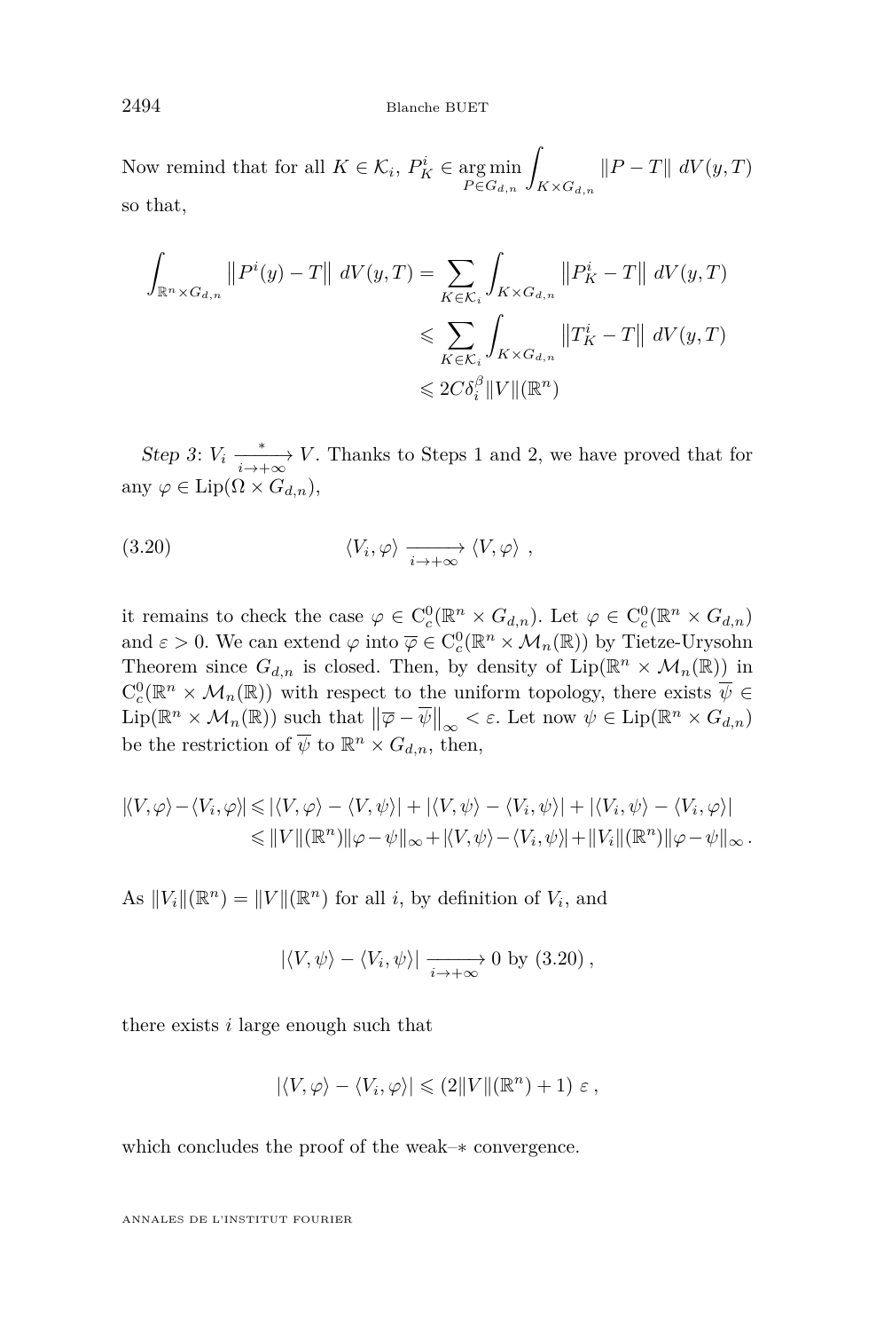Now remind that for all $K \in \mathcal{K}_i$, $P_K^i \in \underset{P \in G_{d,n}}{\arg\min} \int_{K \times G_{d,n}} \|P - T\| \, dV(y,T)$ so that,

$$\begin{aligned}
\int_{\mathbb{R}^n \times G_{d,n}} \left\| P^i(y) - T \right\| \, dV(y,T) &= \sum_{K \in \mathcal{K}_i} \int_{K \times G_{d,n}} \left\| P_K^i - T \right\| \, dV(y,T) \\
&\leqslant \sum_{K \in \mathcal{K}_i} \int_{K \times G_{d,n}} \left\| T_K^i - T \right\| \, dV(y,T) \\
&\leqslant 2C \delta_i^\beta \|V\|(\mathbb{R}^n)
\end{aligned}$$

*Step 3*: $V_i \xrightarrow[i \to +\infty]{*} V$. Thanks to Steps 1 and 2, we have proved that for any $\varphi \in \mathrm{Lip}(\Omega \times G_{d,n})$,

$$\langle V_i, \varphi \rangle \xrightarrow[i \to +\infty]{} \langle V, \varphi \rangle \ , \tag{3.20}$$

it remains to check the case $\varphi \in \mathrm{C}_c^0(\mathbb{R}^n \times G_{d,n})$. Let $\varphi \in \mathrm{C}_c^0(\mathbb{R}^n \times G_{d,n})$ and $\varepsilon > 0$. We can extend $\varphi$ into $\overline{\varphi} \in \mathrm{C}_c^0(\mathbb{R}^n \times \mathcal{M}_n(\mathbb{R}))$ by Tietze-Urysohn Theorem since $G_{d,n}$ is closed. Then, by density of $\mathrm{Lip}(\mathbb{R}^n \times \mathcal{M}_n(\mathbb{R}))$ in $\mathrm{C}_c^0(\mathbb{R}^n \times \mathcal{M}_n(\mathbb{R}))$ with respect to the uniform topology, there exists $\overline{\psi} \in \mathrm{Lip}(\mathbb{R}^n \times \mathcal{M}_n(\mathbb{R}))$ such that $\left\| \overline{\varphi} - \overline{\psi} \right\|_\infty < \varepsilon$. Let now $\psi \in \mathrm{Lip}(\mathbb{R}^n \times G_{d,n})$ be the restriction of $\overline{\psi}$ to $\mathbb{R}^n \times G_{d,n}$, then,

$$\begin{aligned}
|\langle V, \varphi \rangle - \langle V_i, \varphi \rangle| &\leqslant |\langle V, \varphi \rangle - \langle V, \psi \rangle| + |\langle V, \psi \rangle - \langle V_i, \psi \rangle| + |\langle V_i, \psi \rangle - \langle V_i, \varphi \rangle| \\
&\leqslant \|V\|(\mathbb{R}^n) \|\varphi - \psi\|_\infty + |\langle V, \psi \rangle - \langle V_i, \psi \rangle| + \|V_i\|(\mathbb{R}^n) \|\varphi - \psi\|_\infty .
\end{aligned}$$

As $\|V_i\|(\mathbb{R}^n) = \|V\|(\mathbb{R}^n)$ for all $i$, by definition of $V_i$, and

$$|\langle V, \psi \rangle - \langle V_i, \psi \rangle| \xrightarrow[i \to +\infty]{} 0 \text{ by (3.20)} ,$$

there exists $i$ large enough such that

$$|\langle V, \varphi \rangle - \langle V_i, \varphi \rangle| \leqslant (2\|V\|(\mathbb{R}^n) + 1) \ \varepsilon ,$$

which concludes the proof of the weak–$*$ convergence.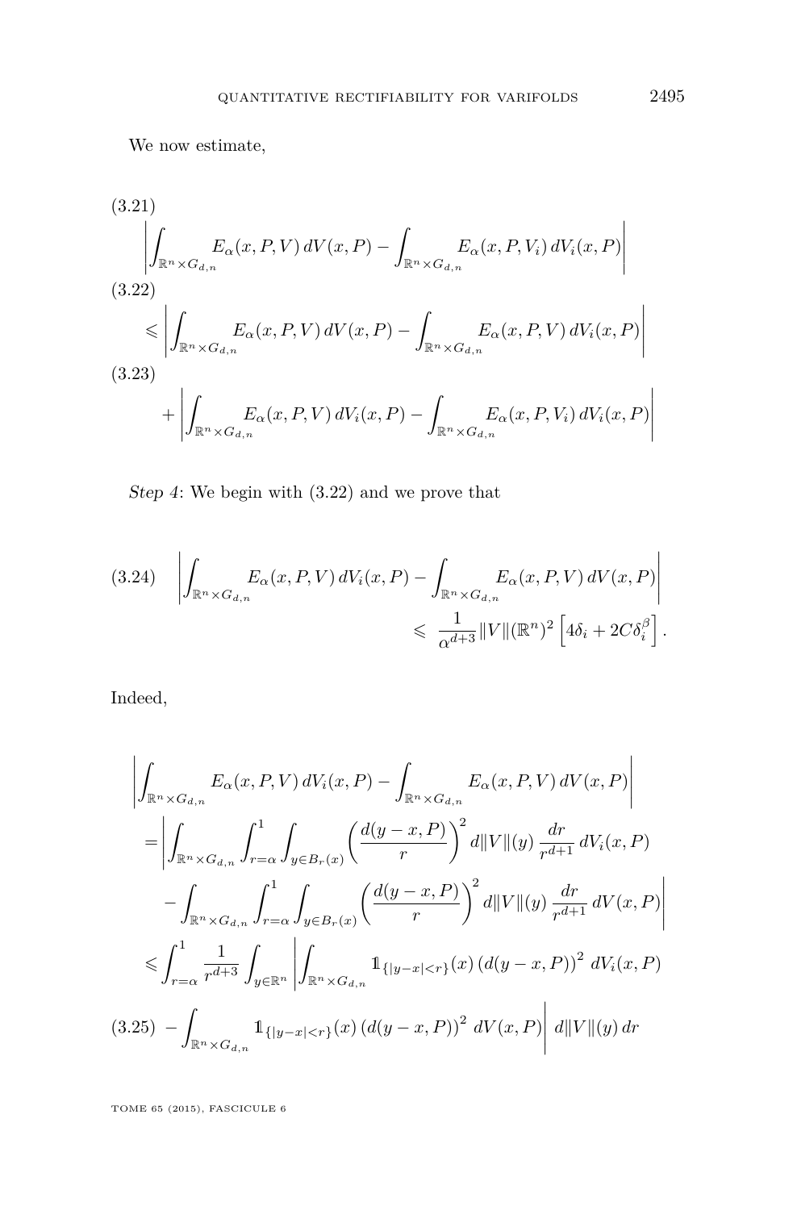We now estimate,

$$\left|\int_{\mathbb{R}^n \times G_{d,n}} E_\alpha(x,P,V)\, dV(x,P) - \int_{\mathbb{R}^n \times G_{d,n}} E_\alpha(x,P,V_i)\, dV_i(x,P)\right| \tag{3.21}$$

$$\leqslant \left|\int_{\mathbb{R}^n \times G_{d,n}} E_\alpha(x,P,V)\, dV(x,P) - \int_{\mathbb{R}^n \times G_{d,n}} E_\alpha(x,P,V)\, dV_i(x,P)\right| \tag{3.22}$$

$$+ \left|\int_{\mathbb{R}^n \times G_{d,n}} E_\alpha(x,P,V)\, dV_i(x,P) - \int_{\mathbb{R}^n \times G_{d,n}} E_\alpha(x,P,V_i)\, dV_i(x,P)\right| \tag{3.23}$$

*Step 4*: We begin with (3.22) and we prove that

$$\left|\int_{\mathbb{R}^n \times G_{d,n}} E_\alpha(x,P,V)\, dV_i(x,P) - \int_{\mathbb{R}^n \times G_{d,n}} E_\alpha(x,P,V)\, dV(x,P)\right| \leqslant \frac{1}{\alpha^{d+3}} \|V\|(\mathbb{R}^n)^2 \left[4\delta_i + 2C\delta_i^\beta\right]. \tag{3.24}$$

Indeed,

$$\begin{aligned}
&\left|\int_{\mathbb{R}^n \times G_{d,n}} E_\alpha(x,P,V)\, dV_i(x,P) - \int_{\mathbb{R}^n \times G_{d,n}} E_\alpha(x,P,V)\, dV(x,P)\right| \\
&= \Bigg|\int_{\mathbb{R}^n \times G_{d,n}} \int_{r=\alpha}^1 \int_{y \in B_r(x)} \left(\frac{d(y-x,P)}{r}\right)^2 d\|V\|(y)\, \frac{dr}{r^{d+1}}\, dV_i(x,P) \\
&\quad - \int_{\mathbb{R}^n \times G_{d,n}} \int_{r=\alpha}^1 \int_{y \in B_r(x)} \left(\frac{d(y-x,P)}{r}\right)^2 d\|V\|(y)\, \frac{dr}{r^{d+1}}\, dV(x,P)\Bigg| \\
&\leqslant \int_{r=\alpha}^1 \frac{1}{r^{d+3}} \int_{y\in\mathbb{R}^n} \Bigg|\int_{\mathbb{R}^n \times G_{d,n}} \mathbb{1}_{\{|y-x|<r\}}(x) \left(d(y-x,P)\right)^2\, dV_i(x,P) \\
&\quad - \int_{\mathbb{R}^n \times G_{d,n}} \mathbb{1}_{\{|y-x|<r\}}(x) \left(d(y-x,P)\right)^2\, dV(x,P)\Bigg|\, d\|V\|(y)\, dr
\end{aligned} \tag{3.25}$$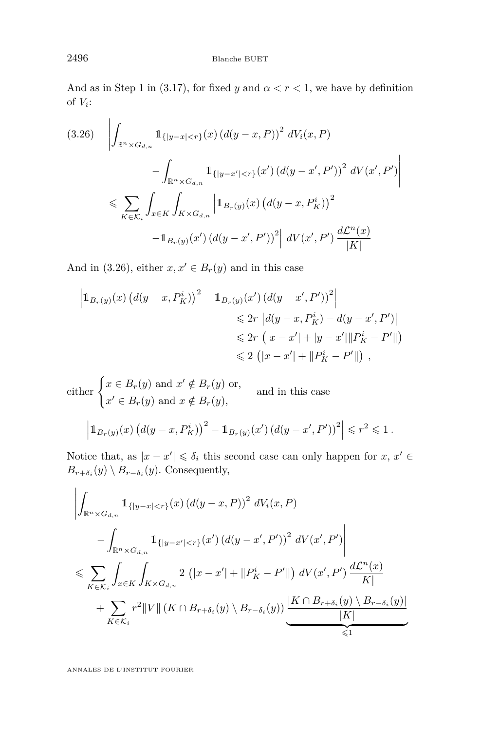And as in Step 1 in (3.17), for fixed $y$ and $\alpha < r < 1$, we have by definition of $V_i$:

$$
\begin{aligned}
(3.26)\quad & \left| \int_{\mathbb{R}^n \times G_{d,n}} \mathbb{1}_{\{|y-x|<r\}}(x) \left(d(y-x,P)\right)^2 \, dV_i(x,P) \right.\\
&\qquad \left. - \int_{\mathbb{R}^n \times G_{d,n}} \mathbb{1}_{\{|y-x'|<r\}}(x') \left(d(y-x',P')\right)^2 \, dV(x',P') \right| \\
&\leqslant \sum_{K \in \mathcal{K}_i} \int_{x \in K} \int_{K \times G_{d,n}} \Big| \mathbb{1}_{B_r(y)}(x) \left(d(y-x,P_K^i)\right)^2 \\
&\qquad - \mathbb{1}_{B_r(y)}(x') \left(d(y-x',P')\right)^2 \Big| \, dV(x',P') \, \frac{d\mathcal{L}^n(x)}{|K|}
\end{aligned}
$$

And in (3.26), either $x, x' \in B_r(y)$ and in this case

$$
\begin{aligned}
\Big| \mathbb{1}_{B_r(y)}(x) \left(d(y-x,P_K^i)\right)^2 &- \mathbb{1}_{B_r(y)}(x') \left(d(y-x',P')\right)^2 \Big| \\
&\leqslant 2r \left| d(y-x,P_K^i) - d(y-x',P') \right| \\
&\leqslant 2r \left( |x-x'| + |y-x'| \|P_K^i - P'\| \right) \\
&\leqslant 2 \left( |x-x'| + \|P_K^i - P'\| \right) ,
\end{aligned}
$$

either $\begin{cases} x \in B_r(y) \text{ and } x' \notin B_r(y) \text{ or,} \\ x' \in B_r(y) \text{ and } x \notin B_r(y), \end{cases}$ and in this case

$$
\left| \mathbb{1}_{B_r(y)}(x) \left(d(y-x,P_K^i)\right)^2 - \mathbb{1}_{B_r(y)}(x') \left(d(y-x',P')\right)^2 \right| \leqslant r^2 \leqslant 1 \, .
$$

Notice that, as $|x - x'| \leqslant \delta_i$ this second case can only happen for $x, x' \in B_{r+\delta_i}(y) \setminus B_{r-\delta_i}(y)$. Consequently,

$$
\begin{aligned}
& \left| \int_{\mathbb{R}^n \times G_{d,n}} \mathbb{1}_{\{|y-x|<r\}}(x) \left(d(y-x,P)\right)^2 \, dV_i(x,P) \right.\\
&\qquad \left. - \int_{\mathbb{R}^n \times G_{d,n}} \mathbb{1}_{\{|y-x'|<r\}}(x') \left(d(y-x',P')\right)^2 \, dV(x',P') \right| \\
&\leqslant \sum_{K \in \mathcal{K}_i} \int_{x \in K} \int_{K \times G_{d,n}} 2 \left( |x-x'| + \|P_K^i - P'\| \right) \, dV(x',P') \, \frac{d\mathcal{L}^n(x)}{|K|} \\
&\qquad + \sum_{K \in \mathcal{K}_i} r^2 \|V\| \left( K \cap B_{r+\delta_i}(y) \setminus B_{r-\delta_i}(y) \right) \underbrace{\frac{|K \cap B_{r+\delta_i}(y) \setminus B_{r-\delta_i}(y)|}{|K|}}_{\leqslant 1}
\end{aligned}
$$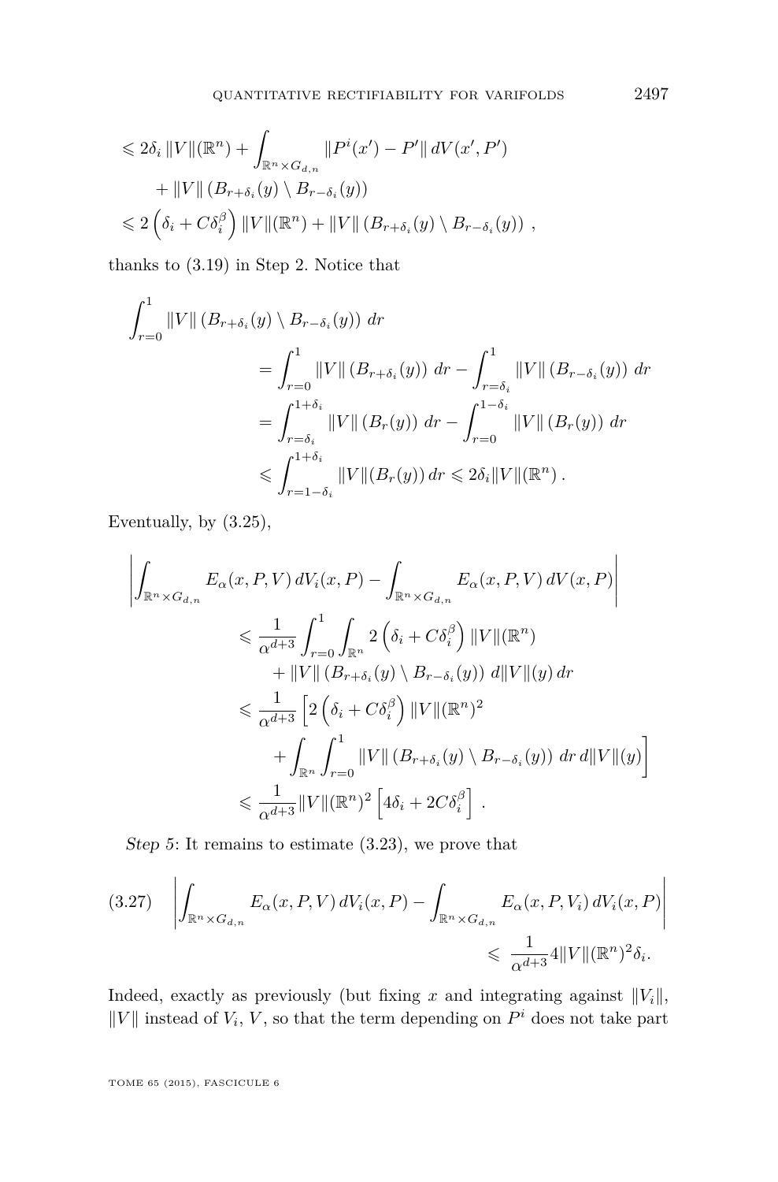$$
\begin{aligned}
&\leqslant 2\delta_i \,\|V\|(\mathbb{R}^n) + \int_{\mathbb{R}^n \times G_{d,n}} \|P^i(x') - P'\| \, dV(x', P') \\
&\qquad + \|V\| \left( B_{r+\delta_i}(y) \setminus B_{r-\delta_i}(y) \right) \\
&\leqslant 2 \left( \delta_i + C \delta_i^\beta \right) \|V\|(\mathbb{R}^n) + \|V\| \left( B_{r+\delta_i}(y) \setminus B_{r-\delta_i}(y) \right) \,,
\end{aligned}
$$

thanks to (3.19) in Step 2. Notice that

$$
\begin{aligned}
\int_{r=0}^{1} &\|V\| \left( B_{r+\delta_i}(y) \setminus B_{r-\delta_i}(y) \right) \, dr \\
&= \int_{r=0}^{1} \|V\| \left( B_{r+\delta_i}(y) \right) \, dr - \int_{r=\delta_i}^{1} \|V\| \left( B_{r-\delta_i}(y) \right) \, dr \\
&= \int_{r=\delta_i}^{1+\delta_i} \|V\| \left( B_{r}(y) \right) \, dr - \int_{r=0}^{1-\delta_i} \|V\| \left( B_{r}(y) \right) \, dr \\
&\leqslant \int_{r=1-\delta_i}^{1+\delta_i} \|V\| (B_r(y)) \, dr \leqslant 2\delta_i \|V\|(\mathbb{R}^n) \,.
\end{aligned}
$$

Eventually, by (3.25),

$$
\begin{aligned}
&\left| \int_{\mathbb{R}^n \times G_{d,n}} E_\alpha(x,P,V) \, dV_i(x,P) - \int_{\mathbb{R}^n \times G_{d,n}} E_\alpha(x,P,V) \, dV(x,P) \right| \\
&\qquad \leqslant \frac{1}{\alpha^{d+3}} \int_{r=0}^{1} \int_{\mathbb{R}^n} 2 \left( \delta_i + C\delta_i^\beta \right) \|V\|(\mathbb{R}^n) \\
&\qquad\qquad + \|V\| \left( B_{r+\delta_i}(y) \setminus B_{r-\delta_i}(y) \right) \, d\|V\|(y) \, dr \\
&\qquad \leqslant \frac{1}{\alpha^{d+3}} \left[ 2 \left( \delta_i + C\delta_i^\beta \right) \|V\|(\mathbb{R}^n)^2 \right. \\
&\qquad\qquad \left. + \int_{\mathbb{R}^n} \int_{r=0}^{1} \|V\| \left( B_{r+\delta_i}(y) \setminus B_{r-\delta_i}(y) \right) \, dr \, d\|V\|(y) \right] \\
&\qquad \leqslant \frac{1}{\alpha^{d+3}} \|V\|(\mathbb{R}^n)^2 \left[ 4\delta_i + 2C\delta_i^\beta \right] \,.
\end{aligned}
$$

*Step 5*: It remains to estimate (3.23), we prove that

$$
\begin{aligned}
\text{(3.27)} \quad &\left| \int_{\mathbb{R}^n \times G_{d,n}} E_\alpha(x,P,V) \, dV_i(x,P) - \int_{\mathbb{R}^n \times G_{d,n}} E_\alpha(x,P,V_i) \, dV_i(x,P) \right| \\
&\qquad\qquad \leqslant \frac{1}{\alpha^{d+3}} 4 \|V\|(\mathbb{R}^n)^2 \delta_i.
\end{aligned}
$$

Indeed, exactly as previously (but fixing $x$ and integrating against $\|V_i\|$, $\|V\|$ instead of $V_i$, $V$, so that the term depending on $P^i$ does not take part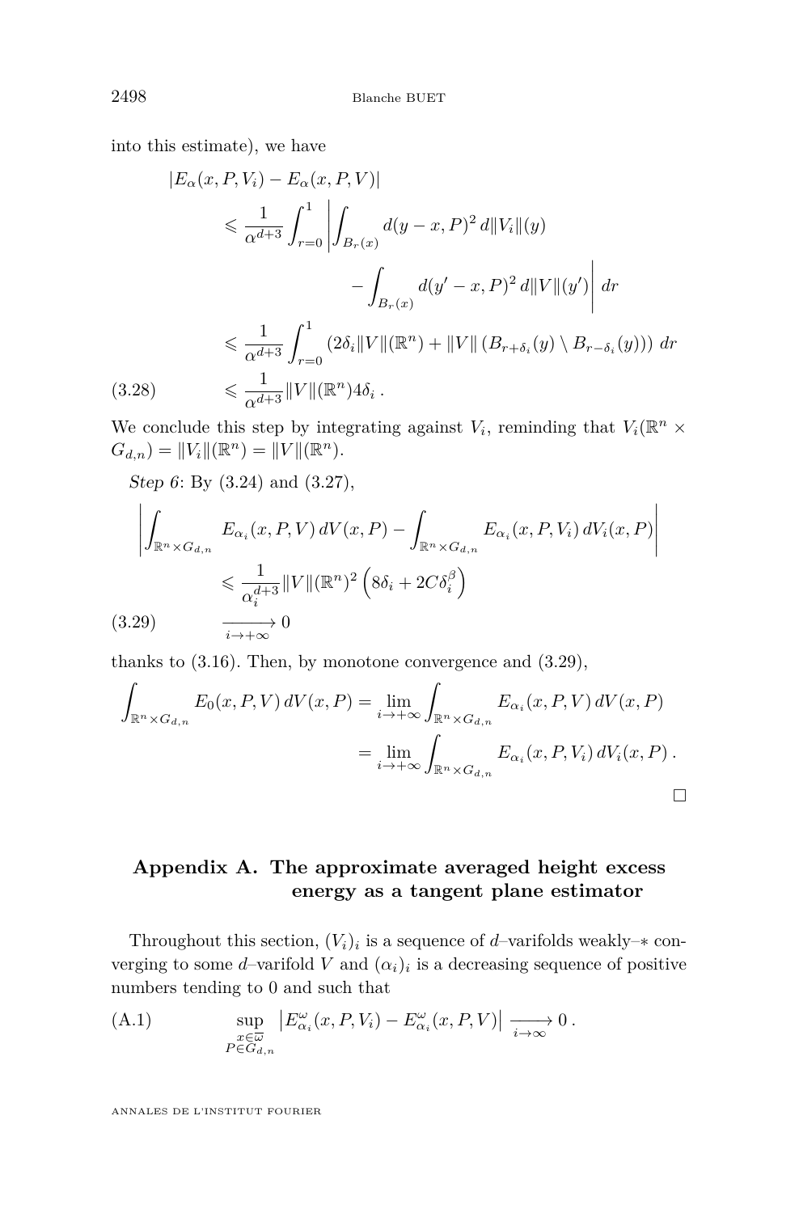into this estimate), we have

$$
\begin{aligned}
|E_\alpha(x,P,V_i) - E_\alpha(x,P,V)| &\leqslant \frac{1}{\alpha^{d+3}} \int_{r=0}^{1} \left| \int_{B_r(x)} d(y-x,P)^2 \, d\|V_i\|(y) \right. \\
&\qquad \left. - \int_{B_r(x)} d(y'-x,P)^2 \, d\|V\|(y') \right| dr \\
&\leqslant \frac{1}{\alpha^{d+3}} \int_{r=0}^{1} \left( 2\delta_i \|V\|(\mathbb{R}^n) + \|V\| \left( B_{r+\delta_i}(y) \setminus B_{r-\delta_i}(y) \right) \right) dr \\
&\leqslant \frac{1}{\alpha^{d+3}} \|V\|(\mathbb{R}^n) 4\delta_i \, . \qquad (3.28)
\end{aligned}
$$

We conclude this step by integrating against $V_i$, reminding that $V_i(\mathbb{R}^n \times G_{d,n}) = \|V_i\|(\mathbb{R}^n) = \|V\|(\mathbb{R}^n)$.

*Step 6*: By (3.24) and (3.27),

$$
\begin{aligned}
&\left| \int_{\mathbb{R}^n \times G_{d,n}} E_{\alpha_i}(x,P,V) \, dV(x,P) - \int_{\mathbb{R}^n \times G_{d,n}} E_{\alpha_i}(x,P,V_i) \, dV_i(x,P) \right| \\
&\qquad \leqslant \frac{1}{\alpha_i^{d+3}} \|V\|(\mathbb{R}^n)^2 \left( 8\delta_i + 2C\delta_i^\beta \right) \\
&\qquad \xrightarrow[i \to +\infty]{} 0 \qquad (3.29)
\end{aligned}
$$

thanks to (3.16). Then, by monotone convergence and (3.29),

$$
\begin{aligned}
\int_{\mathbb{R}^n \times G_{d,n}} E_0(x,P,V) \, dV(x,P) &= \lim_{i \to +\infty} \int_{\mathbb{R}^n \times G_{d,n}} E_{\alpha_i}(x,P,V) \, dV(x,P) \\
&= \lim_{i \to +\infty} \int_{\mathbb{R}^n \times G_{d,n}} E_{\alpha_i}(x,P,V_i) \, dV_i(x,P) \, .
\end{aligned}
$$

□

## Appendix A. The approximate averaged height excess energy as a tangent plane estimator

Throughout this section, $(V_i)_i$ is a sequence of $d$–varifolds weakly–$*$ converging to some $d$–varifold $V$ and $(\alpha_i)_i$ is a decreasing sequence of positive numbers tending to 0 and such that

$$
\sup_{\substack{x \in \overline{\omega} \\ P \in G_{d,n}}} \left| E^\omega_{\alpha_i}(x,P,V_i) - E^\omega_{\alpha_i}(x,P,V) \right| \xrightarrow[i \to \infty]{} 0 \, . \qquad \text{(A.1)}
$$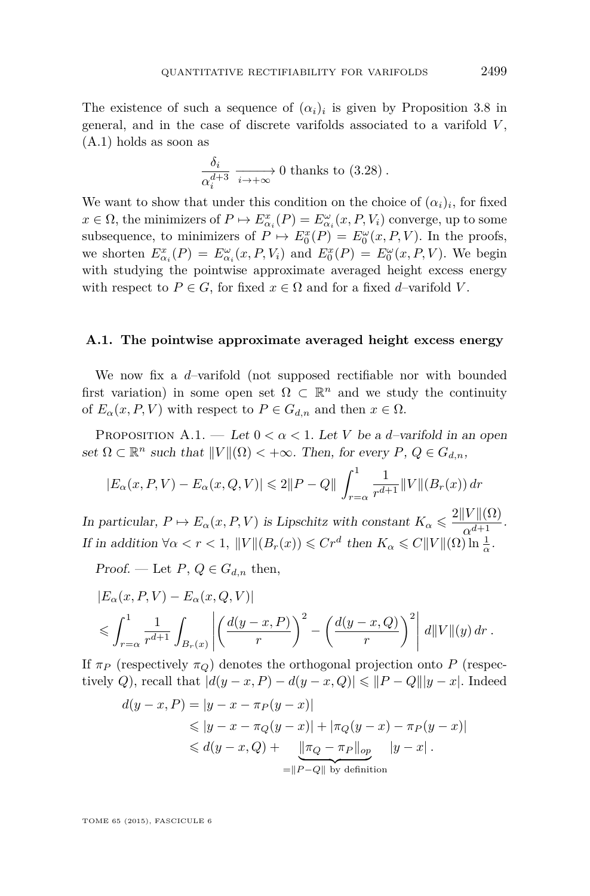The existence of such a sequence of $(\alpha_i)_i$ is given by Proposition 3.8 in general, and in the case of discrete varifolds associated to a varifold $V$, (A.1) holds as soon as

$$\frac{\delta_i}{\alpha_i^{d+3}} \xrightarrow[i \to +\infty]{} 0 \text{ thanks to (3.28)}.$$

We want to show that under this condition on the choice of $(\alpha_i)_i$, for fixed $x \in \Omega$, the minimizers of $P \mapsto E_{\alpha_i}^x(P) = E_{\alpha_i}^\omega(x, P, V_i)$ converge, up to some subsequence, to minimizers of $P \mapsto E_0^x(P) = E_0^\omega(x, P, V)$. In the proofs, we shorten $E_{\alpha_i}^x(P) = E_{\alpha_i}^\omega(x, P, V_i)$ and $E_0^x(P) = E_0^\omega(x, P, V)$. We begin with studying the pointwise approximate averaged height excess energy with respect to $P \in G$, for fixed $x \in \Omega$ and for a fixed $d$–varifold $V$.

### A.1. The pointwise approximate averaged height excess energy

We now fix a $d$–varifold (not supposed rectifiable nor with bounded first variation) in some open set $\Omega \subset \mathbb{R}^n$ and we study the continuity of $E_\alpha(x, P, V)$ with respect to $P \in G_{d,n}$ and then $x \in \Omega$.

Proposition A.1. — *Let $0 < \alpha < 1$. Let $V$ be a $d$–varifold in an open set $\Omega \subset \mathbb{R}^n$ such that $\|V\|(\Omega) < +\infty$. Then, for every $P$, $Q \in G_{d,n}$,*

$$|E_\alpha(x, P, V) - E_\alpha(x, Q, V)| \leqslant 2\|P - Q\| \int_{r=\alpha}^1 \frac{1}{r^{d+1}} \|V\|(B_r(x))\, dr$$

*In particular, $P \mapsto E_\alpha(x, P, V)$ is Lipschitz with constant $K_\alpha \leqslant \dfrac{2\|V\|(\Omega)}{\alpha^{d+1}}$. If in addition $\forall \alpha < r < 1$, $\|V\|(B_r(x)) \leqslant Cr^d$ then $K_\alpha \leqslant C\|V\|(\Omega) \ln \frac{1}{\alpha}$.*

*Proof.* — Let $P$, $Q \in G_{d,n}$ then,

$$\begin{aligned}
&|E_\alpha(x, P, V) - E_\alpha(x, Q, V)| \\
&\leqslant \int_{r=\alpha}^1 \frac{1}{r^{d+1}} \int_{B_r(x)} \left| \left(\frac{d(y-x, P)}{r}\right)^2 - \left(\frac{d(y-x, Q)}{r}\right)^2 \right| d\|V\|(y)\, dr\,.
\end{aligned}$$

If $\pi_P$ (respectively $\pi_Q$) denotes the orthogonal projection onto $P$ (respectively $Q$), recall that $|d(y-x, P) - d(y-x, Q)| \leqslant \|P - Q\||y-x|$. Indeed

$$\begin{aligned}
d(y-x, P) &= |y - x - \pi_P(y-x)| \\
&\leqslant |y - x - \pi_Q(y-x)| + |\pi_Q(y-x) - \pi_P(y-x)| \\
&\leqslant d(y-x, Q) + \underbrace{\|\pi_Q - \pi_P\|_{op}}_{=\|P-Q\| \text{ by definition}} |y-x|\,.
\end{aligned}$$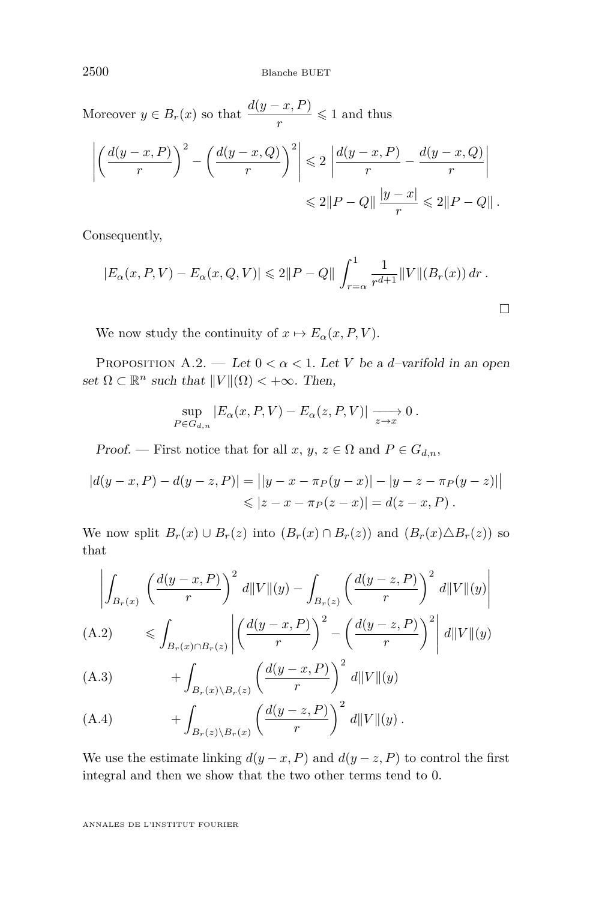Moreover $y \in B_r(x)$ so that $\dfrac{d(y-x,P)}{r} \leqslant 1$ and thus

$$
\begin{aligned}
\left| \left( \frac{d(y-x,P)}{r} \right)^2 - \left( \frac{d(y-x,Q)}{r} \right)^2 \right| &\leqslant 2 \left| \frac{d(y-x,P)}{r} - \frac{d(y-x,Q)}{r} \right| \\
&\leqslant 2\|P-Q\| \frac{|y-x|}{r} \leqslant 2\|P-Q\| \, .
\end{aligned}
$$

Consequently,

$$
|E_\alpha(x,P,V) - E_\alpha(x,Q,V)| \leqslant 2\|P-Q\| \int_{r=\alpha}^{1} \frac{1}{r^{d+1}} \|V\|(B_r(x)) \, dr \, .
$$

□

We now study the continuity of $x \mapsto E_\alpha(x,P,V)$.

Proposition A.2. — *Let $0 < \alpha < 1$. Let $V$ be a $d$–varifold in an open set $\Omega \subset \mathbb{R}^n$ such that $\|V\|(\Omega) < +\infty$. Then,*

$$
\sup_{P \in G_{d,n}} |E_\alpha(x,P,V) - E_\alpha(z,P,V)| \xrightarrow[z \to x]{} 0 \, .
$$

*Proof.* — First notice that for all $x$, $y$, $z \in \Omega$ and $P \in G_{d,n}$,

$$
\begin{aligned}
|d(y-x,P) - d(y-z,P)| &= \big| |y-x-\pi_P(y-x)| - |y-z-\pi_P(y-z)| \big| \\
&\leqslant |z-x-\pi_P(z-x)| = d(z-x,P) \, .
\end{aligned}
$$

We now split $B_r(x) \cup B_r(z)$ into $(B_r(x) \cap B_r(z))$ and $(B_r(x) \triangle B_r(z))$ so that

$$
\left| \int_{B_r(x)} \left( \frac{d(y-x,P)}{r} \right)^2 d\|V\|(y) - \int_{B_r(z)} \left( \frac{d(y-z,P)}{r} \right)^2 d\|V\|(y) \right|
$$

$$
\leqslant \int_{B_r(x) \cap B_r(z)} \left| \left( \frac{d(y-x,P)}{r} \right)^2 - \left( \frac{d(y-z,P)}{r} \right)^2 \right| d\|V\|(y) \tag{A.2}
$$

$$
+ \int_{B_r(x) \setminus B_r(z)} \left( \frac{d(y-x,P)}{r} \right)^2 d\|V\|(y) \tag{A.3}
$$

$$
+ \int_{B_r(z) \setminus B_r(x)} \left( \frac{d(y-z,P)}{r} \right)^2 d\|V\|(y) \, . \tag{A.4}
$$

We use the estimate linking $d(y-x,P)$ and $d(y-z,P)$ to control the first integral and then we show that the two other terms tend to 0.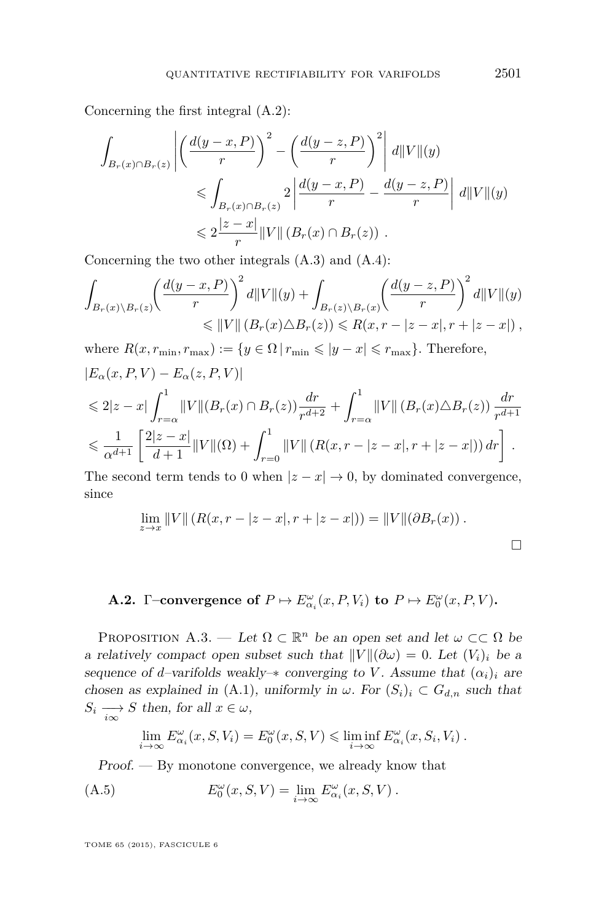Concerning the first integral (A.2):

$$
\begin{aligned}
\int_{B_r(x)\cap B_r(z)} &\left| \left( \frac{d(y-x,P)}{r} \right)^2 - \left( \frac{d(y-z,P)}{r} \right)^2 \right| d\|V\|(y) \\
&\leqslant \int_{B_r(x)\cap B_r(z)} 2 \left| \frac{d(y-x,P)}{r} - \frac{d(y-z,P)}{r} \right| d\|V\|(y) \\
&\leqslant 2 \frac{|z-x|}{r} \|V\| \left( B_r(x) \cap B_r(z) \right) .
\end{aligned}
$$

Concerning the two other integrals (A.3) and (A.4):

$$
\begin{aligned}
\int_{B_r(x)\setminus B_r(z)} \left( \frac{d(y-x,P)}{r} \right)^2 d\|V\|(y) + \int_{B_r(z)\setminus B_r(x)} \left( \frac{d(y-z,P)}{r} \right)^2 d\|V\|(y) \\
\leqslant \|V\| \left( B_r(x) \triangle B_r(z) \right) \leqslant R(x, r-|z-x|, r+|z-x|) ,
\end{aligned}
$$

where $R(x, r_{\min}, r_{\max}) := \{ y \in \Omega \,|\, r_{\min} \leqslant |y-x| \leqslant r_{\max} \}$. Therefore,

$$
\begin{aligned}
&|E_\alpha(x,P,V) - E_\alpha(z,P,V)| \\
&\leqslant 2|z-x| \int_{r=\alpha}^1 \|V\|(B_r(x)\cap B_r(z)) \frac{dr}{r^{d+2}} + \int_{r=\alpha}^1 \|V\| \left( B_r(x) \triangle B_r(z) \right) \frac{dr}{r^{d+1}} \\
&\leqslant \frac{1}{\alpha^{d+1}} \left[ \frac{2|z-x|}{d+1} \|V\|(\Omega) + \int_{r=0}^1 \|V\| \left( R(x, r-|z-x|, r+|z-x|) \right) dr \right] .
\end{aligned}
$$

The second term tends to 0 when $|z-x| \to 0$, by dominated convergence, since

$$
\lim_{z\to x} \|V\| \left( R(x, r-|z-x|, r+|z-x|) \right) = \|V\|(\partial B_r(x)) .
$$

□

## A.2. $\Gamma$–convergence of $P \mapsto E^\omega_{\alpha_i}(x,P,V_i)$ to $P \mapsto E^\omega_0(x,P,V)$.

Proposition A.3. — *Let $\Omega \subset \mathbb{R}^n$ be an open set and let $\omega \subset\subset \Omega$ be a relatively compact open subset such that $\|V\|(\partial\omega) = 0$. Let $(V_i)_i$ be a sequence of $d$–varifolds weakly–$*$ converging to $V$. Assume that $(\alpha_i)_i$ are chosen as explained in (A.1), uniformly in $\omega$. For $(S_i)_i \subset G_{d,n}$ such that $S_i \xrightarrow[i\infty]{} S$ then, for all $x \in \omega$,*

$$
\lim_{i\to\infty} E^\omega_{\alpha_i}(x,S,V_i) = E^\omega_0(x,S,V) \leqslant \liminf_{i\to\infty} E^\omega_{\alpha_i}(x,S_i,V_i) .
$$

*Proof.* — By monotone convergence, we already know that

$$
E^\omega_0(x,S,V) = \lim_{i\to\infty} E^\omega_{\alpha_i}(x,S,V) . \tag{A.5}
$$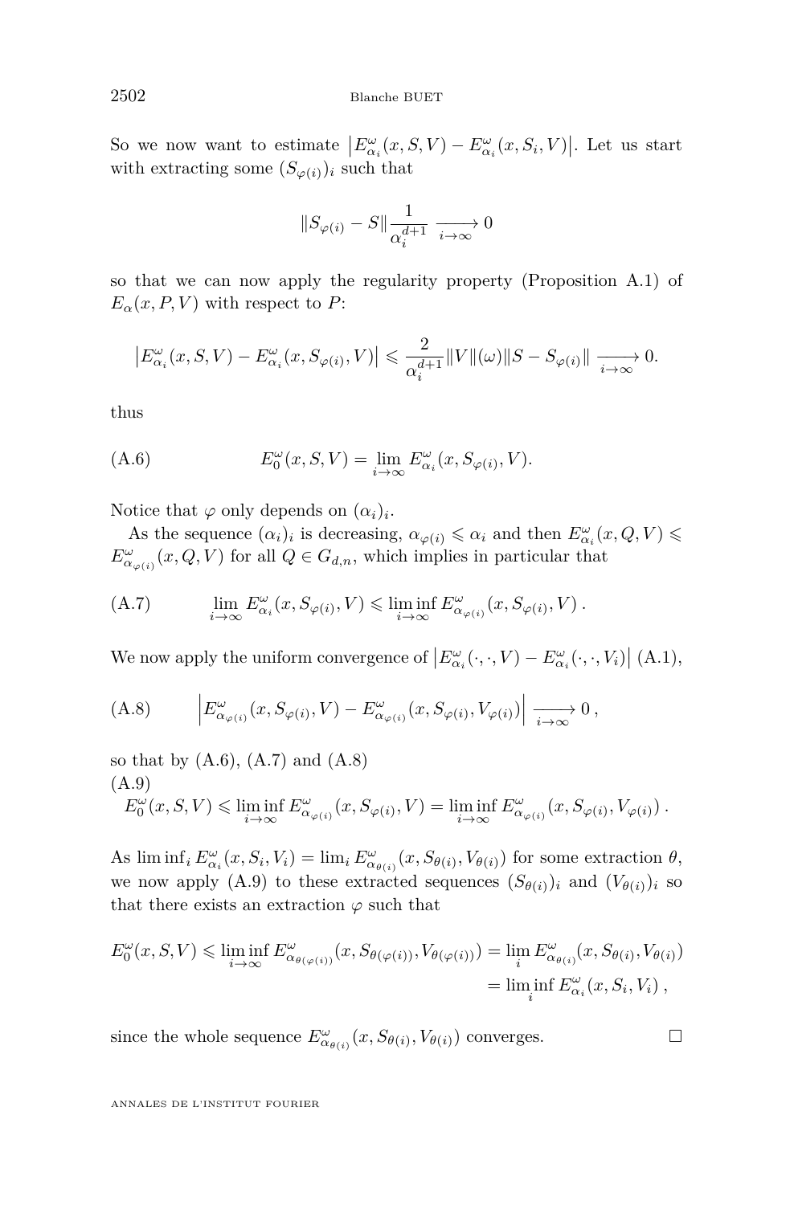So we now want to estimate $\left|E^{\omega}_{\alpha_i}(x,S,V) - E^{\omega}_{\alpha_i}(x,S_i,V)\right|$. Let us start with extracting some $(S_{\varphi(i)})_i$ such that

$$\|S_{\varphi(i)} - S\| \frac{1}{\alpha_i^{d+1}} \xrightarrow[i\to\infty]{} 0$$

so that we can now apply the regularity property (Proposition A.1) of $E_\alpha(x,P,V)$ with respect to $P$:

$$\left|E^{\omega}_{\alpha_i}(x,S,V) - E^{\omega}_{\alpha_i}(x,S_{\varphi(i)},V)\right| \leqslant \frac{2}{\alpha_i^{d+1}} \|V\|(\omega)\|S - S_{\varphi(i)}\| \xrightarrow[i\to\infty]{} 0.$$

thus

$$E^{\omega}_{0}(x,S,V) = \lim_{i\to\infty} E^{\omega}_{\alpha_i}(x,S_{\varphi(i)},V). \tag{A.6}$$

Notice that $\varphi$ only depends on $(\alpha_i)_i$.

As the sequence $(\alpha_i)_i$ is decreasing, $\alpha_{\varphi(i)} \leqslant \alpha_i$ and then $E^{\omega}_{\alpha_i}(x,Q,V) \leqslant E^{\omega}_{\alpha_{\varphi(i)}}(x,Q,V)$ for all $Q \in G_{d,n}$, which implies in particular that

$$\lim_{i\to\infty} E^{\omega}_{\alpha_i}(x,S_{\varphi(i)},V) \leqslant \liminf_{i\to\infty} E^{\omega}_{\alpha_{\varphi(i)}}(x,S_{\varphi(i)},V)\,. \tag{A.7}$$

We now apply the uniform convergence of $\left|E^{\omega}_{\alpha_i}(\cdot,\cdot,V) - E^{\omega}_{\alpha_i}(\cdot,\cdot,V_i)\right|$ (A.1),

$$\left|E^{\omega}_{\alpha_{\varphi(i)}}(x,S_{\varphi(i)},V) - E^{\omega}_{\alpha_{\varphi(i)}}(x,S_{\varphi(i)},V_{\varphi(i)})\right| \xrightarrow[i\to\infty]{} 0\,, \tag{A.8}$$

so that by (A.6), (A.7) and (A.8)

$$E^{\omega}_{0}(x,S,V) \leqslant \liminf_{i\to\infty} E^{\omega}_{\alpha_{\varphi(i)}}(x,S_{\varphi(i)},V) = \liminf_{i\to\infty} E^{\omega}_{\alpha_{\varphi(i)}}(x,S_{\varphi(i)},V_{\varphi(i)})\,. \tag{A.9}$$

As $\liminf_i E^{\omega}_{\alpha_i}(x,S_i,V_i) = \lim_i E^{\omega}_{\alpha_{\theta(i)}}(x,S_{\theta(i)},V_{\theta(i)})$ for some extraction $\theta$, we now apply (A.9) to these extracted sequences $(S_{\theta(i)})_i$ and $(V_{\theta(i)})_i$ so that there exists an extraction $\varphi$ such that

$$\begin{aligned} E^{\omega}_{0}(x,S,V) \leqslant \liminf_{i\to\infty} E^{\omega}_{\alpha_{\theta(\varphi(i))}}(x,S_{\theta(\varphi(i))},V_{\theta(\varphi(i))}) &= \lim_i E^{\omega}_{\alpha_{\theta(i)}}(x,S_{\theta(i)},V_{\theta(i)}) \\ &= \liminf_i E^{\omega}_{\alpha_i}(x,S_i,V_i)\,, \end{aligned}$$

since the whole sequence $E^{\omega}_{\alpha_{\theta(i)}}(x,S_{\theta(i)},V_{\theta(i)})$ converges. □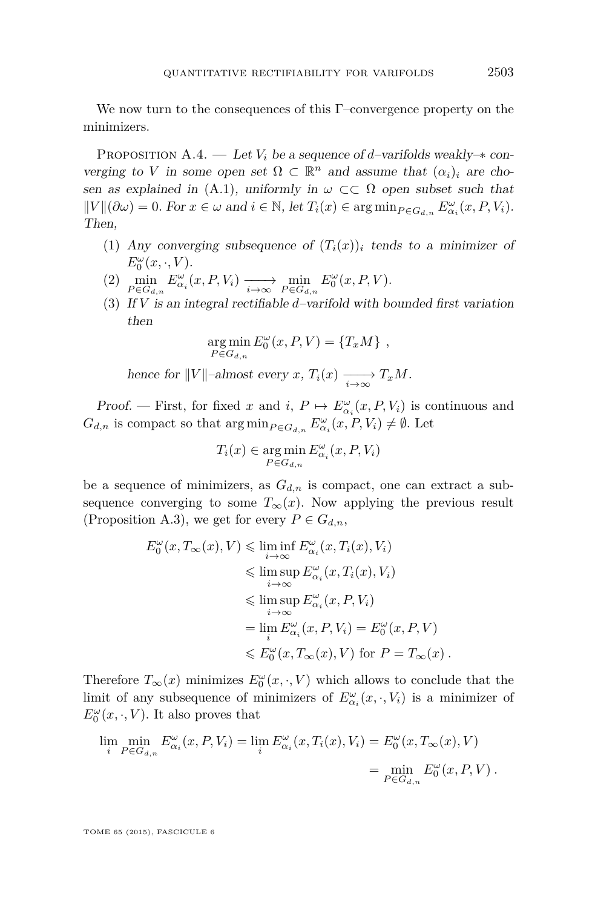We now turn to the consequences of this Γ–convergence property on the minimizers.

Proposition A.4. — *Let $V_i$ be a sequence of $d$–varifolds weakly–$*$ converging to $V$ in some open set $\Omega \subset \mathbb{R}^n$ and assume that $(\alpha_i)_i$ are chosen as explained in* (A.1)*, uniformly in $\omega \subset\subset \Omega$ open subset such that $\|V\|(\partial\omega) = 0$. For $x \in \omega$ and $i \in \mathbb{N}$, let $T_i(x) \in \arg\min_{P \in G_{d,n}} E^\omega_{\alpha_i}(x, P, V_i)$. Then,*

1. *Any converging subsequence of $(T_i(x))_i$ tends to a minimizer of $E^\omega_0(x, \cdot, V)$.*
2. $\displaystyle\min_{P \in G_{d,n}} E^\omega_{\alpha_i}(x, P, V_i) \xrightarrow[i\to\infty]{} \min_{P \in G_{d,n}} E^\omega_0(x, P, V)$.
3. *If $V$ is an integral rectifiable $d$–varifold with bounded first variation then*
$$\arg\min_{P \in G_{d,n}} E^\omega_0(x, P, V) = \{T_x M\} \ ,$$
*hence for $\|V\|$–almost every $x$, $T_i(x) \xrightarrow[i\to\infty]{} T_x M$.*

*Proof.* — First, for fixed $x$ and $i$, $P \mapsto E^\omega_{\alpha_i}(x, P, V_i)$ is continuous and $G_{d,n}$ is compact so that $\arg\min_{P \in G_{d,n}} E^\omega_{\alpha_i}(x, P, V_i) \neq \emptyset$. Let

$$T_i(x) \in \arg\min_{P \in G_{d,n}} E^\omega_{\alpha_i}(x, P, V_i)$$

be a sequence of minimizers, as $G_{d,n}$ is compact, one can extract a subsequence converging to some $T_\infty(x)$. Now applying the previous result (Proposition A.3), we get for every $P \in G_{d,n}$,

$$\begin{aligned}
E^\omega_0(x, T_\infty(x), V) &\leqslant \liminf_{i\to\infty} E^\omega_{\alpha_i}(x, T_i(x), V_i) \\
&\leqslant \limsup_{i\to\infty} E^\omega_{\alpha_i}(x, T_i(x), V_i) \\
&\leqslant \limsup_{i\to\infty} E^\omega_{\alpha_i}(x, P, V_i) \\
&= \lim_i E^\omega_{\alpha_i}(x, P, V_i) = E^\omega_0(x, P, V) \\
&\leqslant E^\omega_0(x, T_\infty(x), V) \text{ for } P = T_\infty(x) \, .
\end{aligned}$$

Therefore $T_\infty(x)$ minimizes $E^\omega_0(x, \cdot, V)$ which allows to conclude that the limit of any subsequence of minimizers of $E^\omega_{\alpha_i}(x, \cdot, V_i)$ is a minimizer of $E^\omega_0(x, \cdot, V)$. It also proves that

$$\begin{aligned}
\lim_i \min_{P \in G_{d,n}} E^\omega_{\alpha_i}(x, P, V_i) = \lim_i E^\omega_{\alpha_i}(x, T_i(x), V_i) &= E^\omega_0(x, T_\infty(x), V) \\
&= \min_{P \in G_{d,n}} E^\omega_0(x, P, V) \, .
\end{aligned}$$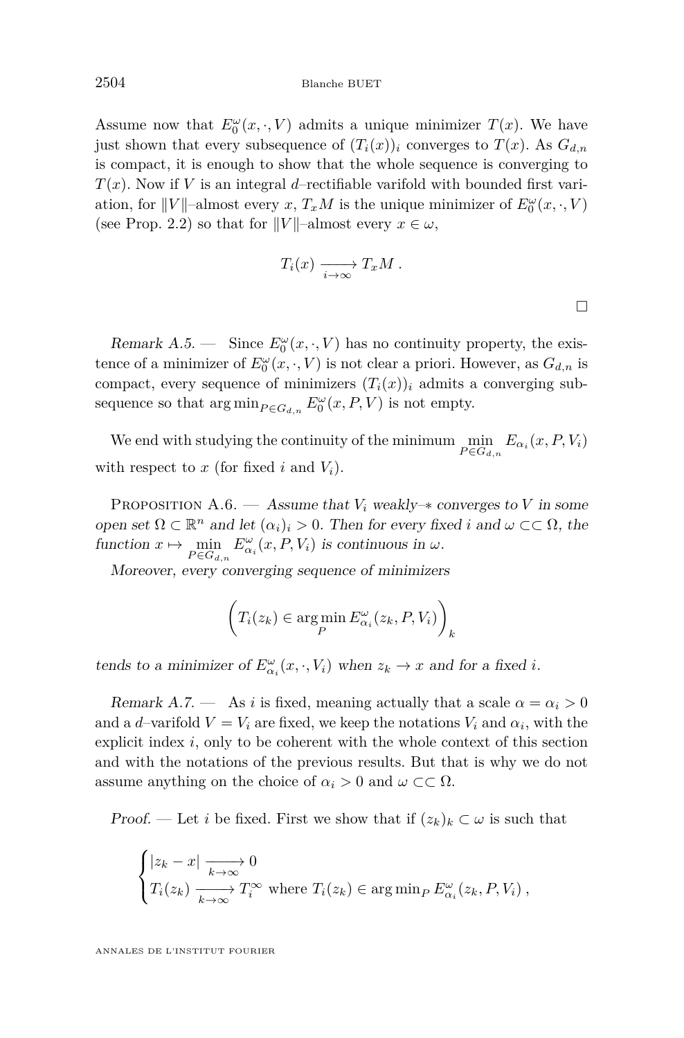Assume now that $E_0^\omega(x, \cdot, V)$ admits a unique minimizer $T(x)$. We have just shown that every subsequence of $(T_i(x))_i$ converges to $T(x)$. As $G_{d,n}$ is compact, it is enough to show that the whole sequence is converging to $T(x)$. Now if $V$ is an integral $d$–rectifiable varifold with bounded first variation, for $\|V\|$–almost every $x$, $T_x M$ is the unique minimizer of $E_0^\omega(x, \cdot, V)$ (see Prop. 2.2) so that for $\|V\|$–almost every $x \in \omega$,

$$T_i(x) \xrightarrow[i \to \infty]{} T_x M \, .$$

□

*Remark A.5.* — Since $E_0^\omega(x, \cdot, V)$ has no continuity property, the existence of a minimizer of $E_0^\omega(x, \cdot, V)$ is not clear a priori. However, as $G_{d,n}$ is compact, every sequence of minimizers $(T_i(x))_i$ admits a converging subsequence so that $\arg\min_{P \in G_{d,n}} E_0^\omega(x, P, V)$ is not empty.

We end with studying the continuity of the minimum $\min\limits_{P \in G_{d,n}} E_{\alpha_i}(x, P, V_i)$ with respect to $x$ (for fixed $i$ and $V_i$).

Proposition A.6. — *Assume that $V_i$ weakly–$*$ converges to $V$ in some open set $\Omega \subset \mathbb{R}^n$ and let $(\alpha_i)_i > 0$. Then for every fixed $i$ and $\omega \subset\subset \Omega$, the function $x \mapsto \min\limits_{P \in G_{d,n}} E_{\alpha_i}^\omega(x, P, V_i)$ is continuous in $\omega$.*

*Moreover, every converging sequence of minimizers*

$$\left( T_i(z_k) \in \arg\min_P E_{\alpha_i}^\omega(z_k, P, V_i) \right)_k$$

*tends to a minimizer of $E_{\alpha_i}^\omega(x, \cdot, V_i)$ when $z_k \to x$ and for a fixed $i$.*

*Remark A.7.* — As $i$ is fixed, meaning actually that a scale $\alpha = \alpha_i > 0$ and a $d$–varifold $V = V_i$ are fixed, we keep the notations $V_i$ and $\alpha_i$, with the explicit index $i$, only to be coherent with the whole context of this section and with the notations of the previous results. But that is why we do not assume anything on the choice of $\alpha_i > 0$ and $\omega \subset\subset \Omega$.

*Proof.* — Let $i$ be fixed. First we show that if $(z_k)_k \subset \omega$ is such that

$$\begin{cases} |z_k - x| \xrightarrow[k \to \infty]{} 0 \\ T_i(z_k) \xrightarrow[k \to \infty]{} T_i^\infty \text{ where } T_i(z_k) \in \arg\min_P E_{\alpha_i}^\omega(z_k, P, V_i) \, , \end{cases}$$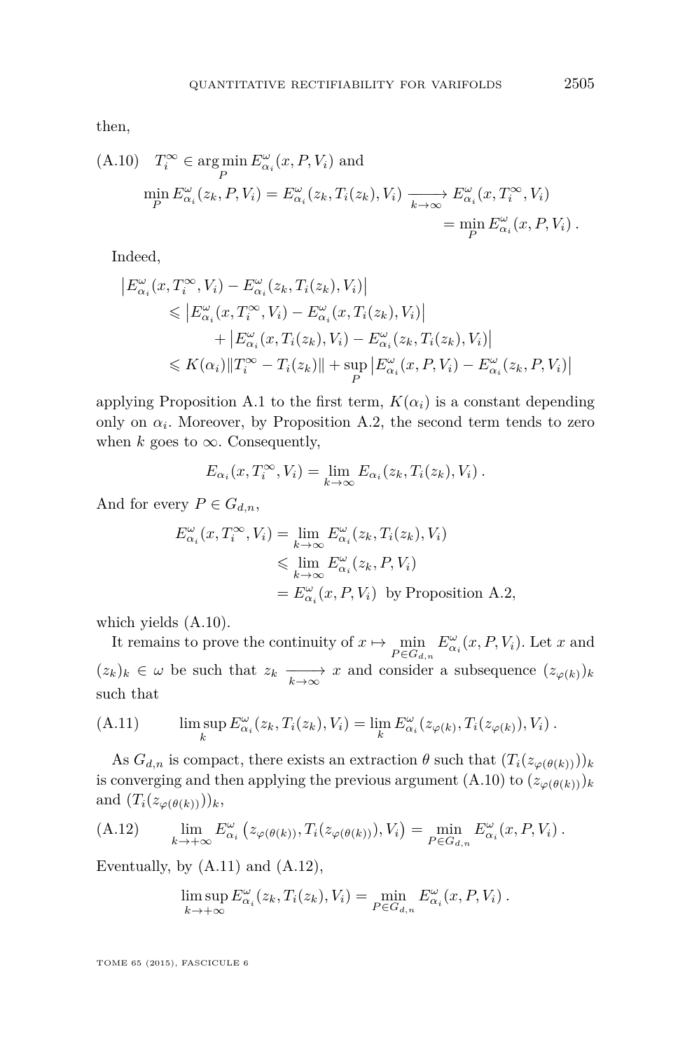then,

$$
\text{(A.10)}\quad T_i^\infty \in \arg\min_P E^\omega_{\alpha_i}(x,P,V_i) \text{ and}
$$

$$
\min_P E^\omega_{\alpha_i}(z_k,P,V_i) = E^\omega_{\alpha_i}(z_k,T_i(z_k),V_i) \xrightarrow[k\to\infty]{} E^\omega_{\alpha_i}(x,T_i^\infty,V_i) = \min_P E^\omega_{\alpha_i}(x,P,V_i)\,.
$$

Indeed,

$$
\begin{aligned}
\left| E^\omega_{\alpha_i}(x,T_i^\infty,V_i) - E^\omega_{\alpha_i}(z_k,T_i(z_k),V_i)\right| &\leqslant \left| E^\omega_{\alpha_i}(x,T_i^\infty,V_i) - E^\omega_{\alpha_i}(x,T_i(z_k),V_i)\right| \\
&\quad + \left| E^\omega_{\alpha_i}(x,T_i(z_k),V_i) - E^\omega_{\alpha_i}(z_k,T_i(z_k),V_i)\right| \\
&\leqslant K(\alpha_i)\|T_i^\infty - T_i(z_k)\| + \sup_P \left| E^\omega_{\alpha_i}(x,P,V_i) - E^\omega_{\alpha_i}(z_k,P,V_i)\right|
\end{aligned}
$$

applying Proposition A.1 to the first term, $K(\alpha_i)$ is a constant depending only on $\alpha_i$. Moreover, by Proposition A.2, the second term tends to zero when $k$ goes to $\infty$. Consequently,

$$
E_{\alpha_i}(x,T_i^\infty,V_i) = \lim_{k\to\infty} E_{\alpha_i}(z_k,T_i(z_k),V_i)\,.
$$

And for every $P \in G_{d,n}$,

$$
\begin{aligned}
E^\omega_{\alpha_i}(x,T_i^\infty,V_i) &= \lim_{k\to\infty} E^\omega_{\alpha_i}(z_k,T_i(z_k),V_i) \\
&\leqslant \lim_{k\to\infty} E^\omega_{\alpha_i}(z_k,P,V_i) \\
&= E^\omega_{\alpha_i}(x,P,V_i) \ \text{ by Proposition A.2,}
\end{aligned}
$$

which yields (A.10).

It remains to prove the continuity of $x \mapsto \min\limits_{P\in G_{d,n}} E^\omega_{\alpha_i}(x,P,V_i)$. Let $x$ and $(z_k)_k \in \omega$ be such that $z_k \xrightarrow[k\to\infty]{} x$ and consider a subsequence $(z_{\varphi(k)})_k$ such that

$$
\text{(A.11)}\qquad \limsup_k E^\omega_{\alpha_i}(z_k,T_i(z_k),V_i) = \lim_k E^\omega_{\alpha_i}(z_{\varphi(k)},T_i(z_{\varphi(k)}),V_i)\,.
$$

As $G_{d,n}$ is compact, there exists an extraction $\theta$ such that $(T_i(z_{\varphi(\theta(k))}))_k$ is converging and then applying the previous argument (A.10) to $(z_{\varphi(\theta(k))})_k$ and $(T_i(z_{\varphi(\theta(k))}))_k$,

$$
\text{(A.12)}\qquad \lim_{k\to+\infty} E^\omega_{\alpha_i}\left(z_{\varphi(\theta(k))},T_i(z_{\varphi(\theta(k))}),V_i\right) = \min_{P\in G_{d,n}} E^\omega_{\alpha_i}(x,P,V_i)\,.
$$

Eventually, by (A.11) and (A.12),

$$
\limsup_{k\to+\infty} E^\omega_{\alpha_i}(z_k,T_i(z_k),V_i) = \min_{P\in G_{d,n}} E^\omega_{\alpha_i}(x,P,V_i)\,.
$$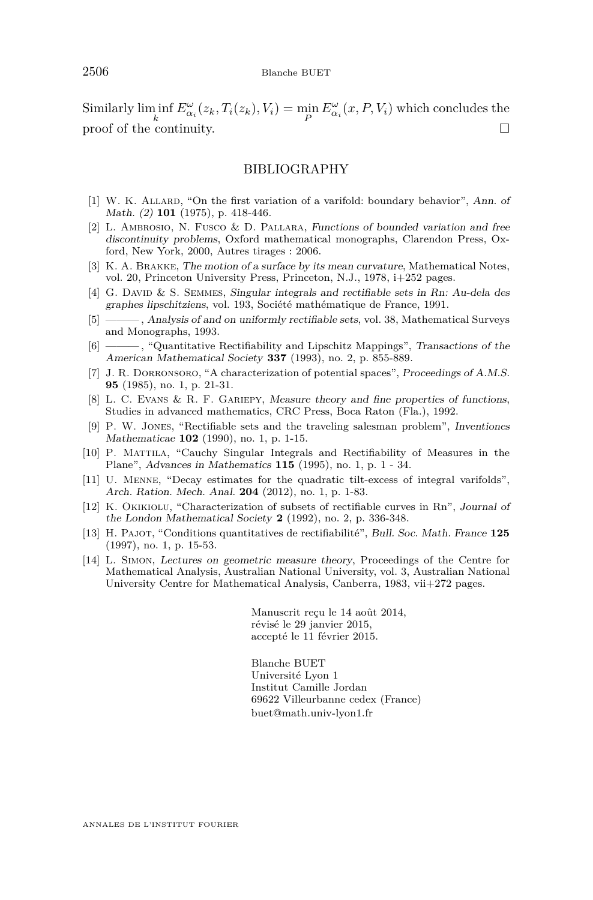Similarly $\liminf_k E_{\alpha_i}^{\omega}(z_k, T_i(z_k), V_i) = \min_P E_{\alpha_i}^{\omega}(x, P, V_i)$ which concludes the proof of the continuity. □

## BIBLIOGRAPHY

[1] W. K. Allard, "On the first variation of a varifold: boundary behavior", *Ann. of Math. (2)* **101** (1975), p. 418-446.

[2] L. Ambrosio, N. Fusco & D. Pallara, *Functions of bounded variation and free discontinuity problems*, Oxford mathematical monographs, Clarendon Press, Oxford, New York, 2000, Autres tirages : 2006.

[3] K. A. Brakke, *The motion of a surface by its mean curvature*, Mathematical Notes, vol. 20, Princeton University Press, Princeton, N.J., 1978, i+252 pages.

[4] G. David & S. Semmes, *Singular integrals and rectifiable sets in Rn: Au-dela des graphes lipschitziens*, vol. 193, Société mathématique de France, 1991.

[5] ———, *Analysis of and on uniformly rectifiable sets*, vol. 38, Mathematical Surveys and Monographs, 1993.

[6] ———, "Quantitative Rectifiability and Lipschitz Mappings", *Transactions of the American Mathematical Society* **337** (1993), no. 2, p. 855-889.

[7] J. R. Dorronsoro, "A characterization of potential spaces", *Proceedings of A.M.S.* **95** (1985), no. 1, p. 21-31.

[8] L. C. Evans & R. F. Gariepy, *Measure theory and fine properties of functions*, Studies in advanced mathematics, CRC Press, Boca Raton (Fla.), 1992.

[9] P. W. Jones, "Rectifiable sets and the traveling salesman problem", *Inventiones Mathematicae* **102** (1990), no. 1, p. 1-15.

[10] P. Mattila, "Cauchy Singular Integrals and Rectifiability of Measures in the Plane", *Advances in Mathematics* **115** (1995), no. 1, p. 1 - 34.

[11] U. Menne, "Decay estimates for the quadratic tilt-excess of integral varifolds", *Arch. Ration. Mech. Anal.* **204** (2012), no. 1, p. 1-83.

[12] K. Okikiolu, "Characterization of subsets of rectifiable curves in Rn", *Journal of the London Mathematical Society* **2** (1992), no. 2, p. 336-348.

[13] H. Pajot, "Conditions quantitatives de rectifiabilité", *Bull. Soc. Math. France* **125** (1997), no. 1, p. 15-53.

[14] L. Simon, *Lectures on geometric measure theory*, Proceedings of the Centre for Mathematical Analysis, Australian National University, vol. 3, Australian National University Centre for Mathematical Analysis, Canberra, 1983, vii+272 pages.

Manuscrit reçu le 14 août 2014,
révisé le 29 janvier 2015,
accepté le 11 février 2015.

Blanche BUET
Université Lyon 1
Institut Camille Jordan
69622 Villeurbanne cedex (France)
buet@math.univ-lyon1.fr